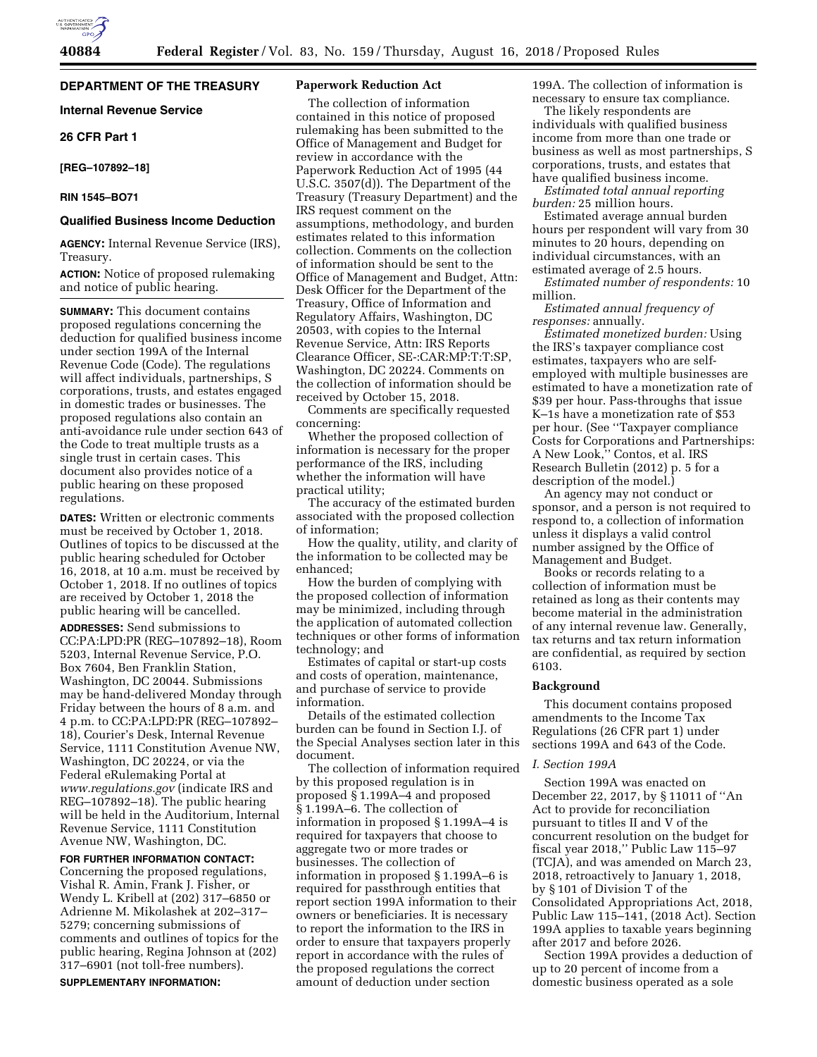## DEPARTMENT OF THE TREASURY

### Internal Revenue Service

### 26 CFR Part 1

**[REG–107892–18]**

**RIN 1545–BO71**

### Qualified Business Income Deduction

**AGENCY:** Internal Revenue Service (IRS), Treasury.

**ACTION:** Notice of proposed rulemaking and notice of public hearing.

**SUMMARY:** This document contains proposed regulations concerning the deduction for qualified business income under section 199A of the Internal Revenue Code (Code). The regulations will affect individuals, partnerships, S corporations, trusts, and estates engaged in domestic trades or businesses. The proposed regulations also contain an anti-avoidance rule under section 643 of the Code to treat multiple trusts as a single trust in certain cases. This document also provides notice of a public hearing on these proposed regulations.

**DATES:** Written or electronic comments must be received by October 1, 2018. Outlines of topics to be discussed at the public hearing scheduled for October 16, 2018, at 10 a.m. must be received by October 1, 2018. If no outlines of topics are received by October 1, 2018 the public hearing will be cancelled.

**ADDRESSES:** Send submissions to CC:PA:LPD:PR (REG–107892–18), Room 5203, Internal Revenue Service, P.O. Box 7604, Ben Franklin Station, Washington, DC 20044. Submissions may be hand-delivered Monday through Friday between the hours of 8 a.m. and 4 p.m. to CC:PA:LPD:PR (REG–107892–18), Courier's Desk, Internal Revenue Service, 1111 Constitution Avenue NW, Washington, DC 20224, or via the Federal eRulemaking Portal at *www.regulations.gov* (indicate IRS and REG–107892–18). The public hearing will be held in the Auditorium, Internal Revenue Service, 1111 Constitution Avenue NW, Washington, DC.

**FOR FURTHER INFORMATION CONTACT:** Concerning the proposed regulations, Vishal R. Amin, Frank J. Fisher, or Wendy L. Kribell at (202) 317–6850 or Adrienne M. Mikolashek at 202–317–5279; concerning submissions of comments and outlines of topics for the public hearing, Regina Johnson at (202) 317–6901 (not toll-free numbers).

**SUPPLEMENTARY INFORMATION:**

### Paperwork Reduction Act

The collection of information contained in this notice of proposed rulemaking has been submitted to the Office of Management and Budget for review in accordance with the Paperwork Reduction Act of 1995 (44 U.S.C. 3507(d)). The Department of the Treasury (Treasury Department) and the IRS request comment on the assumptions, methodology, and burden estimates related to this information collection. Comments on the collection of information should be sent to the Office of Management and Budget, Attn: Desk Officer for the Department of the Treasury, Office of Information and Regulatory Affairs, Washington, DC 20503, with copies to the Internal Revenue Service, Attn: IRS Reports Clearance Officer, SE-:CAR:MP:T:T:SP, Washington, DC 20224. Comments on the collection of information should be received by October 15, 2018.

Comments are specifically requested concerning:

Whether the proposed collection of information is necessary for the proper performance of the IRS, including whether the information will have practical utility;

The accuracy of the estimated burden associated with the proposed collection of information;

How the quality, utility, and clarity of the information to be collected may be enhanced;

How the burden of complying with the proposed collection of information may be minimized, including through the application of automated collection techniques or other forms of information technology; and

Estimates of capital or start-up costs and costs of operation, maintenance, and purchase of service to provide information.

Details of the estimated collection burden can be found in Section I.J. of the Special Analyses section later in this document.

The collection of information required by this proposed regulation is in proposed § 1.199A–4 and proposed § 1.199A–6. The collection of information in proposed § 1.199A–4 is required for taxpayers that choose to aggregate two or more trades or businesses. The collection of information in proposed § 1.199A–6 is required for passthrough entities that report section 199A information to their owners or beneficiaries. It is necessary to report the information to the IRS in order to ensure that taxpayers properly report in accordance with the rules of the proposed regulations the correct amount of deduction under section 199A. The collection of information is necessary to ensure tax compliance.

The likely respondents are individuals with qualified business income from more than one trade or business as well as most partnerships, S corporations, trusts, and estates that have qualified business income.

*Estimated total annual reporting burden:* 25 million hours.

Estimated average annual burden hours per respondent will vary from 30 minutes to 20 hours, depending on individual circumstances, with an estimated average of 2.5 hours.

*Estimated number of respondents:* 10 million.

*Estimated annual frequency of responses:* annually.

*Estimated monetized burden:* Using the IRS's taxpayer compliance cost estimates, taxpayers who are self-employed with multiple businesses are estimated to have a monetization rate of $39 per hour. Pass-throughs that issue K–1s have a monetization rate of $53 per hour. (See "Taxpayer compliance Costs for Corporations and Partnerships: A New Look," Contos, et al. IRS Research Bulletin (2012) p. 5 for a description of the model.)

An agency may not conduct or sponsor, and a person is not required to respond to, a collection of information unless it displays a valid control number assigned by the Office of Management and Budget.

Books or records relating to a collection of information must be retained as long as their contents may become material in the administration of any internal revenue law. Generally, tax returns and tax return information are confidential, as required by section 6103.

### Background

This document contains proposed amendments to the Income Tax Regulations (26 CFR part 1) under sections 199A and 643 of the Code.

#### *I. Section 199A*

Section 199A was enacted on December 22, 2017, by § 11011 of "An Act to provide for reconciliation pursuant to titles II and V of the concurrent resolution on the budget for fiscal year 2018," Public Law 115–97 (TCJA), and was amended on March 23, 2018, retroactively to January 1, 2018, by § 101 of Division T of the Consolidated Appropriations Act, 2018, Public Law 115–141, (2018 Act). Section 199A applies to taxable years beginning after 2017 and before 2026.

Section 199A provides a deduction of up to 20 percent of income from a domestic business operated as a sole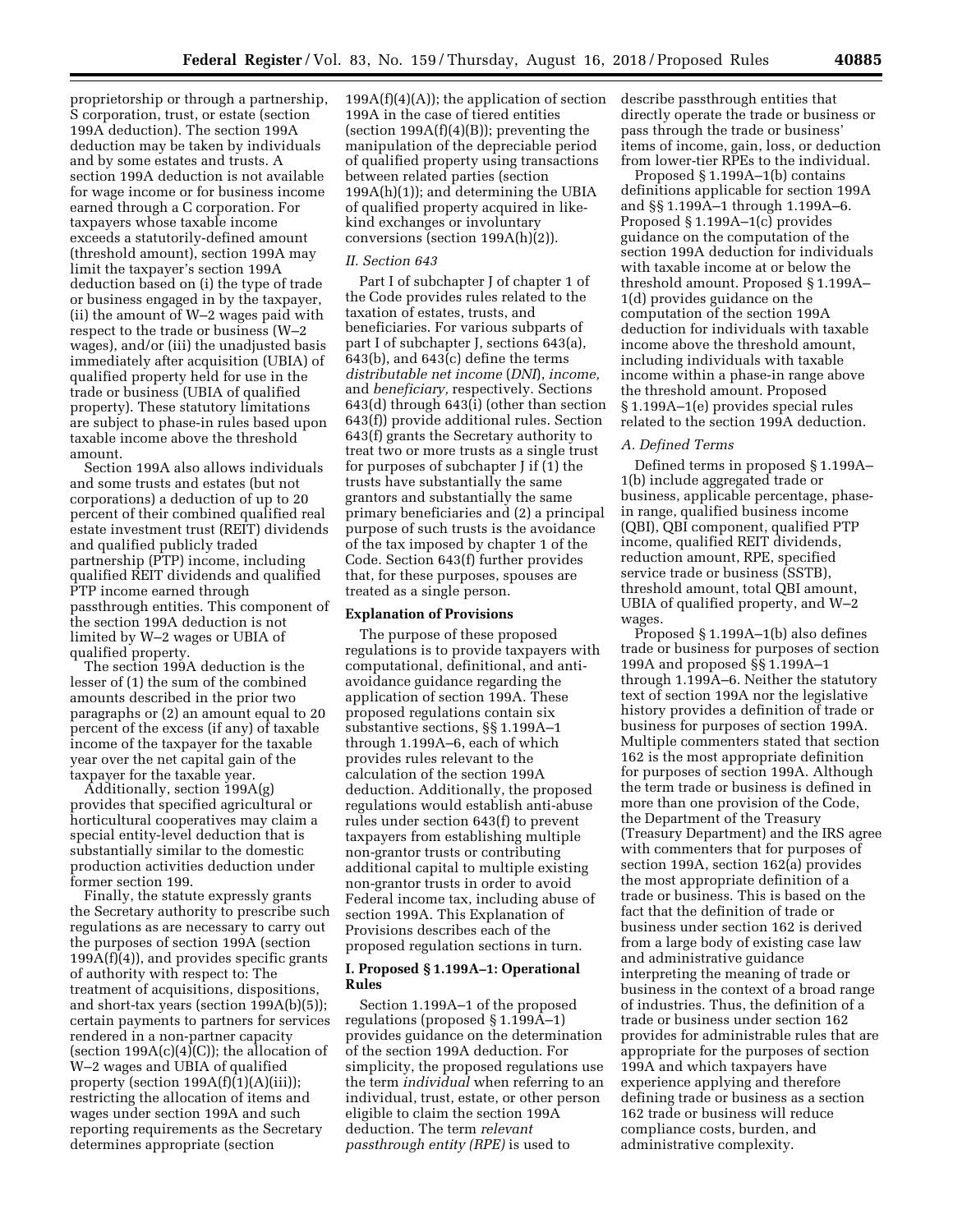proprietorship or through a partnership, S corporation, trust, or estate (section 199A deduction). The section 199A deduction may be taken by individuals and by some estates and trusts. A section 199A deduction is not available for wage income or for business income earned through a C corporation. For taxpayers whose taxable income exceeds a statutorily-defined amount (threshold amount), section 199A may limit the taxpayer's section 199A deduction based on (i) the type of trade or business engaged in by the taxpayer, (ii) the amount of W–2 wages paid with respect to the trade or business (W–2 wages), and/or (iii) the unadjusted basis immediately after acquisition (UBIA) of qualified property held for use in the trade or business (UBIA of qualified property). These statutory limitations are subject to phase-in rules based upon taxable income above the threshold amount.

Section 199A also allows individuals and some trusts and estates (but not corporations) a deduction of up to 20 percent of their combined qualified real estate investment trust (REIT) dividends and qualified publicly traded partnership (PTP) income, including qualified REIT dividends and qualified PTP income earned through passthrough entities. This component of the section 199A deduction is not limited by W–2 wages or UBIA of qualified property.

The section 199A deduction is the lesser of (1) the sum of the combined amounts described in the prior two paragraphs or (2) an amount equal to 20 percent of the excess (if any) of taxable income of the taxpayer for the taxable year over the net capital gain of the taxpayer for the taxable year.

Additionally, section 199A(g) provides that specified agricultural or horticultural cooperatives may claim a special entity-level deduction that is substantially similar to the domestic production activities deduction under former section 199.

Finally, the statute expressly grants the Secretary authority to prescribe such regulations as are necessary to carry out the purposes of section 199A (section 199A(f)(4)), and provides specific grants of authority with respect to: The treatment of acquisitions, dispositions, and short-tax years (section 199A(b)(5)); certain payments to partners for services rendered in a non-partner capacity (section 199A(c)(4)(C)); the allocation of W–2 wages and UBIA of qualified property (section 199A(f)(1)(A)(iii)); restricting the allocation of items and wages under section 199A and such reporting requirements as the Secretary determines appropriate (section 199A(f)(4)(A)); the application of section 199A in the case of tiered entities (section 199A(f)(4)(B)); preventing the manipulation of the depreciable period of qualified property using transactions between related parties (section 199A(h)(1)); and determining the UBIA of qualified property acquired in like-kind exchanges or involuntary conversions (section 199A(h)(2)).

*II. Section 643*

Part I of subchapter J of chapter 1 of the Code provides rules related to the taxation of estates, trusts, and beneficiaries. For various subparts of part I of subchapter J, sections 643(a), 643(b), and 643(c) define the terms *distributable net income* (*DNI*), *income,* and *beneficiary,* respectively. Sections 643(d) through 643(i) (other than section 643(f)) provide additional rules. Section 643(f) grants the Secretary authority to treat two or more trusts as a single trust for purposes of subchapter J if (1) the trusts have substantially the same grantors and substantially the same primary beneficiaries and (2) a principal purpose of such trusts is the avoidance of the tax imposed by chapter 1 of the Code. Section 643(f) further provides that, for these purposes, spouses are treated as a single person.

## Explanation of Provisions

The purpose of these proposed regulations is to provide taxpayers with computational, definitional, and anti-avoidance guidance regarding the application of section 199A. These proposed regulations contain six substantive sections, §§ 1.199A–1 through 1.199A–6, each of which provides rules relevant to the calculation of the section 199A deduction. Additionally, the proposed regulations would establish anti-abuse rules under section 643(f) to prevent taxpayers from establishing multiple non-grantor trusts or contributing additional capital to multiple existing non-grantor trusts in order to avoid Federal income tax, including abuse of section 199A. This Explanation of Provisions describes each of the proposed regulation sections in turn.

### I. Proposed § 1.199A–1: Operational Rules

Section 1.199A–1 of the proposed regulations (proposed § 1.199A–1) provides guidance on the determination of the section 199A deduction. For simplicity, the proposed regulations use the term *individual* when referring to an individual, trust, estate, or other person eligible to claim the section 199A deduction. The term *relevant passthrough entity (RPE)* is used to describe passthrough entities that directly operate the trade or business or pass through the trade or business' items of income, gain, loss, or deduction from lower-tier RPEs to the individual.

Proposed § 1.199A–1(b) contains definitions applicable for section 199A and §§ 1.199A–1 through 1.199A–6. Proposed § 1.199A–1(c) provides guidance on the computation of the section 199A deduction for individuals with taxable income at or below the threshold amount. Proposed § 1.199A–1(d) provides guidance on the computation of the section 199A deduction for individuals with taxable income above the threshold amount, including individuals with taxable income within a phase-in range above the threshold amount. Proposed § 1.199A–1(e) provides special rules related to the section 199A deduction.

*A. Defined Terms*

Defined terms in proposed § 1.199A–1(b) include aggregated trade or business, applicable percentage, phase-in range, qualified business income (QBI), QBI component, qualified PTP income, qualified REIT dividends, reduction amount, RPE, specified service trade or business (SSTB), threshold amount, total QBI amount, UBIA of qualified property, and W–2 wages.

Proposed § 1.199A–1(b) also defines trade or business for purposes of section 199A and proposed §§ 1.199A–1 through 1.199A–6. Neither the statutory text of section 199A nor the legislative history provides a definition of trade or business for purposes of section 199A. Multiple commenters stated that section 162 is the most appropriate definition for purposes of section 199A. Although the term trade or business is defined in more than one provision of the Code, the Department of the Treasury (Treasury Department) and the IRS agree with commenters that for purposes of section 199A, section 162(a) provides the most appropriate definition of a trade or business. This is based on the fact that the definition of trade or business under section 162 is derived from a large body of existing case law and administrative guidance interpreting the meaning of trade or business in the context of a broad range of industries. Thus, the definition of a trade or business under section 162 provides for administrable rules that are appropriate for the purposes of section 199A and which taxpayers have experience applying and therefore defining trade or business as a section 162 trade or business will reduce compliance costs, burden, and administrative complexity.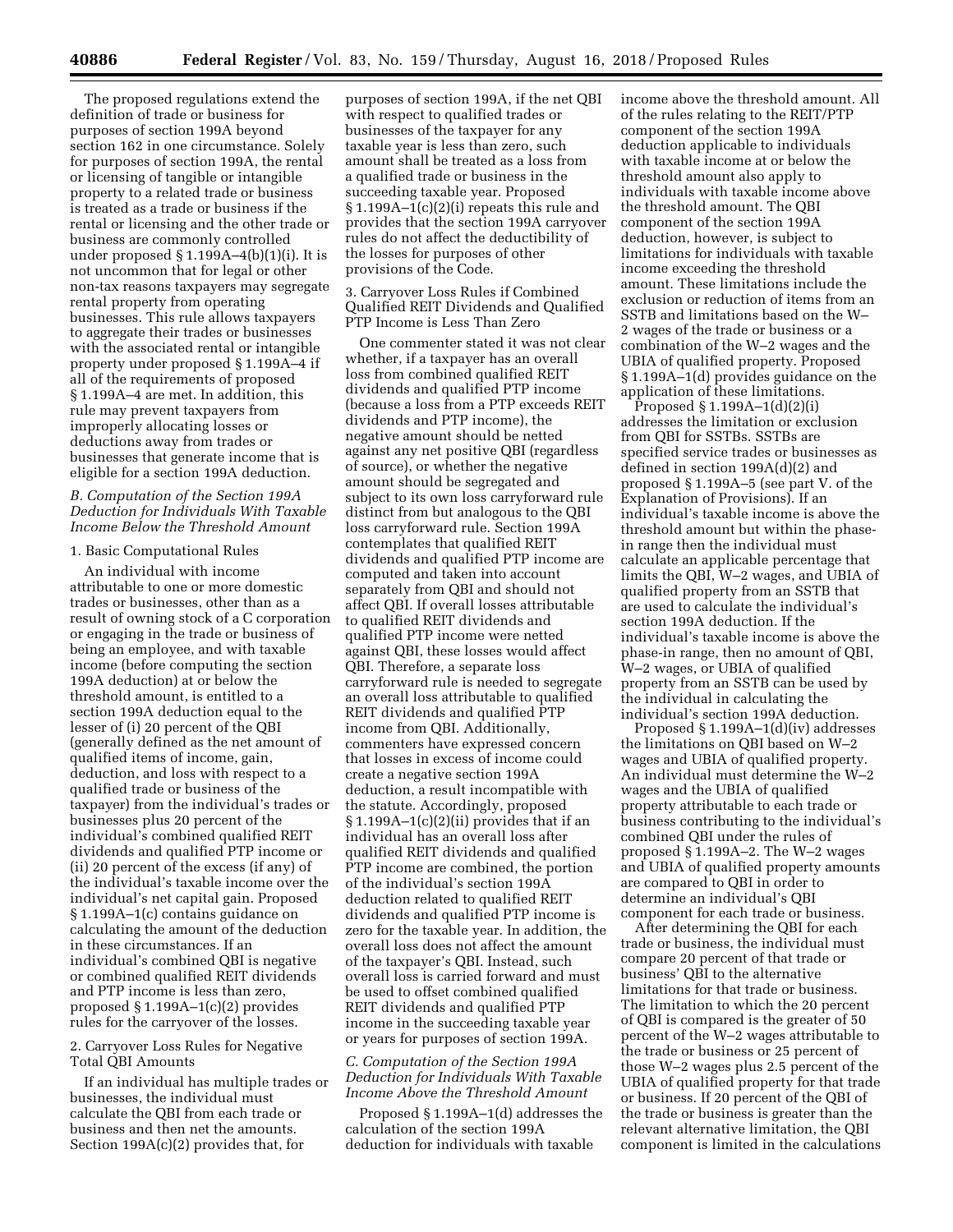The proposed regulations extend the definition of trade or business for purposes of section 199A beyond section 162 in one circumstance. Solely for purposes of section 199A, the rental or licensing of tangible or intangible property to a related trade or business is treated as a trade or business if the rental or licensing and the other trade or business are commonly controlled under proposed § 1.199A–4(b)(1)(i). It is not uncommon that for legal or other non-tax reasons taxpayers may segregate rental property from operating businesses. This rule allows taxpayers to aggregate their trades or businesses with the associated rental or intangible property under proposed § 1.199A–4 if all of the requirements of proposed § 1.199A–4 are met. In addition, this rule may prevent taxpayers from improperly allocating losses or deductions away from trades or businesses that generate income that is eligible for a section 199A deduction.

### *B. Computation of the Section 199A Deduction for Individuals With Taxable Income Below the Threshold Amount*

#### 1. Basic Computational Rules

An individual with income attributable to one or more domestic trades or businesses, other than as a result of owning stock of a C corporation or engaging in the trade or business of being an employee, and with taxable income (before computing the section 199A deduction) at or below the threshold amount, is entitled to a section 199A deduction equal to the lesser of (i) 20 percent of the QBI (generally defined as the net amount of qualified items of income, gain, deduction, and loss with respect to a qualified trade or business of the taxpayer) from the individual's trades or businesses plus 20 percent of the individual's combined qualified REIT dividends and qualified PTP income or (ii) 20 percent of the excess (if any) of the individual's taxable income over the individual's net capital gain. Proposed § 1.199A–1(c) contains guidance on calculating the amount of the deduction in these circumstances. If an individual's combined QBI is negative or combined qualified REIT dividends and PTP income is less than zero, proposed § 1.199A–1(c)(2) provides rules for the carryover of the losses.

#### 2. Carryover Loss Rules for Negative Total QBI Amounts

If an individual has multiple trades or businesses, the individual must calculate the QBI from each trade or business and then net the amounts. Section 199A(c)(2) provides that, for purposes of section 199A, if the net QBI with respect to qualified trades or businesses of the taxpayer for any taxable year is less than zero, such amount shall be treated as a loss from a qualified trade or business in the succeeding taxable year. Proposed § 1.199A–1(c)(2)(i) repeats this rule and provides that the section 199A carryover rules do not affect the deductibility of the losses for purposes of other provisions of the Code.

#### 3. Carryover Loss Rules if Combined Qualified REIT Dividends and Qualified PTP Income is Less Than Zero

One commenter stated it was not clear whether, if a taxpayer has an overall loss from combined qualified REIT dividends and qualified PTP income (because a loss from a PTP exceeds REIT dividends and PTP income), the negative amount should be netted against any net positive QBI (regardless of source), or whether the negative amount should be segregated and subject to its own loss carryforward rule distinct from but analogous to the QBI loss carryforward rule. Section 199A contemplates that qualified REIT dividends and qualified PTP income are computed and taken into account separately from QBI and should not affect QBI. If overall losses attributable to qualified REIT dividends and qualified PTP income were netted against QBI, these losses would affect QBI. Therefore, a separate loss carryforward rule is needed to segregate an overall loss attributable to qualified REIT dividends and qualified PTP income from QBI. Additionally, commenters have expressed concern that losses in excess of income could create a negative section 199A deduction, a result incompatible with the statute. Accordingly, proposed § 1.199A–1(c)(2)(ii) provides that if an individual has an overall loss after qualified REIT dividends and qualified PTP income are combined, the portion of the individual's section 199A deduction related to qualified REIT dividends and qualified PTP income is zero for the taxable year. In addition, the overall loss does not affect the amount of the taxpayer's QBI. Instead, such overall loss is carried forward and must be used to offset combined qualified REIT dividends and qualified PTP income in the succeeding taxable year or years for purposes of section 199A.

### *C. Computation of the Section 199A Deduction for Individuals With Taxable Income Above the Threshold Amount*

Proposed § 1.199A–1(d) addresses the calculation of the section 199A deduction for individuals with taxable income above the threshold amount. All of the rules relating to the REIT/PTP component of the section 199A deduction applicable to individuals with taxable income at or below the threshold amount also apply to individuals with taxable income above the threshold amount. The QBI component of the section 199A deduction, however, is subject to limitations for individuals with taxable income exceeding the threshold amount. These limitations include the exclusion or reduction of items from an SSTB and limitations based on the W–2 wages of the trade or business or a combination of the W–2 wages and the UBIA of qualified property. Proposed § 1.199A–1(d) provides guidance on the application of these limitations.

Proposed § 1.199A–1(d)(2)(i) addresses the limitation or exclusion from QBI for SSTBs. SSTBs are specified service trades or businesses as defined in section 199A(d)(2) and proposed § 1.199A–5 (see part V. of the Explanation of Provisions). If an individual's taxable income is above the threshold amount but within the phase-in range then the individual must calculate an applicable percentage that limits the QBI, W–2 wages, and UBIA of qualified property from an SSTB that are used to calculate the individual's section 199A deduction. If the individual's taxable income is above the phase-in range, then no amount of QBI, W–2 wages, or UBIA of qualified property from an SSTB can be used by the individual in calculating the individual's section 199A deduction.

Proposed § 1.199A–1(d)(iv) addresses the limitations on QBI based on W–2 wages and UBIA of qualified property. An individual must determine the W–2 wages and the UBIA of qualified property attributable to each trade or business contributing to the individual's combined QBI under the rules of proposed § 1.199A–2. The W–2 wages and UBIA of qualified property amounts are compared to QBI in order to determine an individual's QBI component for each trade or business.

After determining the QBI for each trade or business, the individual must compare 20 percent of that trade or business' QBI to the alternative limitations for that trade or business. The limitation to which the 20 percent of QBI is compared is the greater of 50 percent of the W–2 wages attributable to the trade or business or 25 percent of those W–2 wages plus 2.5 percent of the UBIA of qualified property for that trade or business. If 20 percent of the QBI of the trade or business is greater than the relevant alternative limitation, the QBI component is limited in the calculations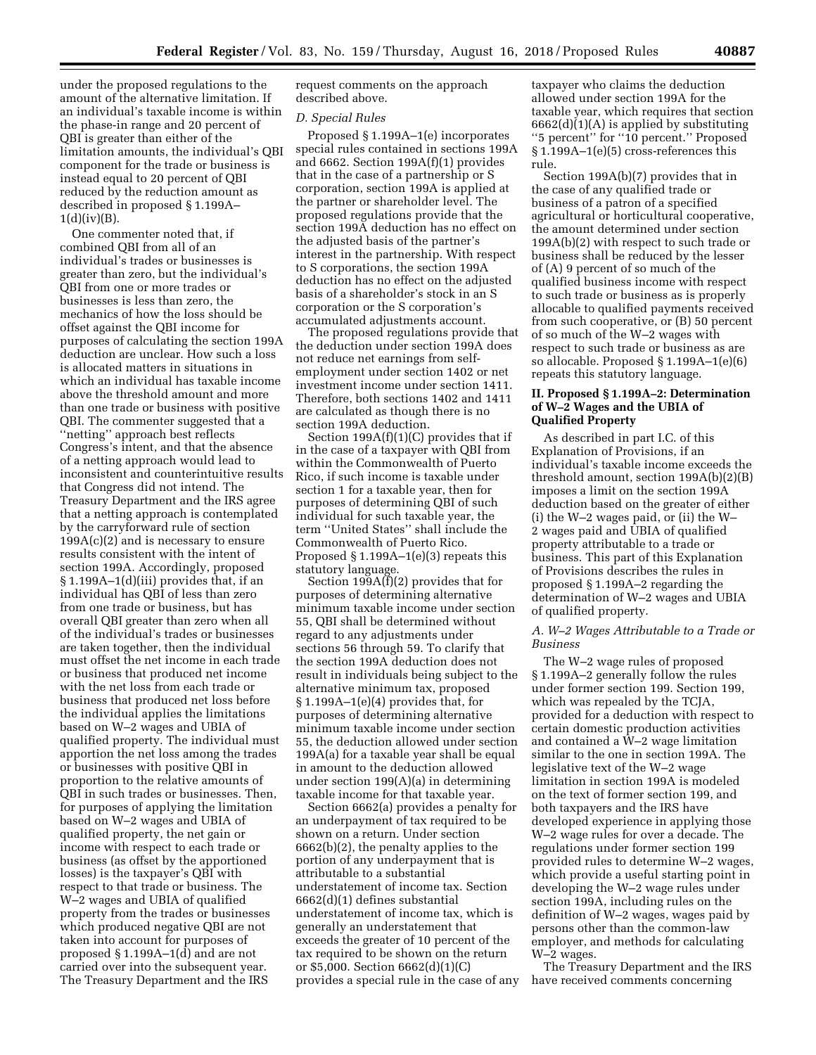under the proposed regulations to the amount of the alternative limitation. If an individual's taxable income is within the phase-in range and 20 percent of QBI is greater than either of the limitation amounts, the individual's QBI component for the trade or business is instead equal to 20 percent of QBI reduced by the reduction amount as described in proposed § 1.199A–1(d)(iv)(B).

One commenter noted that, if combined QBI from all of an individual's trades or businesses is greater than zero, but the individual's QBI from one or more trades or businesses is less than zero, the mechanics of how the loss should be offset against the QBI income for purposes of calculating the section 199A deduction are unclear. How such a loss is allocated matters in situations in which an individual has taxable income above the threshold amount and more than one trade or business with positive QBI. The commenter suggested that a ''netting'' approach best reflects Congress's intent, and that the absence of a netting approach would lead to inconsistent and counterintuitive results that Congress did not intend. The Treasury Department and the IRS agree that a netting approach is contemplated by the carryforward rule of section 199A(c)(2) and is necessary to ensure results consistent with the intent of section 199A. Accordingly, proposed § 1.199A–1(d)(iii) provides that, if an individual has QBI of less than zero from one trade or business, but has overall QBI greater than zero when all of the individual's trades or businesses are taken together, then the individual must offset the net income in each trade or business that produced net income with the net loss from each trade or business that produced net loss before the individual applies the limitations based on W–2 wages and UBIA of qualified property. The individual must apportion the net loss among the trades or businesses with positive QBI in proportion to the relative amounts of QBI in such trades or businesses. Then, for purposes of applying the limitation based on W–2 wages and UBIA of qualified property, the net gain or income with respect to each trade or business (as offset by the apportioned losses) is the taxpayer's QBI with respect to that trade or business. The W–2 wages and UBIA of qualified property from the trades or businesses which produced negative QBI are not taken into account for purposes of proposed § 1.199A–1(d) and are not carried over into the subsequent year. The Treasury Department and the IRS request comments on the approach described above.

### *D. Special Rules*

Proposed § 1.199A–1(e) incorporates special rules contained in sections 199A and 6662. Section 199A(f)(1) provides that in the case of a partnership or S corporation, section 199A is applied at the partner or shareholder level. The proposed regulations provide that the section 199A deduction has no effect on the adjusted basis of the partner's interest in the partnership. With respect to S corporations, the section 199A deduction has no effect on the adjusted basis of a shareholder's stock in an S corporation or the S corporation's accumulated adjustments account.

The proposed regulations provide that the deduction under section 199A does not reduce net earnings from self-employment under section 1402 or net investment income under section 1411. Therefore, both sections 1402 and 1411 are calculated as though there is no section 199A deduction.

Section 199A(f)(1)(C) provides that if in the case of a taxpayer with QBI from within the Commonwealth of Puerto Rico, if such income is taxable under section 1 for a taxable year, then for purposes of determining QBI of such individual for such taxable year, the term ''United States'' shall include the Commonwealth of Puerto Rico. Proposed § 1.199A–1(e)(3) repeats this statutory language.

Section 199A(f)(2) provides that for purposes of determining alternative minimum taxable income under section 55, QBI shall be determined without regard to any adjustments under sections 56 through 59. To clarify that the section 199A deduction does not result in individuals being subject to the alternative minimum tax, proposed § 1.199A–1(e)(4) provides that, for purposes of determining alternative minimum taxable income under section 55, the deduction allowed under section 199A(a) for a taxable year shall be equal in amount to the deduction allowed under section 199(A)(a) in determining taxable income for that taxable year.

Section 6662(a) provides a penalty for an underpayment of tax required to be shown on a return. Under section 6662(b)(2), the penalty applies to the portion of any underpayment that is attributable to a substantial understatement of income tax. Section 6662(d)(1) defines substantial understatement of income tax, which is generally an understatement that exceeds the greater of 10 percent of the tax required to be shown on the return or $5,000. Section 6662(d)(1)(C) provides a special rule in the case of any taxpayer who claims the deduction allowed under section 199A for the taxable year, which requires that section 6662(d)(1)(A) is applied by substituting ''5 percent'' for ''10 percent.'' Proposed § 1.199A–1(e)(5) cross-references this rule.

Section 199A(b)(7) provides that in the case of any qualified trade or business of a patron of a specified agricultural or horticultural cooperative, the amount determined under section 199A(b)(2) with respect to such trade or business shall be reduced by the lesser of (A) 9 percent of so much of the qualified business income with respect to such trade or business as is properly allocable to qualified payments received from such cooperative, or (B) 50 percent of so much of the W–2 wages with respect to such trade or business as are so allocable. Proposed § 1.199A–1(e)(6) repeats this statutory language.

## II. Proposed § 1.199A–2: Determination of W–2 Wages and the UBIA of Qualified Property

As described in part I.C. of this Explanation of Provisions, if an individual's taxable income exceeds the threshold amount, section 199A(b)(2)(B) imposes a limit on the section 199A deduction based on the greater of either (i) the W–2 wages paid, or (ii) the W–2 wages paid and UBIA of qualified property attributable to a trade or business. This part of this Explanation of Provisions describes the rules in proposed § 1.199A–2 regarding the determination of W–2 wages and UBIA of qualified property.

### *A. W–2 Wages Attributable to a Trade or Business*

The W–2 wage rules of proposed § 1.199A–2 generally follow the rules under former section 199. Section 199, which was repealed by the TCJA, provided for a deduction with respect to certain domestic production activities and contained a W–2 wage limitation similar to the one in section 199A. The legislative text of the W–2 wage limitation in section 199A is modeled on the text of former section 199, and both taxpayers and the IRS have developed experience in applying those W–2 wage rules for over a decade. The regulations under former section 199 provided rules to determine W–2 wages, which provide a useful starting point in developing the W–2 wage rules under section 199A, including rules on the definition of W–2 wages, wages paid by persons other than the common-law employer, and methods for calculating W–2 wages.

The Treasury Department and the IRS have received comments concerning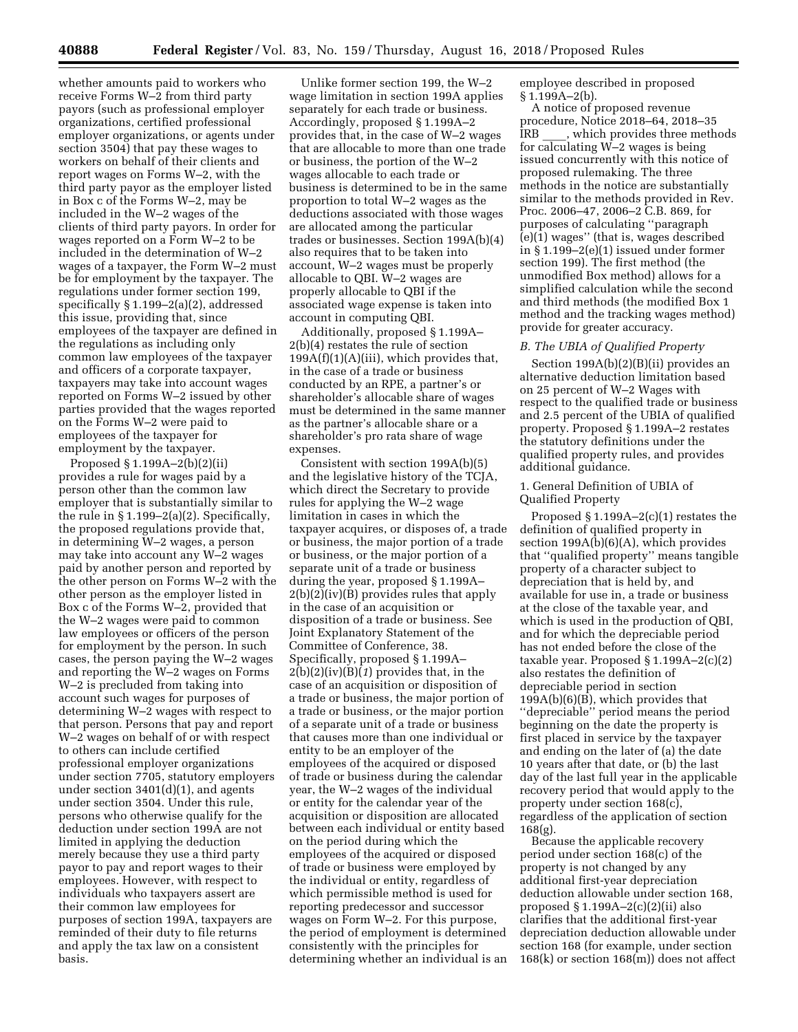whether amounts paid to workers who receive Forms W–2 from third party payors (such as professional employer organizations, certified professional employer organizations, or agents under section 3504) that pay these wages to workers on behalf of their clients and report wages on Forms W–2, with the third party payor as the employer listed in Box c of the Forms W–2, may be included in the W–2 wages of the clients of third party payors. In order for wages reported on a Form W–2 to be included in the determination of W–2 wages of a taxpayer, the Form W–2 must be for employment by the taxpayer. The regulations under former section 199, specifically § 1.199–2(a)(2), addressed this issue, providing that, since employees of the taxpayer are defined in the regulations as including only common law employees of the taxpayer and officers of a corporate taxpayer, taxpayers may take into account wages reported on Forms W–2 issued by other parties provided that the wages reported on the Forms W–2 were paid to employees of the taxpayer for employment by the taxpayer.

Proposed § 1.199A–2(b)(2)(ii) provides a rule for wages paid by a person other than the common law employer that is substantially similar to the rule in § 1.199–2(a)(2). Specifically, the proposed regulations provide that, in determining W–2 wages, a person may take into account any W–2 wages paid by another person and reported by the other person on Forms W–2 with the other person as the employer listed in Box c of the Forms W–2, provided that the W–2 wages were paid to common law employees or officers of the person for employment by the person. In such cases, the person paying the W–2 wages and reporting the W–2 wages on Forms W–2 is precluded from taking into account such wages for purposes of determining W–2 wages with respect to that person. Persons that pay and report W–2 wages on behalf of or with respect to others can include certified professional employer organizations under section 7705, statutory employers under section 3401(d)(1), and agents under section 3504. Under this rule, persons who otherwise qualify for the deduction under section 199A are not limited in applying the deduction merely because they use a third party payor to pay and report wages to their employees. However, with respect to individuals who taxpayers assert are their common law employees for purposes of section 199A, taxpayers are reminded of their duty to file returns and apply the tax law on a consistent basis.

Unlike former section 199, the W–2 wage limitation in section 199A applies separately for each trade or business. Accordingly, proposed § 1.199A–2 provides that, in the case of W–2 wages that are allocable to more than one trade or business, the portion of the W–2 wages allocable to each trade or business is determined to be in the same proportion to total W–2 wages as the deductions associated with those wages are allocated among the particular trades or businesses. Section 199A(b)(4) also requires that to be taken into account, W–2 wages must be properly allocable to QBI. W–2 wages are properly allocable to QBI if the associated wage expense is taken into account in computing QBI.

Additionally, proposed § 1.199A–2(b)(4) restates the rule of section 199A(f)(1)(A)(iii), which provides that, in the case of a trade or business conducted by an RPE, a partner's or shareholder's allocable share of wages must be determined in the same manner as the partner's allocable share or a shareholder's pro rata share of wage expenses.

Consistent with section 199A(b)(5) and the legislative history of the TCJA, which direct the Secretary to provide rules for applying the W–2 wage limitation in cases in which the taxpayer acquires, or disposes of, a trade or business, the major portion of a trade or business, or the major portion of a separate unit of a trade or business during the year, proposed § 1.199A–2(b)(2)(iv)(B) provides rules that apply in the case of an acquisition or disposition of a trade or business. See Joint Explanatory Statement of the Committee of Conference, 38. Specifically, proposed § 1.199A–2(b)(2)(iv)(B)(*1*) provides that, in the case of an acquisition or disposition of a trade or business, the major portion of a trade or business, or the major portion of a separate unit of a trade or business that causes more than one individual or entity to be an employer of the employees of the acquired or disposed of trade or business during the calendar year, the W–2 wages of the individual or entity for the calendar year of the acquisition or disposition are allocated between each individual or entity based on the period during which the employees of the acquired or disposed of trade or business were employed by the individual or entity, regardless of which permissible method is used for reporting predecessor and successor wages on Form W–2. For this purpose, the period of employment is determined consistently with the principles for determining whether an individual is an employee described in proposed § 1.199A–2(b).

A notice of proposed revenue procedure, Notice 2018–64, 2018–35 IRB ___, which provides three methods for calculating W–2 wages is being issued concurrently with this notice of proposed rulemaking. The three methods in the notice are substantially similar to the methods provided in Rev. Proc. 2006–47, 2006–2 C.B. 869, for purposes of calculating "paragraph (e)(1) wages" (that is, wages described in § 1.199–2(e)(1) issued under former section 199). The first method (the unmodified Box method) allows for a simplified calculation while the second and third methods (the modified Box 1 method and the tracking wages method) provide for greater accuracy.

### *B. The UBIA of Qualified Property*

Section 199A(b)(2)(B)(ii) provides an alternative deduction limitation based on 25 percent of W–2 Wages with respect to the qualified trade or business and 2.5 percent of the UBIA of qualified property. Proposed § 1.199A–2 restates the statutory definitions under the qualified property rules, and provides additional guidance.

#### 1. General Definition of UBIA of Qualified Property

Proposed § 1.199A–2(c)(1) restates the definition of qualified property in section 199A(b)(6)(A), which provides that "qualified property" means tangible property of a character subject to depreciation that is held by, and available for use in, a trade or business at the close of the taxable year, and which is used in the production of QBI, and for which the depreciable period has not ended before the close of the taxable year. Proposed § 1.199A–2(c)(2) also restates the definition of depreciable period in section 199A(b)(6)(B), which provides that "depreciable" period means the period beginning on the date the property is first placed in service by the taxpayer and ending on the later of (a) the date 10 years after that date, or (b) the last day of the last full year in the applicable recovery period that would apply to the property under section 168(c), regardless of the application of section 168(g).

Because the applicable recovery period under section 168(c) of the property is not changed by any additional first-year depreciation deduction allowable under section 168, proposed § 1.199A–2(c)(2)(ii) also clarifies that the additional first-year depreciation deduction allowable under section 168 (for example, under section 168(k) or section 168(m)) does not affect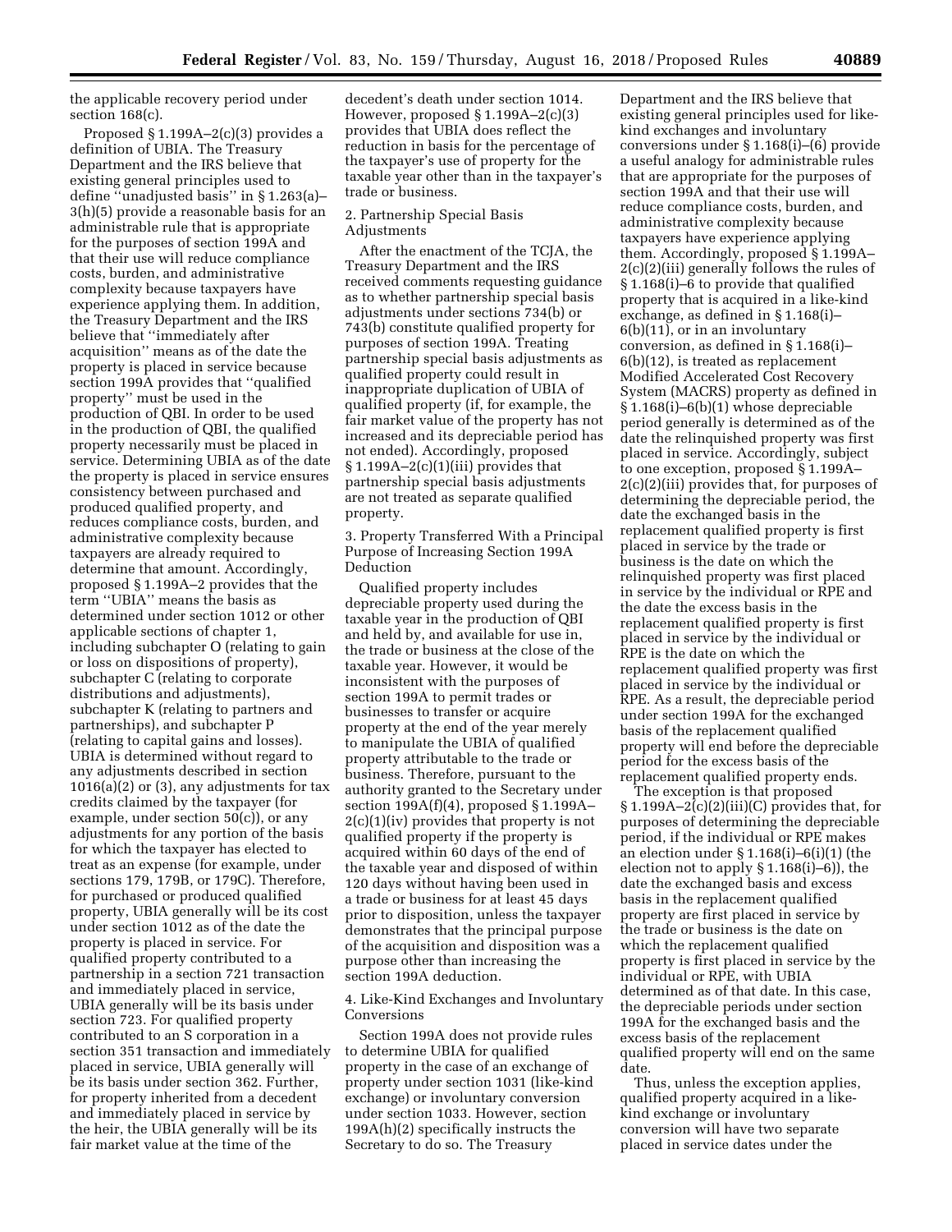the applicable recovery period under section 168(c).

Proposed § 1.199A–2(c)(3) provides a definition of UBIA. The Treasury Department and the IRS believe that existing general principles used to define ''unadjusted basis'' in § 1.263(a)–3(h)(5) provide a reasonable basis for an administrable rule that is appropriate for the purposes of section 199A and that their use will reduce compliance costs, burden, and administrative complexity because taxpayers have experience applying them. In addition, the Treasury Department and the IRS believe that ''immediately after acquisition'' means as of the date the property is placed in service because section 199A provides that ''qualified property'' must be used in the production of QBI. In order to be used in the production of QBI, the qualified property necessarily must be placed in service. Determining UBIA as of the date the property is placed in service ensures consistency between purchased and produced qualified property, and reduces compliance costs, burden, and administrative complexity because taxpayers are already required to determine that amount. Accordingly, proposed § 1.199A–2 provides that the term ''UBIA'' means the basis as determined under section 1012 or other applicable sections of chapter 1, including subchapter O (relating to gain or loss on dispositions of property), subchapter C (relating to corporate distributions and adjustments), subchapter K (relating to partners and partnerships), and subchapter P (relating to capital gains and losses). UBIA is determined without regard to any adjustments described in section 1016(a)(2) or (3), any adjustments for tax credits claimed by the taxpayer (for example, under section 50(c)), or any adjustments for any portion of the basis for which the taxpayer has elected to treat as an expense (for example, under sections 179, 179B, or 179C). Therefore, for purchased or produced qualified property, UBIA generally will be its cost under section 1012 as of the date the property is placed in service. For qualified property contributed to a partnership in a section 721 transaction and immediately placed in service, UBIA generally will be its basis under section 723. For qualified property contributed to an S corporation in a section 351 transaction and immediately placed in service, UBIA generally will be its basis under section 362. Further, for property inherited from a decedent and immediately placed in service by the heir, the UBIA generally will be its fair market value at the time of the decedent's death under section 1014. However, proposed § 1.199A–2(c)(3) provides that UBIA does reflect the reduction in basis for the percentage of the taxpayer's use of property for the taxable year other than in the taxpayer's trade or business.

2. Partnership Special Basis Adjustments

After the enactment of the TCJA, the Treasury Department and the IRS received comments requesting guidance as to whether partnership special basis adjustments under sections 734(b) or 743(b) constitute qualified property for purposes of section 199A. Treating partnership special basis adjustments as qualified property could result in inappropriate duplication of UBIA of qualified property (if, for example, the fair market value of the property has not increased and its depreciable period has not ended). Accordingly, proposed § 1.199A–2(c)(1)(iii) provides that partnership special basis adjustments are not treated as separate qualified property.

3. Property Transferred With a Principal Purpose of Increasing Section 199A Deduction

Qualified property includes depreciable property used during the taxable year in the production of QBI and held by, and available for use in, the trade or business at the close of the taxable year. However, it would be inconsistent with the purposes of section 199A to permit trades or businesses to transfer or acquire property at the end of the year merely to manipulate the UBIA of qualified property attributable to the trade or business. Therefore, pursuant to the authority granted to the Secretary under section 199A(f)(4), proposed § 1.199A–2(c)(1)(iv) provides that property is not qualified property if the property is acquired within 60 days of the end of the taxable year and disposed of within 120 days without having been used in a trade or business for at least 45 days prior to disposition, unless the taxpayer demonstrates that the principal purpose of the acquisition and disposition was a purpose other than increasing the section 199A deduction.

4. Like-Kind Exchanges and Involuntary Conversions

Section 199A does not provide rules to determine UBIA for qualified property in the case of an exchange of property under section 1031 (like-kind exchange) or involuntary conversion under section 1033. However, section 199A(h)(2) specifically instructs the Secretary to do so. The Treasury Department and the IRS believe that existing general principles used for like-kind exchanges and involuntary conversions under § 1.168(i)–(6) provide a useful analogy for administrable rules that are appropriate for the purposes of section 199A and that their use will reduce compliance costs, burden, and administrative complexity because taxpayers have experience applying them. Accordingly, proposed § 1.199A–2(c)(2)(iii) generally follows the rules of § 1.168(i)–6 to provide that qualified property that is acquired in a like-kind exchange, as defined in § 1.168(i)–6(b)(11), or in an involuntary conversion, as defined in § 1.168(i)–6(b)(12), is treated as replacement Modified Accelerated Cost Recovery System (MACRS) property as defined in § 1.168(i)–6(b)(1) whose depreciable period generally is determined as of the date the relinquished property was first placed in service. Accordingly, subject to one exception, proposed § 1.199A–2(c)(2)(iii) provides that, for purposes of determining the depreciable period, the date the exchanged basis in the replacement qualified property is first placed in service by the trade or business is the date on which the relinquished property was first placed in service by the individual or RPE and the date the excess basis in the replacement qualified property is first placed in service by the individual or RPE is the date on which the replacement qualified property was first placed in service by the individual or RPE. As a result, the depreciable period under section 199A for the exchanged basis of the replacement qualified property will end before the depreciable period for the excess basis of the replacement qualified property ends.

The exception is that proposed § 1.199A–2(c)(2)(iii)(C) provides that, for purposes of determining the depreciable period, if the individual or RPE makes an election under § 1.168(i)–6(i)(1) (the election not to apply § 1.168(i)–6)), the date the exchanged basis and excess basis in the replacement qualified property are first placed in service by the trade or business is the date on which the replacement qualified property is first placed in service by the individual or RPE, with UBIA determined as of that date. In this case, the depreciable periods under section 199A for the exchanged basis and the excess basis of the replacement qualified property will end on the same date.

Thus, unless the exception applies, qualified property acquired in a like-kind exchange or involuntary conversion will have two separate placed in service dates under the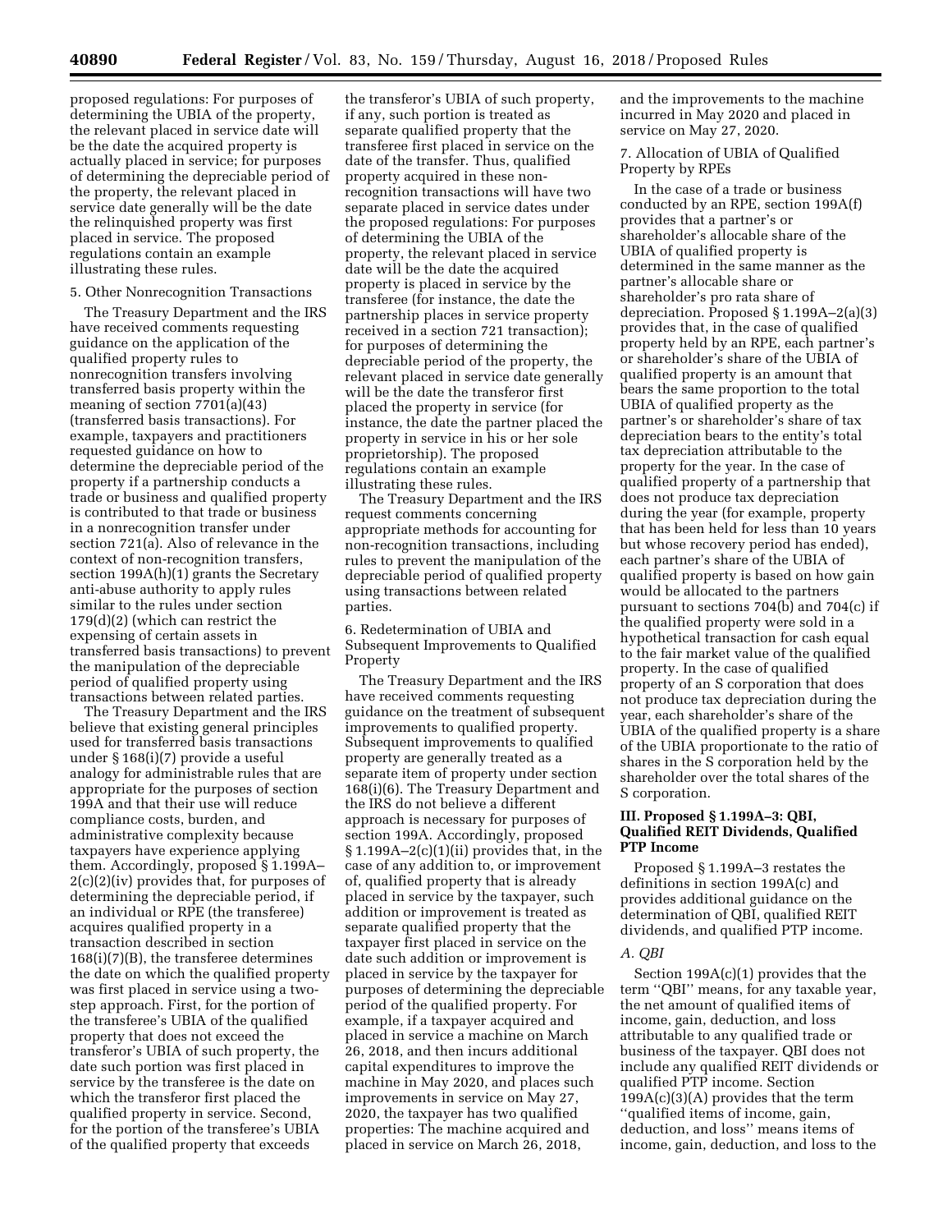proposed regulations: For purposes of determining the UBIA of the property, the relevant placed in service date will be the date the acquired property is actually placed in service; for purposes of determining the depreciable period of the property, the relevant placed in service date generally will be the date the relinquished property was first placed in service. The proposed regulations contain an example illustrating these rules.

5. Other Nonrecognition Transactions

The Treasury Department and the IRS have received comments requesting guidance on the application of the qualified property rules to nonrecognition transfers involving transferred basis property within the meaning of section 7701(a)(43) (transferred basis transactions). For example, taxpayers and practitioners requested guidance on how to determine the depreciable period of the property if a partnership conducts a trade or business and qualified property is contributed to that trade or business in a nonrecognition transfer under section 721(a). Also of relevance in the context of non-recognition transfers, section 199A(h)(1) grants the Secretary anti-abuse authority to apply rules similar to the rules under section 179(d)(2) (which can restrict the expensing of certain assets in transferred basis transactions) to prevent the manipulation of the depreciable period of qualified property using transactions between related parties.

The Treasury Department and the IRS believe that existing general principles used for transferred basis transactions under § 168(i)(7) provide a useful analogy for administrable rules that are appropriate for the purposes of section 199A and that their use will reduce compliance costs, burden, and administrative complexity because taxpayers have experience applying them. Accordingly, proposed § 1.199A–2(c)(2)(iv) provides that, for purposes of determining the depreciable period, if an individual or RPE (the transferee) acquires qualified property in a transaction described in section 168(i)(7)(B), the transferee determines the date on which the qualified property was first placed in service using a two-step approach. First, for the portion of the transferee's UBIA of the qualified property that does not exceed the transferor's UBIA of such property, the date such portion was first placed in service by the transferee is the date on which the transferor first placed the qualified property in service. Second, for the portion of the transferee's UBIA of the qualified property that exceeds the transferor's UBIA of such property, if any, such portion is treated as separate qualified property that the transferee first placed in service on the date of the transfer. Thus, qualified property acquired in these non-recognition transactions will have two separate placed in service dates under the proposed regulations: For purposes of determining the UBIA of the property, the relevant placed in service date will be the date the acquired property is placed in service by the transferee (for instance, the date the partnership places in service property received in a section 721 transaction); for purposes of determining the depreciable period of the property, the relevant placed in service date generally will be the date the transferor first placed the property in service (for instance, the date the partner placed the property in service in his or her sole proprietorship). The proposed regulations contain an example illustrating these rules.

The Treasury Department and the IRS request comments concerning appropriate methods for accounting for non-recognition transactions, including rules to prevent the manipulation of the depreciable period of qualified property using transactions between related parties.

6. Redetermination of UBIA and Subsequent Improvements to Qualified Property

The Treasury Department and the IRS have received comments requesting guidance on the treatment of subsequent improvements to qualified property. Subsequent improvements to qualified property are generally treated as a separate item of property under section 168(i)(6). The Treasury Department and the IRS do not believe a different approach is necessary for purposes of section 199A. Accordingly, proposed § 1.199A–2(c)(1)(ii) provides that, in the case of any addition to, or improvement of, qualified property that is already placed in service by the taxpayer, such addition or improvement is treated as separate qualified property that the taxpayer first placed in service on the date such addition or improvement is placed in service by the taxpayer for purposes of determining the depreciable period of the qualified property. For example, if a taxpayer acquired and placed in service a machine on March 26, 2018, and then incurs additional capital expenditures to improve the machine in May 2020, and places such improvements in service on May 27, 2020, the taxpayer has two qualified properties: The machine acquired and placed in service on March 26, 2018, and the improvements to the machine incurred in May 2020 and placed in service on May 27, 2020.

7. Allocation of UBIA of Qualified Property by RPEs

In the case of a trade or business conducted by an RPE, section 199A(f) provides that a partner's or shareholder's allocable share of the UBIA of qualified property is determined in the same manner as the partner's allocable share or shareholder's pro rata share of depreciation. Proposed § 1.199A–2(a)(3) provides that, in the case of qualified property held by an RPE, each partner's or shareholder's share of the UBIA of qualified property is an amount that bears the same proportion to the total UBIA of qualified property as the partner's or shareholder's share of tax depreciation bears to the entity's total tax depreciation attributable to the property for the year. In the case of qualified property of a partnership that does not produce tax depreciation during the year (for example, property that has been held for less than 10 years but whose recovery period has ended), each partner's share of the UBIA of qualified property is based on how gain would be allocated to the partners pursuant to sections 704(b) and 704(c) if the qualified property were sold in a hypothetical transaction for cash equal to the fair market value of the qualified property. In the case of qualified property of an S corporation that does not produce tax depreciation during the year, each shareholder's share of the UBIA of the qualified property is a share of the UBIA proportionate to the ratio of shares in the S corporation held by the shareholder over the total shares of the S corporation.

## III. Proposed § 1.199A–3: QBI, Qualified REIT Dividends, Qualified PTP Income

Proposed § 1.199A–3 restates the definitions in section 199A(c) and provides additional guidance on the determination of QBI, qualified REIT dividends, and qualified PTP income.

### *A. QBI*

Section 199A(c)(1) provides that the term ''QBI'' means, for any taxable year, the net amount of qualified items of income, gain, deduction, and loss attributable to any qualified trade or business of the taxpayer. QBI does not include any qualified REIT dividends or qualified PTP income. Section 199A(c)(3)(A) provides that the term ''qualified items of income, gain, deduction, and loss'' means items of income, gain, deduction, and loss to the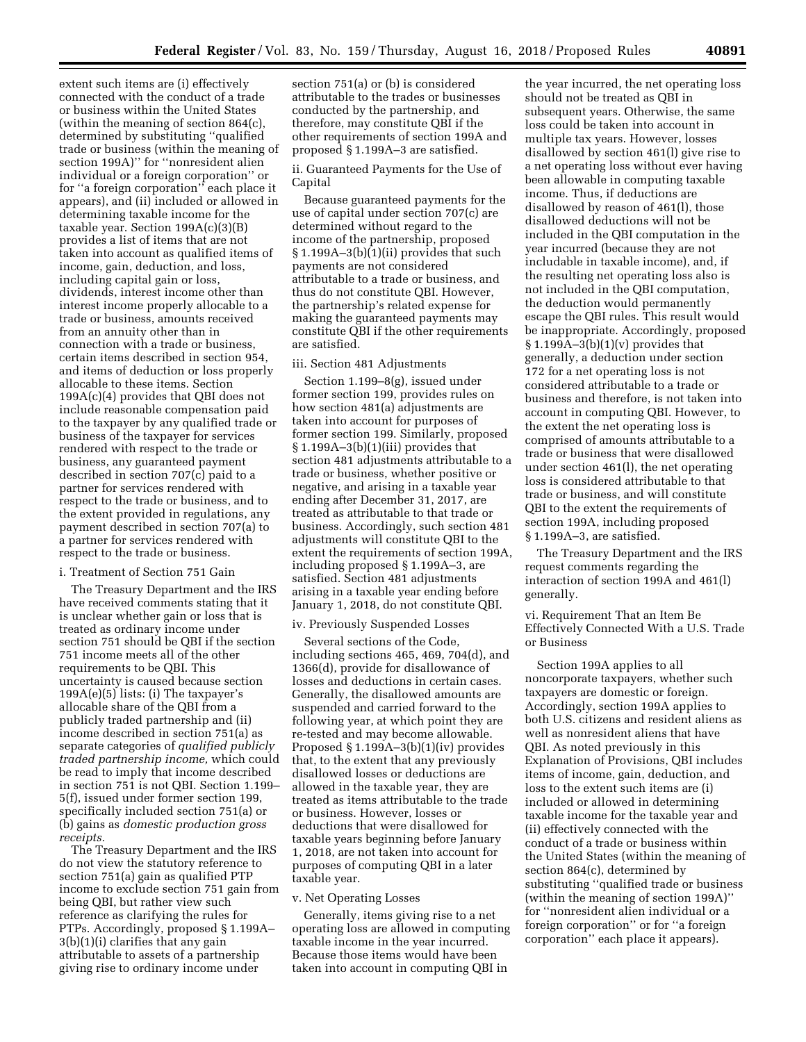extent such items are (i) effectively connected with the conduct of a trade or business within the United States (within the meaning of section 864(c), determined by substituting ''qualified trade or business (within the meaning of section 199A)'' for ''nonresident alien individual or a foreign corporation'' or for ''a foreign corporation'' each place it appears), and (ii) included or allowed in determining taxable income for the taxable year. Section 199A(c)(3)(B) provides a list of items that are not taken into account as qualified items of income, gain, deduction, and loss, including capital gain or loss, dividends, interest income other than interest income properly allocable to a trade or business, amounts received from an annuity other than in connection with a trade or business, certain items described in section 954, and items of deduction or loss properly allocable to these items. Section 199A(c)(4) provides that QBI does not include reasonable compensation paid to the taxpayer by any qualified trade or business of the taxpayer for services rendered with respect to the trade or business, any guaranteed payment described in section 707(c) paid to a partner for services rendered with respect to the trade or business, and to the extent provided in regulations, any payment described in section 707(a) to a partner for services rendered with respect to the trade or business.

i. Treatment of Section 751 Gain

The Treasury Department and the IRS have received comments stating that it is unclear whether gain or loss that is treated as ordinary income under section 751 should be QBI if the section 751 income meets all of the other requirements to be QBI. This uncertainty is caused because section 199A(e)(5) lists: (i) The taxpayer's allocable share of the QBI from a publicly traded partnership and (ii) income described in section 751(a) as separate categories of *qualified publicly traded partnership income,* which could be read to imply that income described in section 751 is not QBI. Section 1.199–5(f), issued under former section 199, specifically included section 751(a) or (b) gains as *domestic production gross receipts.*

The Treasury Department and the IRS do not view the statutory reference to section 751(a) gain as qualified PTP income to exclude section 751 gain from being QBI, but rather view such reference as clarifying the rules for PTPs. Accordingly, proposed § 1.199A–3(b)(1)(i) clarifies that any gain attributable to assets of a partnership giving rise to ordinary income under section 751(a) or (b) is considered attributable to the trades or businesses conducted by the partnership, and therefore, may constitute QBI if the other requirements of section 199A and proposed § 1.199A–3 are satisfied.

ii. Guaranteed Payments for the Use of Capital

Because guaranteed payments for the use of capital under section 707(c) are determined without regard to the income of the partnership, proposed § 1.199A–3(b)(1)(ii) provides that such payments are not considered attributable to a trade or business, and thus do not constitute QBI. However, the partnership's related expense for making the guaranteed payments may constitute QBI if the other requirements are satisfied.

iii. Section 481 Adjustments

Section 1.199–8(g), issued under former section 199, provides rules on how section 481(a) adjustments are taken into account for purposes of former section 199. Similarly, proposed § 1.199A–3(b)(1)(iii) provides that section 481 adjustments attributable to a trade or business, whether positive or negative, and arising in a taxable year ending after December 31, 2017, are treated as attributable to that trade or business. Accordingly, such section 481 adjustments will constitute QBI to the extent the requirements of section 199A, including proposed § 1.199A–3, are satisfied. Section 481 adjustments arising in a taxable year ending before January 1, 2018, do not constitute QBI.

iv. Previously Suspended Losses

Several sections of the Code, including sections 465, 469, 704(d), and 1366(d), provide for disallowance of losses and deductions in certain cases. Generally, the disallowed amounts are suspended and carried forward to the following year, at which point they are re-tested and may become allowable. Proposed § 1.199A–3(b)(1)(iv) provides that, to the extent that any previously disallowed losses or deductions are allowed in the taxable year, they are treated as items attributable to the trade or business. However, losses or deductions that were disallowed for taxable years beginning before January 1, 2018, are not taken into account for purposes of computing QBI in a later taxable year.

v. Net Operating Losses

Generally, items giving rise to a net operating loss are allowed in computing taxable income in the year incurred. Because those items would have been taken into account in computing QBI in the year incurred, the net operating loss should not be treated as QBI in subsequent years. Otherwise, the same loss could be taken into account in multiple tax years. However, losses disallowed by section 461(l) give rise to a net operating loss without ever having been allowable in computing taxable income. Thus, if deductions are disallowed by reason of 461(l), those disallowed deductions will not be included in the QBI computation in the year incurred (because they are not includable in taxable income), and, if the resulting net operating loss also is not included in the QBI computation, the deduction would permanently escape the QBI rules. This result would be inappropriate. Accordingly, proposed § 1.199A–3(b)(1)(v) provides that generally, a deduction under section 172 for a net operating loss is not considered attributable to a trade or business and therefore, is not taken into account in computing QBI. However, to the extent the net operating loss is comprised of amounts attributable to a trade or business that were disallowed under section 461(l), the net operating loss is considered attributable to that trade or business, and will constitute QBI to the extent the requirements of section 199A, including proposed § 1.199A–3, are satisfied.

The Treasury Department and the IRS request comments regarding the interaction of section 199A and 461(l) generally.

vi. Requirement That an Item Be Effectively Connected With a U.S. Trade or Business

Section 199A applies to all noncorporate taxpayers, whether such taxpayers are domestic or foreign. Accordingly, section 199A applies to both U.S. citizens and resident aliens as well as nonresident aliens that have QBI. As noted previously in this Explanation of Provisions, QBI includes items of income, gain, deduction, and loss to the extent such items are (i) included or allowed in determining taxable income for the taxable year and (ii) effectively connected with the conduct of a trade or business within the United States (within the meaning of section 864(c), determined by substituting ''qualified trade or business (within the meaning of section 199A)'' for ''nonresident alien individual or a foreign corporation'' or for ''a foreign corporation'' each place it appears).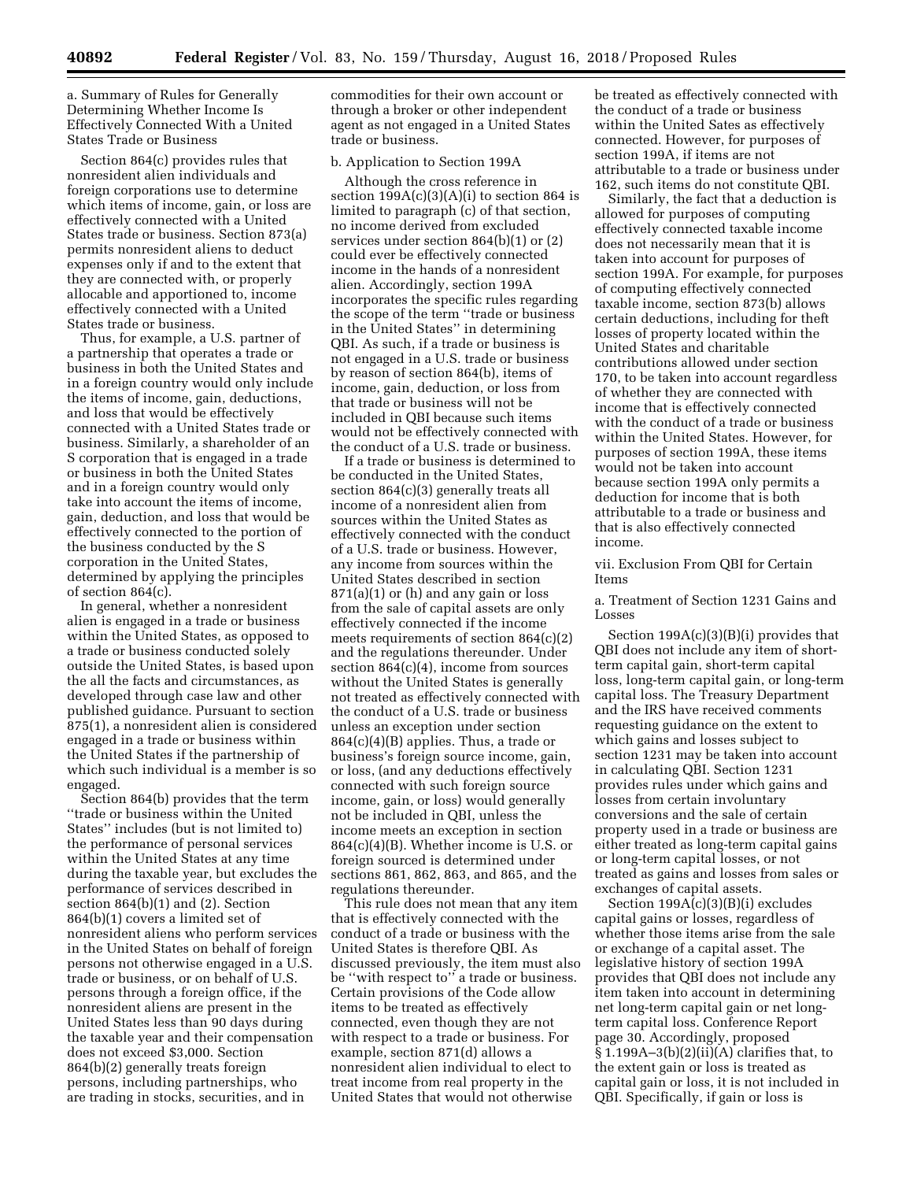a. Summary of Rules for Generally Determining Whether Income Is Effectively Connected With a United States Trade or Business

Section 864(c) provides rules that nonresident alien individuals and foreign corporations use to determine which items of income, gain, or loss are effectively connected with a United States trade or business. Section 873(a) permits nonresident aliens to deduct expenses only if and to the extent that they are connected with, or properly allocable and apportioned to, income effectively connected with a United States trade or business.

Thus, for example, a U.S. partner of a partnership that operates a trade or business in both the United States and in a foreign country would only include the items of income, gain, deductions, and loss that would be effectively connected with a United States trade or business. Similarly, a shareholder of an S corporation that is engaged in a trade or business in both the United States and in a foreign country would only take into account the items of income, gain, deduction, and loss that would be effectively connected to the portion of the business conducted by the S corporation in the United States, determined by applying the principles of section 864(c).

In general, whether a nonresident alien is engaged in a trade or business within the United States, as opposed to a trade or business conducted solely outside the United States, is based upon the all the facts and circumstances, as developed through case law and other published guidance. Pursuant to section 875(1), a nonresident alien is considered engaged in a trade or business within the United States if the partnership of which such individual is a member is so engaged.

Section 864(b) provides that the term ''trade or business within the United States'' includes (but is not limited to) the performance of personal services within the United States at any time during the taxable year, but excludes the performance of services described in section 864(b)(1) and (2). Section 864(b)(1) covers a limited set of nonresident aliens who perform services in the United States on behalf of foreign persons not otherwise engaged in a U.S. trade or business, or on behalf of U.S. persons through a foreign office, if the nonresident aliens are present in the United States less than 90 days during the taxable year and their compensation does not exceed $3,000. Section 864(b)(2) generally treats foreign persons, including partnerships, who are trading in stocks, securities, and in commodities for their own account or through a broker or other independent agent as not engaged in a United States trade or business.

b. Application to Section 199A

Although the cross reference in section 199A(c)(3)(A)(i) to section 864 is limited to paragraph (c) of that section, no income derived from excluded services under section 864(b)(1) or (2) could ever be effectively connected income in the hands of a nonresident alien. Accordingly, section 199A incorporates the specific rules regarding the scope of the term ''trade or business in the United States'' in determining QBI. As such, if a trade or business is not engaged in a U.S. trade or business by reason of section 864(b), items of income, gain, deduction, or loss from that trade or business will not be included in QBI because such items would not be effectively connected with the conduct of a U.S. trade or business.

If a trade or business is determined to be conducted in the United States, section 864(c)(3) generally treats all income of a nonresident alien from sources within the United States as effectively connected with the conduct of a U.S. trade or business. However, any income from sources within the United States described in section 871(a)(1) or (h) and any gain or loss from the sale of capital assets are only effectively connected if the income meets requirements of section 864(c)(2) and the regulations thereunder. Under section 864(c)(4), income from sources without the United States is generally not treated as effectively connected with the conduct of a U.S. trade or business unless an exception under section 864(c)(4)(B) applies. Thus, a trade or business's foreign source income, gain, or loss, (and any deductions effectively connected with such foreign source income, gain, or loss) would generally not be included in QBI, unless the income meets an exception in section 864(c)(4)(B). Whether income is U.S. or foreign sourced is determined under sections 861, 862, 863, and 865, and the regulations thereunder.

This rule does not mean that any item that is effectively connected with the conduct of a trade or business with the United States is therefore QBI. As discussed previously, the item must also be ''with respect to'' a trade or business. Certain provisions of the Code allow items to be treated as effectively connected, even though they are not with respect to a trade or business. For example, section 871(d) allows a nonresident alien individual to elect to treat income from real property in the United States that would not otherwise be treated as effectively connected with the conduct of a trade or business within the United Sates as effectively connected. However, for purposes of section 199A, if items are not attributable to a trade or business under 162, such items do not constitute QBI.

Similarly, the fact that a deduction is allowed for purposes of computing effectively connected taxable income does not necessarily mean that it is taken into account for purposes of section 199A. For example, for purposes of computing effectively connected taxable income, section 873(b) allows certain deductions, including for theft losses of property located within the United States and charitable contributions allowed under section 170, to be taken into account regardless of whether they are connected with income that is effectively connected with the conduct of a trade or business within the United States. However, for purposes of section 199A, these items would not be taken into account because section 199A only permits a deduction for income that is both attributable to a trade or business and that is also effectively connected income.

vii. Exclusion From QBI for Certain Items

a. Treatment of Section 1231 Gains and Losses

Section 199A(c)(3)(B)(i) provides that QBI does not include any item of short-term capital gain, short-term capital loss, long-term capital gain, or long-term capital loss. The Treasury Department and the IRS have received comments requesting guidance on the extent to which gains and losses subject to section 1231 may be taken into account in calculating QBI. Section 1231 provides rules under which gains and losses from certain involuntary conversions and the sale of certain property used in a trade or business are either treated as long-term capital gains or long-term capital losses, or not treated as gains and losses from sales or exchanges of capital assets.

Section 199A(c)(3)(B)(i) excludes capital gains or losses, regardless of whether those items arise from the sale or exchange of a capital asset. The legislative history of section 199A provides that QBI does not include any item taken into account in determining net long-term capital gain or net long-term capital loss. Conference Report page 30. Accordingly, proposed § 1.199A–3(b)(2)(ii)(A) clarifies that, to the extent gain or loss is treated as capital gain or loss, it is not included in QBI. Specifically, if gain or loss is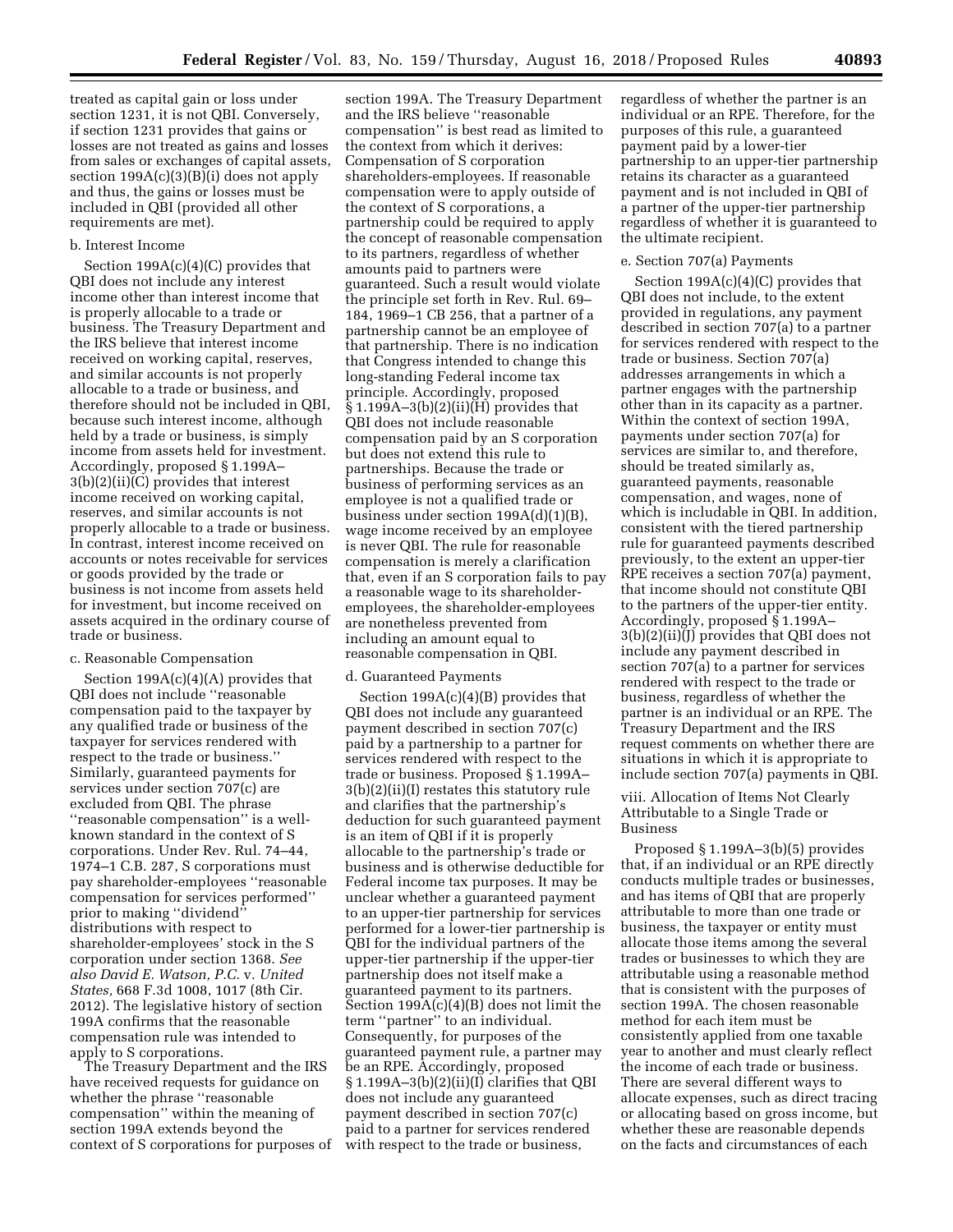treated as capital gain or loss under section 1231, it is not QBI. Conversely, if section 1231 provides that gains or losses are not treated as gains and losses from sales or exchanges of capital assets, section 199A(c)(3)(B)(i) does not apply and thus, the gains or losses must be included in QBI (provided all other requirements are met).

b. Interest Income

Section 199A(c)(4)(C) provides that QBI does not include any interest income other than interest income that is properly allocable to a trade or business. The Treasury Department and the IRS believe that interest income received on working capital, reserves, and similar accounts is not properly allocable to a trade or business, and therefore should not be included in QBI, because such interest income, although held by a trade or business, is simply income from assets held for investment. Accordingly, proposed § 1.199A–3(b)(2)(ii)(C) provides that interest income received on working capital, reserves, and similar accounts is not properly allocable to a trade or business. In contrast, interest income received on accounts or notes receivable for services or goods provided by the trade or business is not income from assets held for investment, but income received on assets acquired in the ordinary course of trade or business.

c. Reasonable Compensation

Section 199A(c)(4)(A) provides that QBI does not include ''reasonable compensation paid to the taxpayer by any qualified trade or business of the taxpayer for services rendered with respect to the trade or business.'' Similarly, guaranteed payments for services under section 707(c) are excluded from QBI. The phrase ''reasonable compensation'' is a well-known standard in the context of S corporations. Under Rev. Rul. 74–44, 1974–1 C.B. 287, S corporations must pay shareholder-employees ''reasonable compensation for services performed'' prior to making ''dividend'' distributions with respect to shareholder-employees' stock in the S corporation under section 1368. *See also David E. Watson, P.C.* v. *United States,* 668 F.3d 1008, 1017 (8th Cir. 2012). The legislative history of section 199A confirms that the reasonable compensation rule was intended to apply to S corporations.

The Treasury Department and the IRS have received requests for guidance on whether the phrase ''reasonable compensation'' within the meaning of section 199A extends beyond the context of S corporations for purposes of section 199A. The Treasury Department and the IRS believe ''reasonable compensation'' is best read as limited to the context from which it derives: Compensation of S corporation shareholders-employees. If reasonable compensation were to apply outside of the context of S corporations, a partnership could be required to apply the concept of reasonable compensation to its partners, regardless of whether amounts paid to partners were guaranteed. Such a result would violate the principle set forth in Rev. Rul. 69–184, 1969–1 CB 256, that a partner of a partnership cannot be an employee of that partnership. There is no indication that Congress intended to change this long-standing Federal income tax principle. Accordingly, proposed § 1.199A–3(b)(2)(ii)(H) provides that QBI does not include reasonable compensation paid by an S corporation but does not extend this rule to partnerships. Because the trade or business of performing services as an employee is not a qualified trade or business under section 199A(d)(1)(B), wage income received by an employee is never QBI. The rule for reasonable compensation is merely a clarification that, even if an S corporation fails to pay a reasonable wage to its shareholder-employees, the shareholder-employees are nonetheless prevented from including an amount equal to reasonable compensation in QBI.

d. Guaranteed Payments

Section 199A(c)(4)(B) provides that QBI does not include any guaranteed payment described in section 707(c) paid by a partnership to a partner for services rendered with respect to the trade or business. Proposed § 1.199A–3(b)(2)(ii)(I) restates this statutory rule and clarifies that the partnership's deduction for such guaranteed payment is an item of QBI if it is properly allocable to the partnership's trade or business and is otherwise deductible for Federal income tax purposes. It may be unclear whether a guaranteed payment to an upper-tier partnership for services performed for a lower-tier partnership is QBI for the individual partners of the upper-tier partnership if the upper-tier partnership does not itself make a guaranteed payment to its partners. Section 199A(c)(4)(B) does not limit the term ''partner'' to an individual. Consequently, for purposes of the guaranteed payment rule, a partner may be an RPE. Accordingly, proposed § 1.199A–3(b)(2)(ii)(I) clarifies that QBI does not include any guaranteed payment described in section 707(c) paid to a partner for services rendered with respect to the trade or business, regardless of whether the partner is an individual or an RPE. Therefore, for the purposes of this rule, a guaranteed payment paid by a lower-tier partnership to an upper-tier partnership retains its character as a guaranteed payment and is not included in QBI of a partner of the upper-tier partnership regardless of whether it is guaranteed to the ultimate recipient.

e. Section 707(a) Payments

Section 199A(c)(4)(C) provides that QBI does not include, to the extent provided in regulations, any payment described in section 707(a) to a partner for services rendered with respect to the trade or business. Section 707(a) addresses arrangements in which a partner engages with the partnership other than in its capacity as a partner. Within the context of section 199A, payments under section 707(a) for services are similar to, and therefore, should be treated similarly as, guaranteed payments, reasonable compensation, and wages, none of which is includable in QBI. In addition, consistent with the tiered partnership rule for guaranteed payments described previously, to the extent an upper-tier RPE receives a section 707(a) payment, that income should not constitute QBI to the partners of the upper-tier entity. Accordingly, proposed § 1.199A–3(b)(2)(ii)(J) provides that QBI does not include any payment described in section 707(a) to a partner for services rendered with respect to the trade or business, regardless of whether the partner is an individual or an RPE. The Treasury Department and the IRS request comments on whether there are situations in which it is appropriate to include section 707(a) payments in QBI.

viii. Allocation of Items Not Clearly Attributable to a Single Trade or Business

Proposed § 1.199A–3(b)(5) provides that, if an individual or an RPE directly conducts multiple trades or businesses, and has items of QBI that are properly attributable to more than one trade or business, the taxpayer or entity must allocate those items among the several trades or businesses to which they are attributable using a reasonable method that is consistent with the purposes of section 199A. The chosen reasonable method for each item must be consistently applied from one taxable year to another and must clearly reflect the income of each trade or business. There are several different ways to allocate expenses, such as direct tracing or allocating based on gross income, but whether these are reasonable depends on the facts and circumstances of each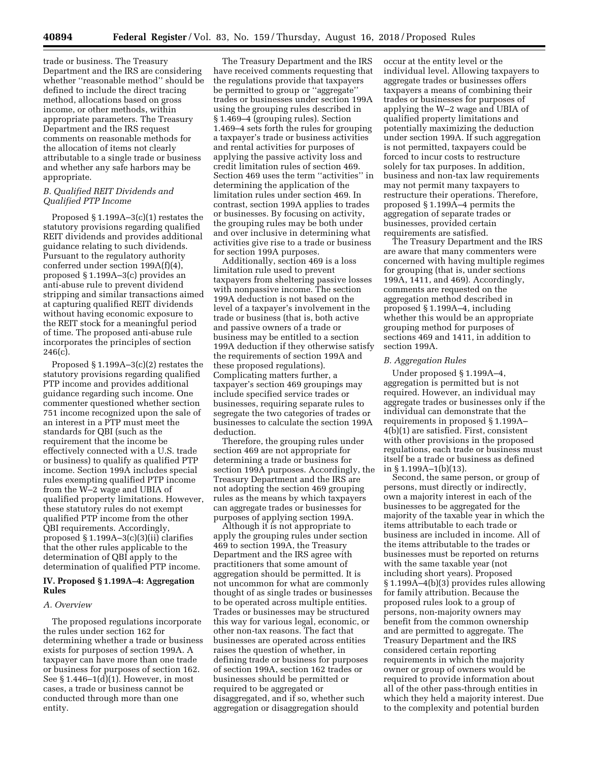trade or business. The Treasury Department and the IRS are considering whether ''reasonable method'' should be defined to include the direct tracing method, allocations based on gross income, or other methods, within appropriate parameters. The Treasury Department and the IRS request comments on reasonable methods for the allocation of items not clearly attributable to a single trade or business and whether any safe harbors may be appropriate.

### *B. Qualified REIT Dividends and Qualified PTP Income*

Proposed § 1.199A–3(c)(1) restates the statutory provisions regarding qualified REIT dividends and provides additional guidance relating to such dividends. Pursuant to the regulatory authority conferred under section 199A(f)(4), proposed § 1.199A–3(c) provides an anti-abuse rule to prevent dividend stripping and similar transactions aimed at capturing qualified REIT dividends without having economic exposure to the REIT stock for a meaningful period of time. The proposed anti-abuse rule incorporates the principles of section 246(c).

Proposed § 1.199A–3(c)(2) restates the statutory provisions regarding qualified PTP income and provides additional guidance regarding such income. One commenter questioned whether section 751 income recognized upon the sale of an interest in a PTP must meet the standards for QBI (such as the requirement that the income be effectively connected with a U.S. trade or business) to qualify as qualified PTP income. Section 199A includes special rules exempting qualified PTP income from the W–2 wage and UBIA of qualified property limitations. However, these statutory rules do not exempt qualified PTP income from the other QBI requirements. Accordingly, proposed § 1.199A–3(c)(3)(ii) clarifies that the other rules applicable to the determination of QBI apply to the determination of qualified PTP income.

## IV. Proposed § 1.199A–4: Aggregation Rules

### *A. Overview*

The proposed regulations incorporate the rules under section 162 for determining whether a trade or business exists for purposes of section 199A. A taxpayer can have more than one trade or business for purposes of section 162. See § 1.446–1(d)(1). However, in most cases, a trade or business cannot be conducted through more than one entity.

The Treasury Department and the IRS have received comments requesting that the regulations provide that taxpayers be permitted to group or ''aggregate'' trades or businesses under section 199A using the grouping rules described in § 1.469–4 (grouping rules). Section 1.469–4 sets forth the rules for grouping a taxpayer's trade or business activities and rental activities for purposes of applying the passive activity loss and credit limitation rules of section 469. Section 469 uses the term ''activities'' in determining the application of the limitation rules under section 469. In contrast, section 199A applies to trades or businesses. By focusing on activity, the grouping rules may be both under and over inclusive in determining what activities give rise to a trade or business for section 199A purposes.

Additionally, section 469 is a loss limitation rule used to prevent taxpayers from sheltering passive losses with nonpassive income. The section 199A deduction is not based on the level of a taxpayer's involvement in the trade or business (that is, both active and passive owners of a trade or business may be entitled to a section 199A deduction if they otherwise satisfy the requirements of section 199A and these proposed regulations). Complicating matters further, a taxpayer's section 469 groupings may include specified service trades or businesses, requiring separate rules to segregate the two categories of trades or businesses to calculate the section 199A deduction.

Therefore, the grouping rules under section 469 are not appropriate for determining a trade or business for section 199A purposes. Accordingly, the Treasury Department and the IRS are not adopting the section 469 grouping rules as the means by which taxpayers can aggregate trades or businesses for purposes of applying section 199A.

Although it is not appropriate to apply the grouping rules under section 469 to section 199A, the Treasury Department and the IRS agree with practitioners that some amount of aggregation should be permitted. It is not uncommon for what are commonly thought of as single trades or businesses to be operated across multiple entities. Trades or businesses may be structured this way for various legal, economic, or other non-tax reasons. The fact that businesses are operated across entities raises the question of whether, in defining trade or business for purposes of section 199A, section 162 trades or businesses should be permitted or required to be aggregated or disaggregated, and if so, whether such aggregation or disaggregation should occur at the entity level or the individual level. Allowing taxpayers to aggregate trades or businesses offers taxpayers a means of combining their trades or businesses for purposes of applying the W–2 wage and UBIA of qualified property limitations and potentially maximizing the deduction under section 199A. If such aggregation is not permitted, taxpayers could be forced to incur costs to restructure solely for tax purposes. In addition, business and non-tax law requirements may not permit many taxpayers to restructure their operations. Therefore, proposed § 1.199A–4 permits the aggregation of separate trades or businesses, provided certain requirements are satisfied.

The Treasury Department and the IRS are aware that many commenters were concerned with having multiple regimes for grouping (that is, under sections 199A, 1411, and 469). Accordingly, comments are requested on the aggregation method described in proposed § 1.199A–4, including whether this would be an appropriate grouping method for purposes of sections 469 and 1411, in addition to section 199A.

### *B. Aggregation Rules*

Under proposed § 1.199A–4, aggregation is permitted but is not required. However, an individual may aggregate trades or businesses only if the individual can demonstrate that the requirements in proposed § 1.199A–4(b)(1) are satisfied. First, consistent with other provisions in the proposed regulations, each trade or business must itself be a trade or business as defined in § 1.199A–1(b)(13).

Second, the same person, or group of persons, must directly or indirectly, own a majority interest in each of the businesses to be aggregated for the majority of the taxable year in which the items attributable to each trade or business are included in income. All of the items attributable to the trades or businesses must be reported on returns with the same taxable year (not including short years). Proposed § 1.199A–4(b)(3) provides rules allowing for family attribution. Because the proposed rules look to a group of persons, non-majority owners may benefit from the common ownership and are permitted to aggregate. The Treasury Department and the IRS considered certain reporting requirements in which the majority owner or group of owners would be required to provide information about all of the other pass-through entities in which they held a majority interest. Due to the complexity and potential burden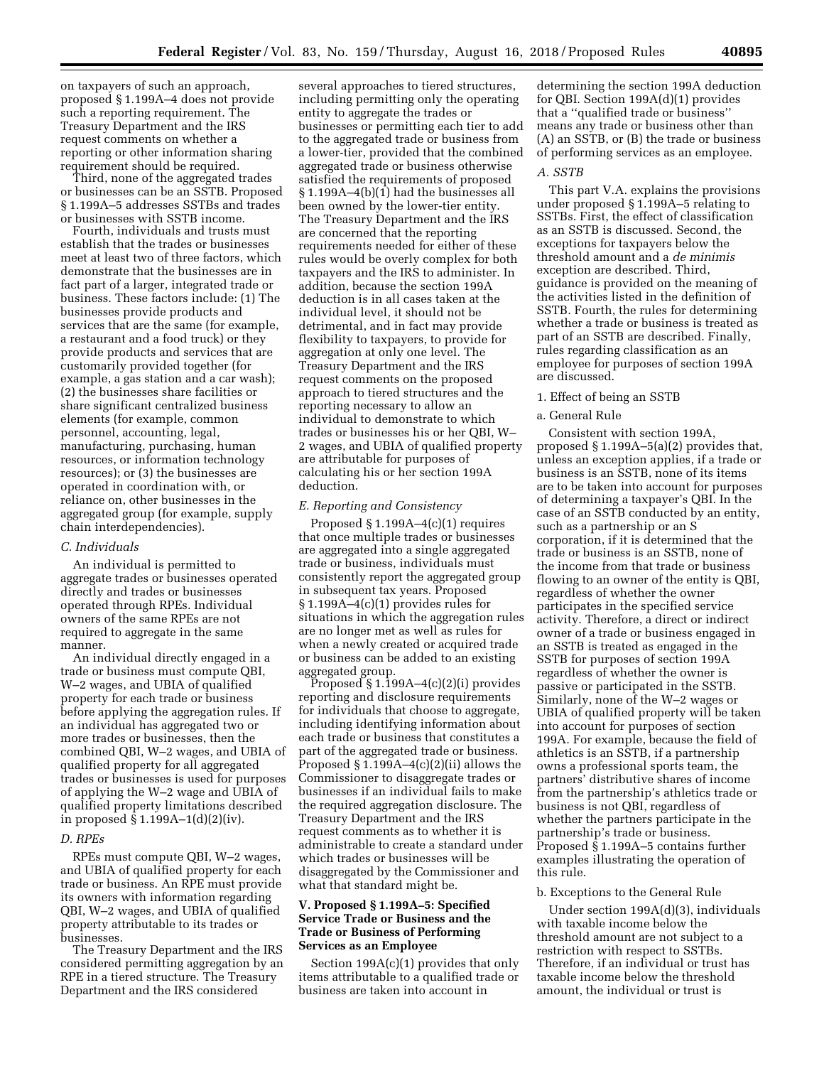on taxpayers of such an approach, proposed § 1.199A–4 does not provide such a reporting requirement. The Treasury Department and the IRS request comments on whether a reporting or other information sharing requirement should be required.

Third, none of the aggregated trades or businesses can be an SSTB. Proposed § 1.199A–5 addresses SSTBs and trades or businesses with SSTB income.

Fourth, individuals and trusts must establish that the trades or businesses meet at least two of three factors, which demonstrate that the businesses are in fact part of a larger, integrated trade or business. These factors include: (1) The businesses provide products and services that are the same (for example, a restaurant and a food truck) or they provide products and services that are customarily provided together (for example, a gas station and a car wash); (2) the businesses share facilities or share significant centralized business elements (for example, common personnel, accounting, legal, manufacturing, purchasing, human resources, or information technology resources); or (3) the businesses are operated in coordination with, or reliance on, other businesses in the aggregated group (for example, supply chain interdependencies).

### C. Individuals

An individual is permitted to aggregate trades or businesses operated directly and trades or businesses operated through RPEs. Individual owners of the same RPEs are not required to aggregate in the same manner.

An individual directly engaged in a trade or business must compute QBI, W–2 wages, and UBIA of qualified property for each trade or business before applying the aggregation rules. If an individual has aggregated two or more trades or businesses, then the combined QBI, W–2 wages, and UBIA of qualified property for all aggregated trades or businesses is used for purposes of applying the W–2 wage and UBIA of qualified property limitations described in proposed § 1.199A–1(d)(2)(iv).

### D. RPEs

RPEs must compute QBI, W–2 wages, and UBIA of qualified property for each trade or business. An RPE must provide its owners with information regarding QBI, W–2 wages, and UBIA of qualified property attributable to its trades or businesses.

The Treasury Department and the IRS considered permitting aggregation by an RPE in a tiered structure. The Treasury Department and the IRS considered several approaches to tiered structures, including permitting only the operating entity to aggregate the trades or businesses or permitting each tier to add to the aggregated trade or business from a lower-tier, provided that the combined aggregated trade or business otherwise satisfied the requirements of proposed § 1.199A–4(b)(1) had the businesses all been owned by the lower-tier entity. The Treasury Department and the IRS are concerned that the reporting requirements needed for either of these rules would be overly complex for both taxpayers and the IRS to administer. In addition, because the section 199A deduction is in all cases taken at the individual level, it should not be detrimental, and in fact may provide flexibility to taxpayers, to provide for aggregation at only one level. The Treasury Department and the IRS request comments on the proposed approach to tiered structures and the reporting necessary to allow an individual to demonstrate to which trades or businesses his or her QBI, W–2 wages, and UBIA of qualified property are attributable for purposes of calculating his or her section 199A deduction.

### E. Reporting and Consistency

Proposed § 1.199A–4(c)(1) requires that once multiple trades or businesses are aggregated into a single aggregated trade or business, individuals must consistently report the aggregated group in subsequent tax years. Proposed § 1.199A–4(c)(1) provides rules for situations in which the aggregation rules are no longer met as well as rules for when a newly created or acquired trade or business can be added to an existing aggregated group.

Proposed § 1.199A–4(c)(2)(i) provides reporting and disclosure requirements for individuals that choose to aggregate, including identifying information about each trade or business that constitutes a part of the aggregated trade or business. Proposed § 1.199A–4(c)(2)(ii) allows the Commissioner to disaggregate trades or businesses if an individual fails to make the required aggregation disclosure. The Treasury Department and the IRS request comments as to whether it is administrable to create a standard under which trades or businesses will be disaggregated by the Commissioner and what that standard might be.

## V. Proposed § 1.199A–5: Specified Service Trade or Business and the Trade or Business of Performing Services as an Employee

Section 199A(c)(1) provides that only items attributable to a qualified trade or business are taken into account in determining the section 199A deduction for QBI. Section 199A(d)(1) provides that a ''qualified trade or business'' means any trade or business other than (A) an SSTB, or (B) the trade or business of performing services as an employee.

### A. SSTB

This part V.A. explains the provisions under proposed § 1.199A–5 relating to SSTBs. First, the effect of classification as an SSTB is discussed. Second, the exceptions for taxpayers below the threshold amount and a *de minimis* exception are described. Third, guidance is provided on the meaning of the activities listed in the definition of SSTB. Fourth, the rules for determining whether a trade or business is treated as part of an SSTB are described. Finally, rules regarding classification as an employee for purposes of section 199A are discussed.

#### 1. Effect of being an SSTB

##### a. General Rule

Consistent with section 199A, proposed § 1.199A–5(a)(2) provides that, unless an exception applies, if a trade or business is an SSTB, none of its items are to be taken into account for purposes of determining a taxpayer's QBI. In the case of an SSTB conducted by an entity, such as a partnership or an S corporation, if it is determined that the trade or business is an SSTB, none of the income from that trade or business flowing to an owner of the entity is QBI, regardless of whether the owner participates in the specified service activity. Therefore, a direct or indirect owner of a trade or business engaged in an SSTB is treated as engaged in the SSTB for purposes of section 199A regardless of whether the owner is passive or participated in the SSTB. Similarly, none of the W–2 wages or UBIA of qualified property will be taken into account for purposes of section 199A. For example, because the field of athletics is an SSTB, if a partnership owns a professional sports team, the partners' distributive shares of income from the partnership's athletics trade or business is not QBI, regardless of whether the partners participate in the partnership's trade or business. Proposed § 1.199A–5 contains further examples illustrating the operation of this rule.

##### b. Exceptions to the General Rule

Under section 199A(d)(3), individuals with taxable income below the threshold amount are not subject to a restriction with respect to SSTBs. Therefore, if an individual or trust has taxable income below the threshold amount, the individual or trust is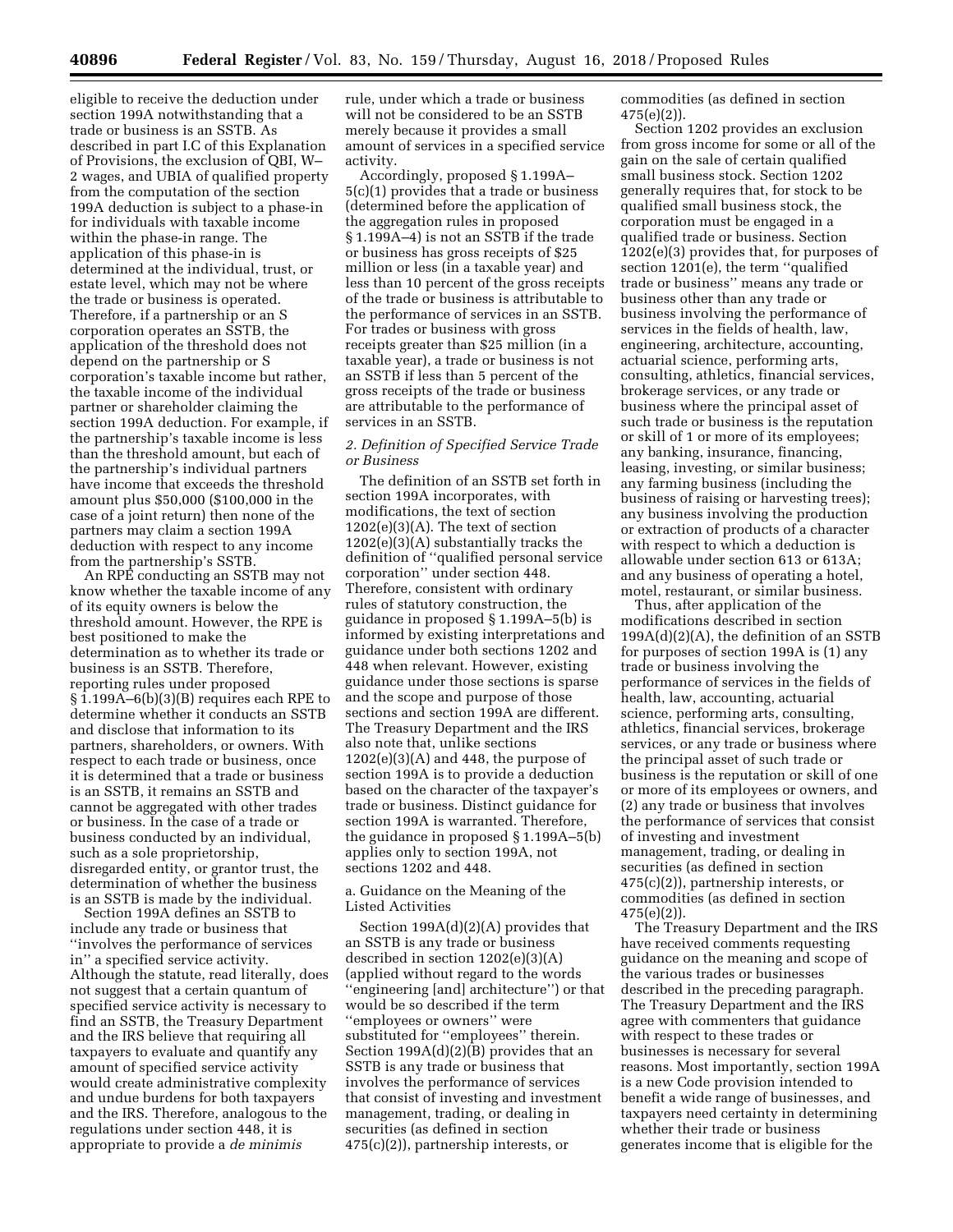eligible to receive the deduction under section 199A notwithstanding that a trade or business is an SSTB. As described in part I.C of this Explanation of Provisions, the exclusion of QBI, W–2 wages, and UBIA of qualified property from the computation of the section 199A deduction is subject to a phase-in for individuals with taxable income within the phase-in range. The application of this phase-in is determined at the individual, trust, or estate level, which may not be where the trade or business is operated. Therefore, if a partnership or an S corporation operates an SSTB, the application of the threshold does not depend on the partnership or S corporation's taxable income but rather, the taxable income of the individual partner or shareholder claiming the section 199A deduction. For example, if the partnership's taxable income is less than the threshold amount, but each of the partnership's individual partners have income that exceeds the threshold amount plus $50,000 ($100,000 in the case of a joint return) then none of the partners may claim a section 199A deduction with respect to any income from the partnership's SSTB.

An RPE conducting an SSTB may not know whether the taxable income of any of its equity owners is below the threshold amount. However, the RPE is best positioned to make the determination as to whether its trade or business is an SSTB. Therefore, reporting rules under proposed § 1.199A–6(b)(3)(B) requires each RPE to determine whether it conducts an SSTB and disclose that information to its partners, shareholders, or owners. With respect to each trade or business, once it is determined that a trade or business is an SSTB, it remains an SSTB and cannot be aggregated with other trades or business. In the case of a trade or business conducted by an individual, such as a sole proprietorship, disregarded entity, or grantor trust, the determination of whether the business is an SSTB is made by the individual.

Section 199A defines an SSTB to include any trade or business that ''involves the performance of services in'' a specified service activity. Although the statute, read literally, does not suggest that a certain quantum of specified service activity is necessary to find an SSTB, the Treasury Department and the IRS believe that requiring all taxpayers to evaluate and quantify any amount of specified service activity would create administrative complexity and undue burdens for both taxpayers and the IRS. Therefore, analogous to the regulations under section 448, it is appropriate to provide a *de minimis* rule, under which a trade or business will not be considered to be an SSTB merely because it provides a small amount of services in a specified service activity.

Accordingly, proposed § 1.199A–5(c)(1) provides that a trade or business (determined before the application of the aggregation rules in proposed § 1.199A–4) is not an SSTB if the trade or business has gross receipts of $25 million or less (in a taxable year) and less than 10 percent of the gross receipts of the trade or business is attributable to the performance of services in an SSTB. For trades or business with gross receipts greater than $25 million (in a taxable year), a trade or business is not an SSTB if less than 5 percent of the gross receipts of the trade or business are attributable to the performance of services in an SSTB.

### *2. Definition of Specified Service Trade or Business*

The definition of an SSTB set forth in section 199A incorporates, with modifications, the text of section 1202(e)(3)(A). The text of section 1202(e)(3)(A) substantially tracks the definition of ''qualified personal service corporation'' under section 448. Therefore, consistent with ordinary rules of statutory construction, the guidance in proposed § 1.199A–5(b) is informed by existing interpretations and guidance under both sections 1202 and 448 when relevant. However, existing guidance under those sections is sparse and the scope and purpose of those sections and section 199A are different. The Treasury Department and the IRS also note that, unlike sections 1202(e)(3)(A) and 448, the purpose of section 199A is to provide a deduction based on the character of the taxpayer's trade or business. Distinct guidance for section 199A is warranted. Therefore, the guidance in proposed § 1.199A–5(b) applies only to section 199A, not sections 1202 and 448.

a. Guidance on the Meaning of the Listed Activities

Section 199A(d)(2)(A) provides that an SSTB is any trade or business described in section 1202(e)(3)(A) (applied without regard to the words ''engineering [and] architecture'') or that would be so described if the term ''employees or owners'' were substituted for ''employees'' therein. Section 199A(d)(2)(B) provides that an SSTB is any trade or business that involves the performance of services that consist of investing and investment management, trading, or dealing in securities (as defined in section 475(c)(2)), partnership interests, or commodities (as defined in section 475(e)(2)).

Section 1202 provides an exclusion from gross income for some or all of the gain on the sale of certain qualified small business stock. Section 1202 generally requires that, for stock to be qualified small business stock, the corporation must be engaged in a qualified trade or business. Section 1202(e)(3) provides that, for purposes of section 1201(e), the term ''qualified trade or business'' means any trade or business other than any trade or business involving the performance of services in the fields of health, law, engineering, architecture, accounting, actuarial science, performing arts, consulting, athletics, financial services, brokerage services, or any trade or business where the principal asset of such trade or business is the reputation or skill of 1 or more of its employees; any banking, insurance, financing, leasing, investing, or similar business; any farming business (including the business of raising or harvesting trees); any business involving the production or extraction of products of a character with respect to which a deduction is allowable under section 613 or 613A; and any business of operating a hotel, motel, restaurant, or similar business.

Thus, after application of the modifications described in section 199A(d)(2)(A), the definition of an SSTB for purposes of section 199A is (1) any trade or business involving the performance of services in the fields of health, law, accounting, actuarial science, performing arts, consulting, athletics, financial services, brokerage services, or any trade or business where the principal asset of such trade or business is the reputation or skill of one or more of its employees or owners, and (2) any trade or business that involves the performance of services that consist of investing and investment management, trading, or dealing in securities (as defined in section 475(c)(2)), partnership interests, or commodities (as defined in section 475(e)(2)).

The Treasury Department and the IRS have received comments requesting guidance on the meaning and scope of the various trades or businesses described in the preceding paragraph. The Treasury Department and the IRS agree with commenters that guidance with respect to these trades or businesses is necessary for several reasons. Most importantly, section 199A is a new Code provision intended to benefit a wide range of businesses, and taxpayers need certainty in determining whether their trade or business generates income that is eligible for the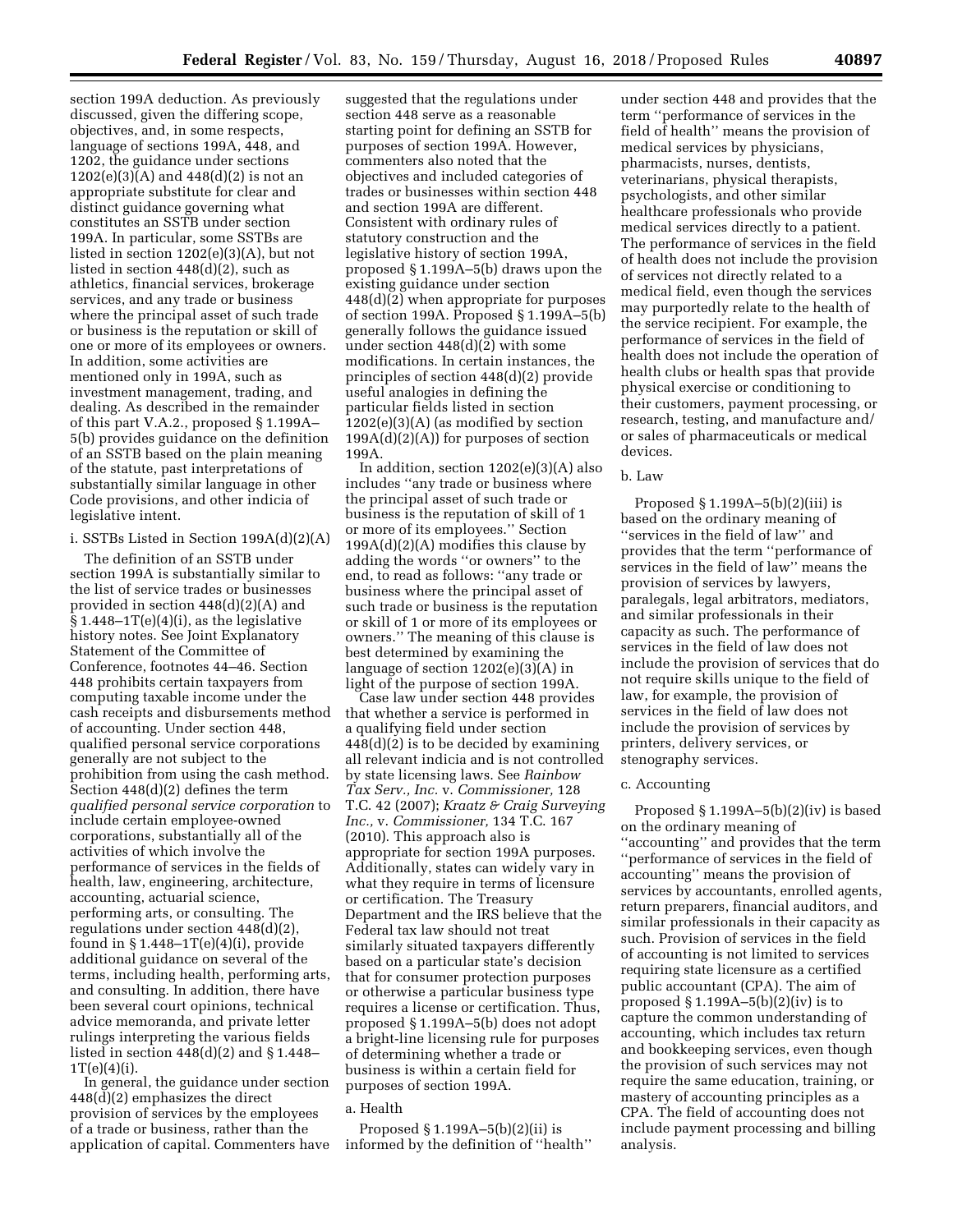section 199A deduction. As previously discussed, given the differing scope, objectives, and, in some respects, language of sections 199A, 448, and 1202, the guidance under sections 1202(e)(3)(A) and 448(d)(2) is not an appropriate substitute for clear and distinct guidance governing what constitutes an SSTB under section 199A. In particular, some SSTBs are listed in section 1202(e)(3)(A), but not listed in section 448(d)(2), such as athletics, financial services, brokerage services, and any trade or business where the principal asset of such trade or business is the reputation or skill of one or more of its employees or owners. In addition, some activities are mentioned only in 199A, such as investment management, trading, and dealing. As described in the remainder of this part V.A.2., proposed § 1.199A–5(b) provides guidance on the definition of an SSTB based on the plain meaning of the statute, past interpretations of substantially similar language in other Code provisions, and other indicia of legislative intent.

i. SSTBs Listed in Section 199A(d)(2)(A)

The definition of an SSTB under section 199A is substantially similar to the list of service trades or businesses provided in section 448(d)(2)(A) and § 1.448–1T(e)(4)(i), as the legislative history notes. See Joint Explanatory Statement of the Committee of Conference, footnotes 44–46. Section 448 prohibits certain taxpayers from computing taxable income under the cash receipts and disbursements method of accounting. Under section 448, qualified personal service corporations generally are not subject to the prohibition from using the cash method. Section 448(d)(2) defines the term *qualified personal service corporation* to include certain employee-owned corporations, substantially all of the activities of which involve the performance of services in the fields of health, law, engineering, architecture, accounting, actuarial science, performing arts, or consulting. The regulations under section 448(d)(2), found in § 1.448–1T(e)(4)(i), provide additional guidance on several of the terms, including health, performing arts, and consulting. In addition, there have been several court opinions, technical advice memoranda, and private letter rulings interpreting the various fields listed in section 448(d)(2) and § 1.448–1T(e)(4)(i).

In general, the guidance under section 448(d)(2) emphasizes the direct provision of services by the employees of a trade or business, rather than the application of capital. Commenters have suggested that the regulations under section 448 serve as a reasonable starting point for defining an SSTB for purposes of section 199A. However, commenters also noted that the objectives and included categories of trades or businesses within section 448 and section 199A are different. Consistent with ordinary rules of statutory construction and the legislative history of section 199A, proposed § 1.199A–5(b) draws upon the existing guidance under section 448(d)(2) when appropriate for purposes of section 199A. Proposed § 1.199A–5(b) generally follows the guidance issued under section 448(d)(2) with some modifications. In certain instances, the principles of section 448(d)(2) provide useful analogies in defining the particular fields listed in section 1202(e)(3)(A) (as modified by section 199A(d)(2)(A)) for purposes of section 199A.

In addition, section 1202(e)(3)(A) also includes ''any trade or business where the principal asset of such trade or business is the reputation of skill of 1 or more of its employees.'' Section 199A(d)(2)(A) modifies this clause by adding the words ''or owners'' to the end, to read as follows: ''any trade or business where the principal asset of such trade or business is the reputation or skill of 1 or more of its employees or owners.'' The meaning of this clause is best determined by examining the language of section 1202(e)(3)(A) in light of the purpose of section 199A.

Case law under section 448 provides that whether a service is performed in a qualifying field under section 448(d)(2) is to be decided by examining all relevant indicia and is not controlled by state licensing laws. See *Rainbow Tax Serv., Inc.* v. *Commissioner,* 128 T.C. 42 (2007); *Kraatz & Craig Surveying Inc.,* v. *Commissioner,* 134 T.C. 167 (2010). This approach also is appropriate for section 199A purposes. Additionally, states can widely vary in what they require in terms of licensure or certification. The Treasury Department and the IRS believe that the Federal tax law should not treat similarly situated taxpayers differently based on a particular state's decision that for consumer protection purposes or otherwise a particular business type requires a license or certification. Thus, proposed § 1.199A–5(b) does not adopt a bright-line licensing rule for purposes of determining whether a trade or business is within a certain field for purposes of section 199A.

a. Health

Proposed § 1.199A–5(b)(2)(ii) is informed by the definition of ''health'' under section 448 and provides that the term ''performance of services in the field of health'' means the provision of medical services by physicians, pharmacists, nurses, dentists, veterinarians, physical therapists, psychologists, and other similar healthcare professionals who provide medical services directly to a patient. The performance of services in the field of health does not include the provision of services not directly related to a medical field, even though the services may purportedly relate to the health of the service recipient. For example, the performance of services in the field of health does not include the operation of health clubs or health spas that provide physical exercise or conditioning to their customers, payment processing, or research, testing, and manufacture and/or sales of pharmaceuticals or medical devices.

b. Law

Proposed § 1.199A–5(b)(2)(iii) is based on the ordinary meaning of ''services in the field of law'' and provides that the term ''performance of services in the field of law'' means the provision of services by lawyers, paralegals, legal arbitrators, mediators, and similar professionals in their capacity as such. The performance of services in the field of law does not include the provision of services that do not require skills unique to the field of law, for example, the provision of services in the field of law does not include the provision of services by printers, delivery services, or stenography services.

c. Accounting

Proposed § 1.199A–5(b)(2)(iv) is based on the ordinary meaning of ''accounting'' and provides that the term ''performance of services in the field of accounting'' means the provision of services by accountants, enrolled agents, return preparers, financial auditors, and similar professionals in their capacity as such. Provision of services in the field of accounting is not limited to services requiring state licensure as a certified public accountant (CPA). The aim of proposed § 1.199A–5(b)(2)(iv) is to capture the common understanding of accounting, which includes tax return and bookkeeping services, even though the provision of such services may not require the same education, training, or mastery of accounting principles as a CPA. The field of accounting does not include payment processing and billing analysis.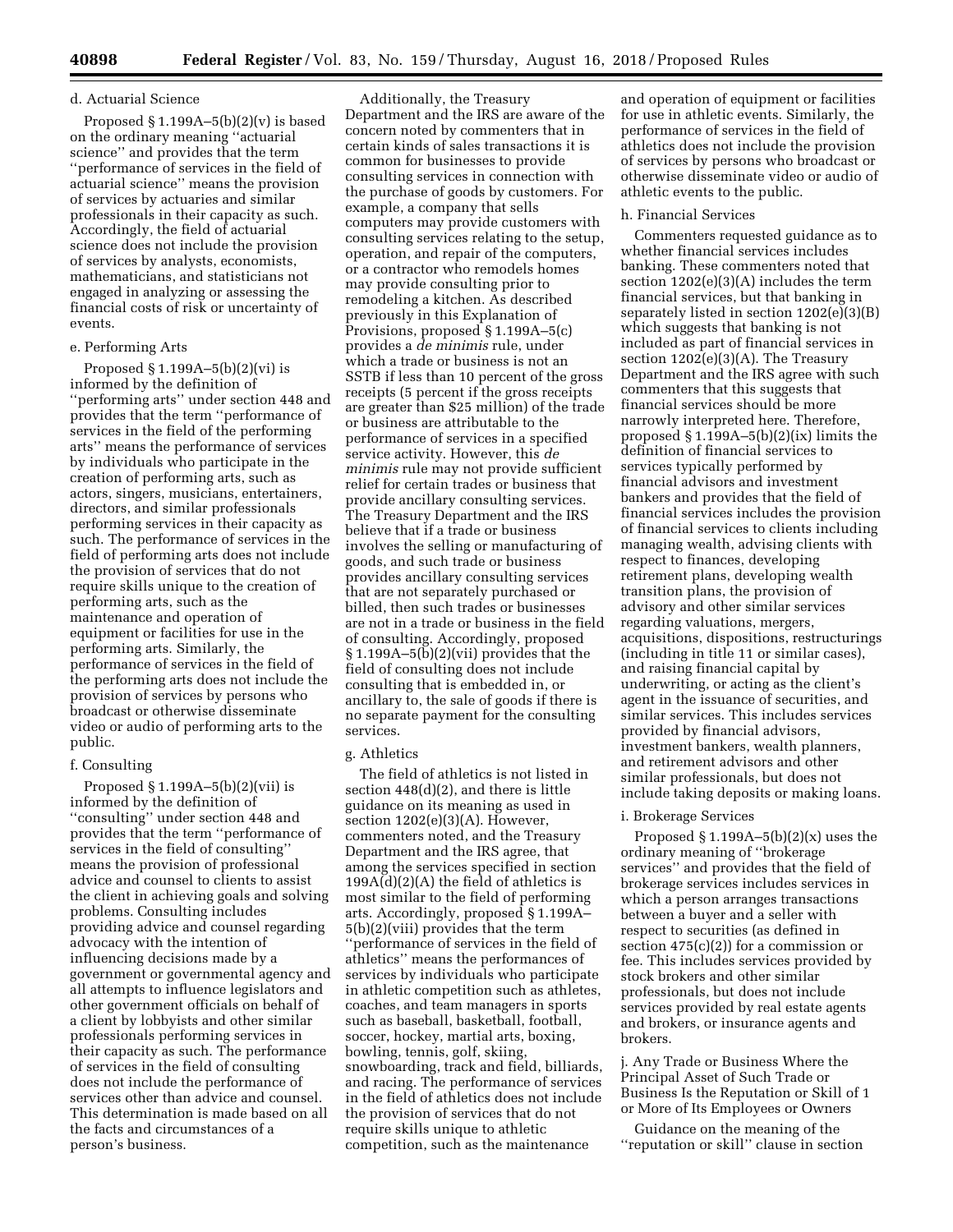#### d. Actuarial Science

Proposed § 1.199A–5(b)(2)(v) is based on the ordinary meaning ''actuarial science'' and provides that the term ''performance of services in the field of actuarial science'' means the provision of services by actuaries and similar professionals in their capacity as such. Accordingly, the field of actuarial science does not include the provision of services by analysts, economists, mathematicians, and statisticians not engaged in analyzing or assessing the financial costs of risk or uncertainty of events.

#### e. Performing Arts

Proposed § 1.199A–5(b)(2)(vi) is informed by the definition of ''performing arts'' under section 448 and provides that the term ''performance of services in the field of the performing arts'' means the performance of services by individuals who participate in the creation of performing arts, such as actors, singers, musicians, entertainers, directors, and similar professionals performing services in their capacity as such. The performance of services in the field of performing arts does not include the provision of services that do not require skills unique to the creation of performing arts, such as the maintenance and operation of equipment or facilities for use in the performing arts. Similarly, the performance of services in the field of the performing arts does not include the provision of services by persons who broadcast or otherwise disseminate video or audio of performing arts to the public.

#### f. Consulting

Proposed § 1.199A–5(b)(2)(vii) is informed by the definition of ''consulting'' under section 448 and provides that the term ''performance of services in the field of consulting'' means the provision of professional advice and counsel to clients to assist the client in achieving goals and solving problems. Consulting includes providing advice and counsel regarding advocacy with the intention of influencing decisions made by a government or governmental agency and all attempts to influence legislators and other government officials on behalf of a client by lobbyists and other similar professionals performing services in their capacity as such. The performance of services in the field of consulting does not include the performance of services other than advice and counsel. This determination is made based on all the facts and circumstances of a person's business.

Additionally, the Treasury Department and the IRS are aware of the concern noted by commenters that in certain kinds of sales transactions it is common for businesses to provide consulting services in connection with the purchase of goods by customers. For example, a company that sells computers may provide customers with consulting services relating to the setup, operation, and repair of the computers, or a contractor who remodels homes may provide consulting prior to remodeling a kitchen. As described previously in this Explanation of Provisions, proposed § 1.199A–5(c) provides a *de minimis* rule, under which a trade or business is not an SSTB if less than 10 percent of the gross receipts (5 percent if the gross receipts are greater than $25 million) of the trade or business are attributable to the performance of services in a specified service activity. However, this *de minimis* rule may not provide sufficient relief for certain trades or business that provide ancillary consulting services. The Treasury Department and the IRS believe that if a trade or business involves the selling or manufacturing of goods, and such trade or business provides ancillary consulting services that are not separately purchased or billed, then such trades or businesses are not in a trade or business in the field of consulting. Accordingly, proposed § 1.199A–5(b)(2)(vii) provides that the field of consulting does not include consulting that is embedded in, or ancillary to, the sale of goods if there is no separate payment for the consulting services.

#### g. Athletics

The field of athletics is not listed in section 448(d)(2), and there is little guidance on its meaning as used in section 1202(e)(3)(A). However, commenters noted, and the Treasury Department and the IRS agree, that among the services specified in section 199A(d)(2)(A) the field of athletics is most similar to the field of performing arts. Accordingly, proposed § 1.199A–5(b)(2)(viii) provides that the term ''performance of services in the field of athletics'' means the performances of services by individuals who participate in athletic competition such as athletes, coaches, and team managers in sports such as baseball, basketball, football, soccer, hockey, martial arts, boxing, bowling, tennis, golf, skiing, snowboarding, track and field, billiards, and racing. The performance of services in the field of athletics does not include the provision of services that do not require skills unique to athletic competition, such as the maintenance and operation of equipment or facilities for use in athletic events. Similarly, the performance of services in the field of athletics does not include the provision of services by persons who broadcast or otherwise disseminate video or audio of athletic events to the public.

#### h. Financial Services

Commenters requested guidance as to whether financial services includes banking. These commenters noted that section 1202(e)(3)(A) includes the term financial services, but that banking in separately listed in section 1202(e)(3)(B) which suggests that banking is not included as part of financial services in section 1202(e)(3)(A). The Treasury Department and the IRS agree with such commenters that this suggests that financial services should be more narrowly interpreted here. Therefore, proposed § 1.199A–5(b)(2)(ix) limits the definition of financial services to services typically performed by financial advisors and investment bankers and provides that the field of financial services includes the provision of financial services to clients including managing wealth, advising clients with respect to finances, developing retirement plans, developing wealth transition plans, the provision of advisory and other similar services regarding valuations, mergers, acquisitions, dispositions, restructurings (including in title 11 or similar cases), and raising financial capital by underwriting, or acting as the client's agent in the issuance of securities, and similar services. This includes services provided by financial advisors, investment bankers, wealth planners, and retirement advisors and other similar professionals, but does not include taking deposits or making loans.

#### i. Brokerage Services

Proposed § 1.199A–5(b)(2)(x) uses the ordinary meaning of ''brokerage services'' and provides that the field of brokerage services includes services in which a person arranges transactions between a buyer and a seller with respect to securities (as defined in section 475(c)(2)) for a commission or fee. This includes services provided by stock brokers and other similar professionals, but does not include services provided by real estate agents and brokers, or insurance agents and brokers.

#### j. Any Trade or Business Where the Principal Asset of Such Trade or Business Is the Reputation or Skill of 1 or More of Its Employees or Owners

Guidance on the meaning of the ''reputation or skill'' clause in section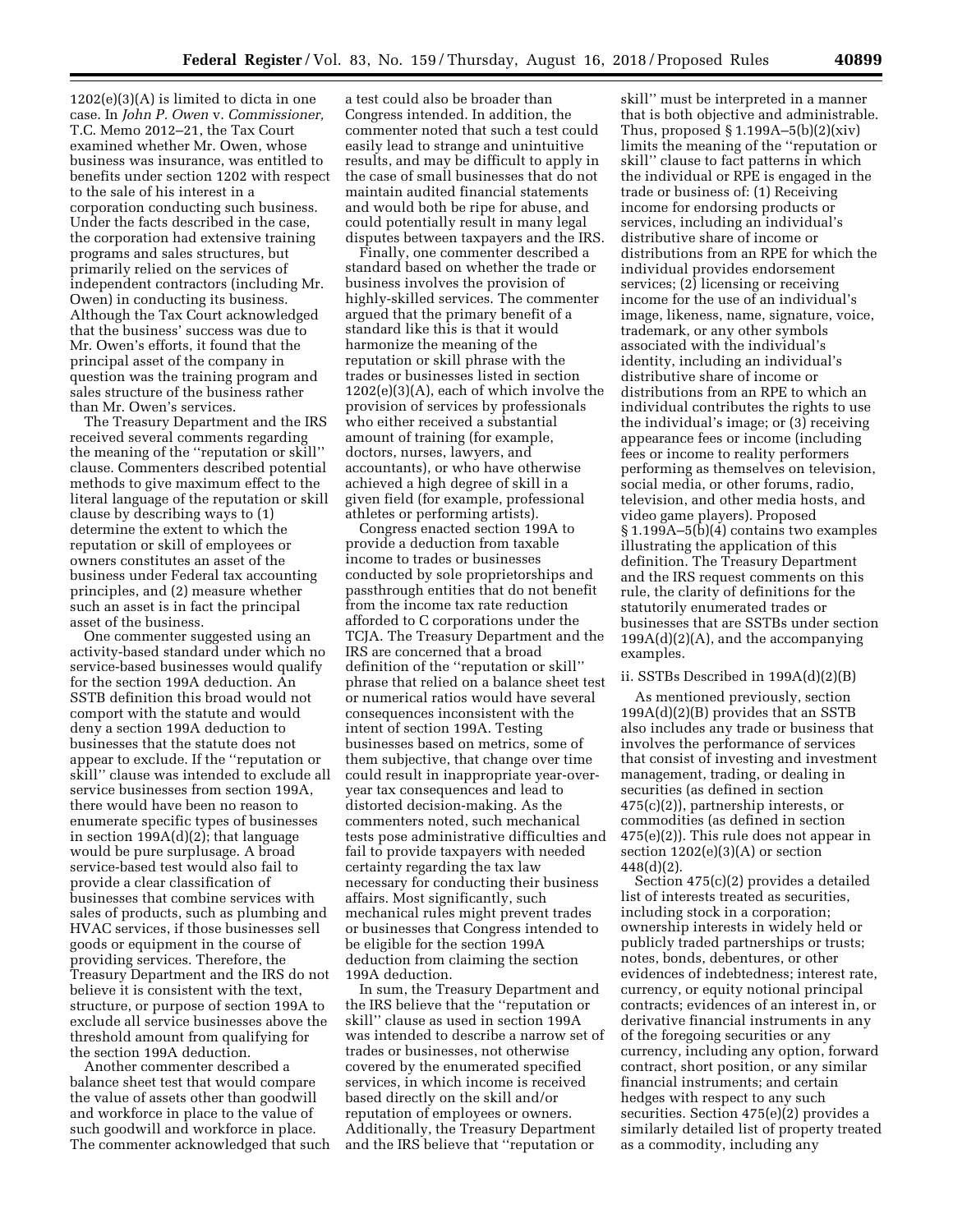1202(e)(3)(A) is limited to dicta in one case. In *John P. Owen* v. *Commissioner,* T.C. Memo 2012–21, the Tax Court examined whether Mr. Owen, whose business was insurance, was entitled to benefits under section 1202 with respect to the sale of his interest in a corporation conducting such business. Under the facts described in the case, the corporation had extensive training programs and sales structures, but primarily relied on the services of independent contractors (including Mr. Owen) in conducting its business. Although the Tax Court acknowledged that the business' success was due to Mr. Owen's efforts, it found that the principal asset of the company in question was the training program and sales structure of the business rather than Mr. Owen's services.

The Treasury Department and the IRS received several comments regarding the meaning of the ''reputation or skill'' clause. Commenters described potential methods to give maximum effect to the literal language of the reputation or skill clause by describing ways to (1) determine the extent to which the reputation or skill of employees or owners constitutes an asset of the business under Federal tax accounting principles, and (2) measure whether such an asset is in fact the principal asset of the business.

One commenter suggested using an activity-based standard under which no service-based businesses would qualify for the section 199A deduction. An SSTB definition this broad would not comport with the statute and would deny a section 199A deduction to businesses that the statute does not appear to exclude. If the ''reputation or skill'' clause was intended to exclude all service businesses from section 199A, there would have been no reason to enumerate specific types of businesses in section 199A(d)(2); that language would be pure surplusage. A broad service-based test would also fail to provide a clear classification of businesses that combine services with sales of products, such as plumbing and HVAC services, if those businesses sell goods or equipment in the course of providing services. Therefore, the Treasury Department and the IRS do not believe it is consistent with the text, structure, or purpose of section 199A to exclude all service businesses above the threshold amount from qualifying for the section 199A deduction.

Another commenter described a balance sheet test that would compare the value of assets other than goodwill and workforce in place to the value of such goodwill and workforce in place. The commenter acknowledged that such a test could also be broader than Congress intended. In addition, the commenter noted that such a test could easily lead to strange and unintuitive results, and may be difficult to apply in the case of small businesses that do not maintain audited financial statements and would both be ripe for abuse, and could potentially result in many legal disputes between taxpayers and the IRS.

Finally, one commenter described a standard based on whether the trade or business involves the provision of highly-skilled services. The commenter argued that the primary benefit of a standard like this is that it would harmonize the meaning of the reputation or skill phrase with the trades or businesses listed in section 1202(e)(3)(A), each of which involve the provision of services by professionals who either received a substantial amount of training (for example, doctors, nurses, lawyers, and accountants), or who have otherwise achieved a high degree of skill in a given field (for example, professional athletes or performing artists).

Congress enacted section 199A to provide a deduction from taxable income to trades or businesses conducted by sole proprietorships and passthrough entities that do not benefit from the income tax rate reduction afforded to C corporations under the TCJA. The Treasury Department and the IRS are concerned that a broad definition of the ''reputation or skill'' phrase that relied on a balance sheet test or numerical ratios would have several consequences inconsistent with the intent of section 199A. Testing businesses based on metrics, some of them subjective, that change over time could result in inappropriate year-over-year tax consequences and lead to distorted decision-making. As the commenters noted, such mechanical tests pose administrative difficulties and fail to provide taxpayers with needed certainty regarding the tax law necessary for conducting their business affairs. Most significantly, such mechanical rules might prevent trades or businesses that Congress intended to be eligible for the section 199A deduction from claiming the section 199A deduction.

In sum, the Treasury Department and the IRS believe that the ''reputation or skill'' clause as used in section 199A was intended to describe a narrow set of trades or businesses, not otherwise covered by the enumerated specified services, in which income is received based directly on the skill and/or reputation of employees or owners. Additionally, the Treasury Department and the IRS believe that ''reputation or skill'' must be interpreted in a manner that is both objective and administrable. Thus, proposed § 1.199A–5(b)(2)(xiv) limits the meaning of the ''reputation or skill'' clause to fact patterns in which the individual or RPE is engaged in the trade or business of: (1) Receiving income for endorsing products or services, including an individual's distributive share of income or distributions from an RPE for which the individual provides endorsement services; (2) licensing or receiving income for the use of an individual's image, likeness, name, signature, voice, trademark, or any other symbols associated with the individual's identity, including an individual's distributive share of income or distributions from an RPE to which an individual contributes the rights to use the individual's image; or (3) receiving appearance fees or income (including fees or income to reality performers performing as themselves on television, social media, or other forums, radio, television, and other media hosts, and video game players). Proposed § 1.199A–5(b)(4) contains two examples illustrating the application of this definition. The Treasury Department and the IRS request comments on this rule, the clarity of definitions for the statutorily enumerated trades or businesses that are SSTBs under section 199A(d)(2)(A), and the accompanying examples.

ii. SSTBs Described in 199A(d)(2)(B)

As mentioned previously, section 199A(d)(2)(B) provides that an SSTB also includes any trade or business that involves the performance of services that consist of investing and investment management, trading, or dealing in securities (as defined in section 475(c)(2)), partnership interests, or commodities (as defined in section 475(e)(2)). This rule does not appear in section 1202(e)(3)(A) or section 448(d)(2).

Section 475(c)(2) provides a detailed list of interests treated as securities, including stock in a corporation; ownership interests in widely held or publicly traded partnerships or trusts; notes, bonds, debentures, or other evidences of indebtedness; interest rate, currency, or equity notional principal contracts; evidences of an interest in, or derivative financial instruments in any of the foregoing securities or any currency, including any option, forward contract, short position, or any similar financial instruments; and certain hedges with respect to any such securities. Section 475(e)(2) provides a similarly detailed list of property treated as a commodity, including any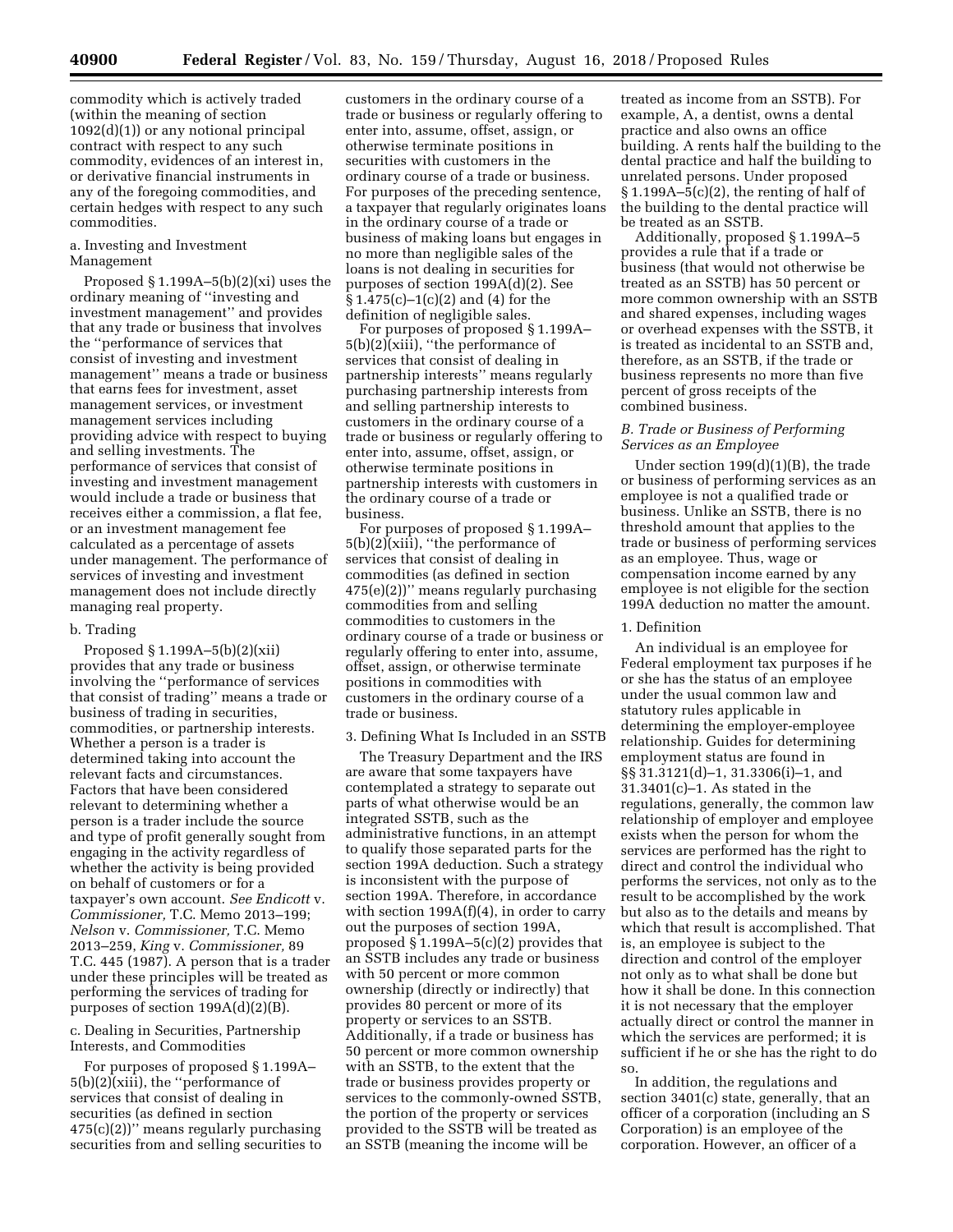commodity which is actively traded (within the meaning of section 1092(d)(1)) or any notional principal contract with respect to any such commodity, evidences of an interest in, or derivative financial instruments in any of the foregoing commodities, and certain hedges with respect to any such commodities.

a. Investing and Investment Management

Proposed § 1.199A–5(b)(2)(xi) uses the ordinary meaning of ''investing and investment management'' and provides that any trade or business that involves the ''performance of services that consist of investing and investment management'' means a trade or business that earns fees for investment, asset management services, or investment management services including providing advice with respect to buying and selling investments. The performance of services that consist of investing and investment management would include a trade or business that receives either a commission, a flat fee, or an investment management fee calculated as a percentage of assets under management. The performance of services of investing and investment management does not include directly managing real property.

b. Trading

Proposed § 1.199A–5(b)(2)(xii) provides that any trade or business involving the ''performance of services that consist of trading'' means a trade or business of trading in securities, commodities, or partnership interests. Whether a person is a trader is determined taking into account the relevant facts and circumstances. Factors that have been considered relevant to determining whether a person is a trader include the source and type of profit generally sought from engaging in the activity regardless of whether the activity is being provided on behalf of customers or for a taxpayer's own account. *See Endicott* v. *Commissioner,* T.C. Memo 2013–199; *Nelson* v. *Commissioner,* T.C. Memo 2013–259, *King* v. *Commissioner,* 89 T.C. 445 (1987). A person that is a trader under these principles will be treated as performing the services of trading for purposes of section 199A(d)(2)(B).

c. Dealing in Securities, Partnership Interests, and Commodities

For purposes of proposed § 1.199A–5(b)(2)(xiii), the ''performance of services that consist of dealing in securities (as defined in section 475(c)(2))'' means regularly purchasing securities from and selling securities to customers in the ordinary course of a trade or business or regularly offering to enter into, assume, offset, assign, or otherwise terminate positions in securities with customers in the ordinary course of a trade or business. For purposes of the preceding sentence, a taxpayer that regularly originates loans in the ordinary course of a trade or business of making loans but engages in no more than negligible sales of the loans is not dealing in securities for purposes of section 199A(d)(2). See § 1.475(c)–1(c)(2) and (4) for the definition of negligible sales.

For purposes of proposed § 1.199A–5(b)(2)(xiii), ''the performance of services that consist of dealing in partnership interests'' means regularly purchasing partnership interests from and selling partnership interests to customers in the ordinary course of a trade or business or regularly offering to enter into, assume, offset, assign, or otherwise terminate positions in partnership interests with customers in the ordinary course of a trade or business.

For purposes of proposed § 1.199A–5(b)(2)(xiii), ''the performance of services that consist of dealing in commodities (as defined in section 475(e)(2))'' means regularly purchasing commodities from and selling commodities to customers in the ordinary course of a trade or business or regularly offering to enter into, assume, offset, assign, or otherwise terminate positions in commodities with customers in the ordinary course of a trade or business.

3. Defining What Is Included in an SSTB

The Treasury Department and the IRS are aware that some taxpayers have contemplated a strategy to separate out parts of what otherwise would be an integrated SSTB, such as the administrative functions, in an attempt to qualify those separated parts for the section 199A deduction. Such a strategy is inconsistent with the purpose of section 199A. Therefore, in accordance with section 199A(f)(4), in order to carry out the purposes of section 199A, proposed § 1.199A–5(c)(2) provides that an SSTB includes any trade or business with 50 percent or more common ownership (directly or indirectly) that provides 80 percent or more of its property or services to an SSTB. Additionally, if a trade or business has 50 percent or more common ownership with an SSTB, to the extent that the trade or business provides property or services to the commonly-owned SSTB, the portion of the property or services provided to the SSTB will be treated as an SSTB (meaning the income will be treated as income from an SSTB). For example, A, a dentist, owns a dental practice and also owns an office building. A rents half the building to the dental practice and half the building to unrelated persons. Under proposed § 1.199A–5(c)(2), the renting of half of the building to the dental practice will be treated as an SSTB.

Additionally, proposed § 1.199A–5 provides a rule that if a trade or business (that would not otherwise be treated as an SSTB) has 50 percent or more common ownership with an SSTB and shared expenses, including wages or overhead expenses with the SSTB, it is treated as incidental to an SSTB and, therefore, as an SSTB, if the trade or business represents no more than five percent of gross receipts of the combined business.

### *B. Trade or Business of Performing Services as an Employee*

Under section 199(d)(1)(B), the trade or business of performing services as an employee is not a qualified trade or business. Unlike an SSTB, there is no threshold amount that applies to the trade or business of performing services as an employee. Thus, wage or compensation income earned by any employee is not eligible for the section 199A deduction no matter the amount.

1. Definition

An individual is an employee for Federal employment tax purposes if he or she has the status of an employee under the usual common law and statutory rules applicable in determining the employer-employee relationship. Guides for determining employment status are found in §§ 31.3121(d)–1, 31.3306(i)–1, and 31.3401(c)–1. As stated in the regulations, generally, the common law relationship of employer and employee exists when the person for whom the services are performed has the right to direct and control the individual who performs the services, not only as to the result to be accomplished by the work but also as to the details and means by which that result is accomplished. That is, an employee is subject to the direction and control of the employer not only as to what shall be done but how it shall be done. In this connection it is not necessary that the employer actually direct or control the manner in which the services are performed; it is sufficient if he or she has the right to do so.

In addition, the regulations and section 3401(c) state, generally, that an officer of a corporation (including an S Corporation) is an employee of the corporation. However, an officer of a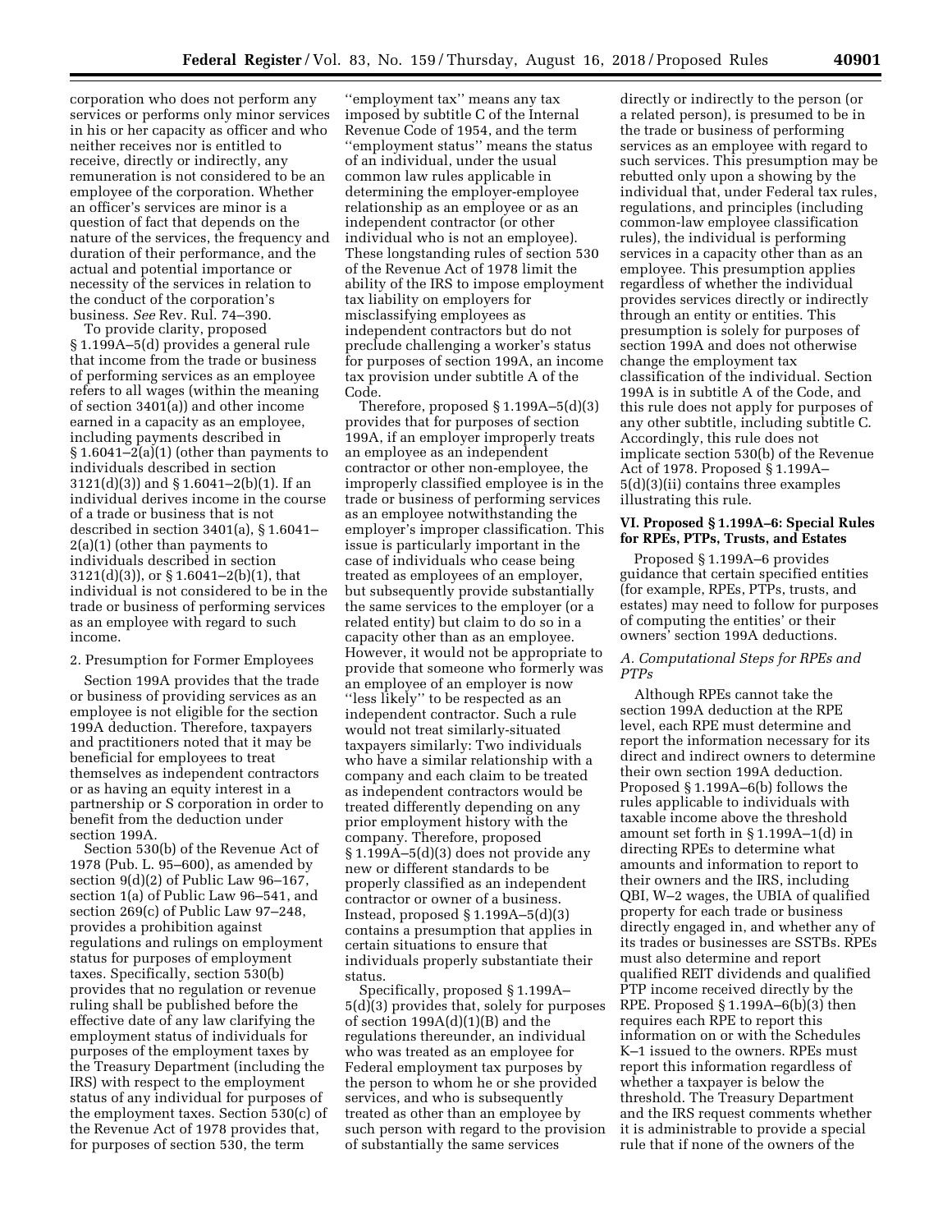corporation who does not perform any services or performs only minor services in his or her capacity as officer and who neither receives nor is entitled to receive, directly or indirectly, any remuneration is not considered to be an employee of the corporation. Whether an officer's services are minor is a question of fact that depends on the nature of the services, the frequency and duration of their performance, and the actual and potential importance or necessity of the services in relation to the conduct of the corporation's business. *See* Rev. Rul. 74–390.

To provide clarity, proposed § 1.199A–5(d) provides a general rule that income from the trade or business of performing services as an employee refers to all wages (within the meaning of section 3401(a)) and other income earned in a capacity as an employee, including payments described in § 1.6041–2(a)(1) (other than payments to individuals described in section 3121(d)(3)) and § 1.6041–2(b)(1). If an individual derives income in the course of a trade or business that is not described in section 3401(a), § 1.6041–2(a)(1) (other than payments to individuals described in section 3121(d)(3)), or § 1.6041–2(b)(1), that individual is not considered to be in the trade or business of performing services as an employee with regard to such income.

2. Presumption for Former Employees

Section 199A provides that the trade or business of providing services as an employee is not eligible for the section 199A deduction. Therefore, taxpayers and practitioners noted that it may be beneficial for employees to treat themselves as independent contractors or as having an equity interest in a partnership or S corporation in order to benefit from the deduction under section 199A.

Section 530(b) of the Revenue Act of 1978 (Pub. L. 95–600), as amended by section 9(d)(2) of Public Law 96–167, section 1(a) of Public Law 96–541, and section 269(c) of Public Law 97–248, provides a prohibition against regulations and rulings on employment status for purposes of employment taxes. Specifically, section 530(b) provides that no regulation or revenue ruling shall be published before the effective date of any law clarifying the employment status of individuals for purposes of the employment taxes by the Treasury Department (including the IRS) with respect to the employment status of any individual for purposes of the employment taxes. Section 530(c) of the Revenue Act of 1978 provides that, for purposes of section 530, the term ''employment tax'' means any tax imposed by subtitle C of the Internal Revenue Code of 1954, and the term ''employment status'' means the status of an individual, under the usual common law rules applicable in determining the employer-employee relationship as an employee or as an independent contractor (or other individual who is not an employee). These longstanding rules of section 530 of the Revenue Act of 1978 limit the ability of the IRS to impose employment tax liability on employers for misclassifying employees as independent contractors but do not preclude challenging a worker's status for purposes of section 199A, an income tax provision under subtitle A of the Code.

Therefore, proposed § 1.199A–5(d)(3) provides that for purposes of section 199A, if an employer improperly treats an employee as an independent contractor or other non-employee, the improperly classified employee is in the trade or business of performing services as an employee notwithstanding the employer's improper classification. This issue is particularly important in the case of individuals who cease being treated as employees of an employer, but subsequently provide substantially the same services to the employer (or a related entity) but claim to do so in a capacity other than as an employee. However, it would not be appropriate to provide that someone who formerly was an employee of an employer is now ''less likely'' to be respected as an independent contractor. Such a rule would not treat similarly-situated taxpayers similarly: Two individuals who have a similar relationship with a company and each claim to be treated as independent contractors would be treated differently depending on any prior employment history with the company. Therefore, proposed § 1.199A–5(d)(3) does not provide any new or different standards to be properly classified as an independent contractor or owner of a business. Instead, proposed § 1.199A–5(d)(3) contains a presumption that applies in certain situations to ensure that individuals properly substantiate their status.

Specifically, proposed § 1.199A–5(d)(3) provides that, solely for purposes of section 199A(d)(1)(B) and the regulations thereunder, an individual who was treated as an employee for Federal employment tax purposes by the person to whom he or she provided services, and who is subsequently treated as other than an employee by such person with regard to the provision of substantially the same services directly or indirectly to the person (or a related person), is presumed to be in the trade or business of performing services as an employee with regard to such services. This presumption may be rebutted only upon a showing by the individual that, under Federal tax rules, regulations, and principles (including common-law employee classification rules), the individual is performing services in a capacity other than as an employee. This presumption applies regardless of whether the individual provides services directly or indirectly through an entity or entities. This presumption is solely for purposes of section 199A and does not otherwise change the employment tax classification of the individual. Section 199A is in subtitle A of the Code, and this rule does not apply for purposes of any other subtitle, including subtitle C. Accordingly, this rule does not implicate section 530(b) of the Revenue Act of 1978. Proposed § 1.199A–5(d)(3)(ii) contains three examples illustrating this rule.

## VI. Proposed § 1.199A–6: Special Rules for RPEs, PTPs, Trusts, and Estates

Proposed § 1.199A–6 provides guidance that certain specified entities (for example, RPEs, PTPs, trusts, and estates) may need to follow for purposes of computing the entities' or their owners' section 199A deductions.

### *A. Computational Steps for RPEs and PTPs*

Although RPEs cannot take the section 199A deduction at the RPE level, each RPE must determine and report the information necessary for its direct and indirect owners to determine their own section 199A deduction. Proposed § 1.199A–6(b) follows the rules applicable to individuals with taxable income above the threshold amount set forth in § 1.199A–1(d) in directing RPEs to determine what amounts and information to report to their owners and the IRS, including QBI, W–2 wages, the UBIA of qualified property for each trade or business directly engaged in, and whether any of its trades or businesses are SSTBs. RPEs must also determine and report qualified REIT dividends and qualified PTP income received directly by the RPE. Proposed § 1.199A–6(b)(3) then requires each RPE to report this information on or with the Schedules K–1 issued to the owners. RPEs must report this information regardless of whether a taxpayer is below the threshold. The Treasury Department and the IRS request comments whether it is administrable to provide a special rule that if none of the owners of the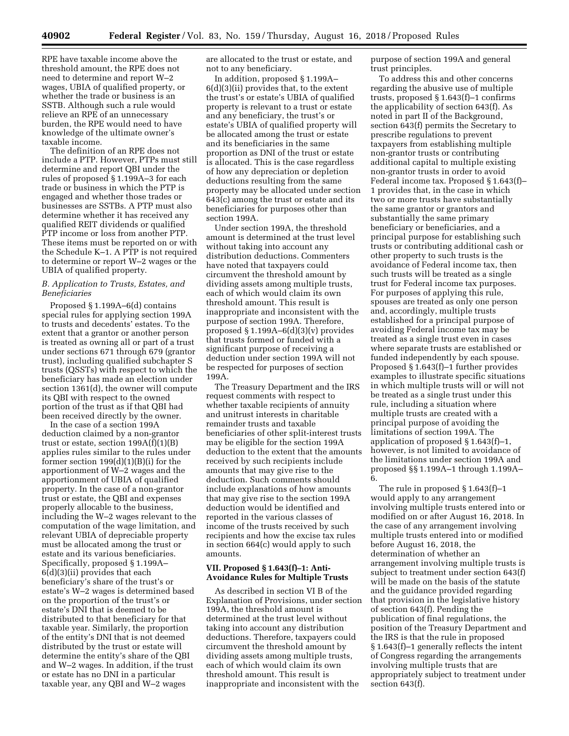RPE have taxable income above the threshold amount, the RPE does not need to determine and report W–2 wages, UBIA of qualified property, or whether the trade or business is an SSTB. Although such a rule would relieve an RPE of an unnecessary burden, the RPE would need to have knowledge of the ultimate owner's taxable income.

The definition of an RPE does not include a PTP. However, PTPs must still determine and report QBI under the rules of proposed § 1.199A–3 for each trade or business in which the PTP is engaged and whether those trades or businesses are SSTBs. A PTP must also determine whether it has received any qualified REIT dividends or qualified PTP income or loss from another PTP. These items must be reported on or with the Schedule K–1. A PTP is not required to determine or report W–2 wages or the UBIA of qualified property.

### *B. Application to Trusts, Estates, and Beneficiaries*

Proposed § 1.199A–6(d) contains special rules for applying section 199A to trusts and decedents' estates. To the extent that a grantor or another person is treated as owning all or part of a trust under sections 671 through 679 (grantor trust), including qualified subchapter S trusts (QSSTs) with respect to which the beneficiary has made an election under section 1361(d), the owner will compute its QBI with respect to the owned portion of the trust as if that QBI had been received directly by the owner.

In the case of a section 199A deduction claimed by a non-grantor trust or estate, section 199A(f)(1)(B) applies rules similar to the rules under former section 199(d)(1)(B)(i) for the apportionment of W–2 wages and the apportionment of UBIA of qualified property. In the case of a non-grantor trust or estate, the QBI and expenses properly allocable to the business, including the W–2 wages relevant to the computation of the wage limitation, and relevant UBIA of depreciable property must be allocated among the trust or estate and its various beneficiaries. Specifically, proposed § 1.199A–6(d)(3)(ii) provides that each beneficiary's share of the trust's or estate's W–2 wages is determined based on the proportion of the trust's or estate's DNI that is deemed to be distributed to that beneficiary for that taxable year. Similarly, the proportion of the entity's DNI that is not deemed distributed by the trust or estate will determine the entity's share of the QBI and W–2 wages. In addition, if the trust or estate has no DNI in a particular taxable year, any QBI and W–2 wages are allocated to the trust or estate, and not to any beneficiary.

In addition, proposed § 1.199A–6(d)(3)(ii) provides that, to the extent the trust's or estate's UBIA of qualified property is relevant to a trust or estate and any beneficiary, the trust's or estate's UBIA of qualified property will be allocated among the trust or estate and its beneficiaries in the same proportion as DNI of the trust or estate is allocated. This is the case regardless of how any depreciation or depletion deductions resulting from the same property may be allocated under section 643(c) among the trust or estate and its beneficiaries for purposes other than section 199A.

Under section 199A, the threshold amount is determined at the trust level without taking into account any distribution deductions. Commenters have noted that taxpayers could circumvent the threshold amount by dividing assets among multiple trusts, each of which would claim its own threshold amount. This result is inappropriate and inconsistent with the purpose of section 199A. Therefore, proposed § 1.199A–6(d)(3)(v) provides that trusts formed or funded with a significant purpose of receiving a deduction under section 199A will not be respected for purposes of section 199A.

The Treasury Department and the IRS request comments with respect to whether taxable recipients of annuity and unitrust interests in charitable remainder trusts and taxable beneficiaries of other split-interest trusts may be eligible for the section 199A deduction to the extent that the amounts received by such recipients include amounts that may give rise to the deduction. Such comments should include explanations of how amounts that may give rise to the section 199A deduction would be identified and reported in the various classes of income of the trusts received by such recipients and how the excise tax rules in section 664(c) would apply to such amounts.

## VII. Proposed § 1.643(f)–1: Anti-Avoidance Rules for Multiple Trusts

As described in section VI B of the Explanation of Provisions, under section 199A, the threshold amount is determined at the trust level without taking into account any distribution deductions. Therefore, taxpayers could circumvent the threshold amount by dividing assets among multiple trusts, each of which would claim its own threshold amount. This result is inappropriate and inconsistent with the purpose of section 199A and general trust principles.

To address this and other concerns regarding the abusive use of multiple trusts, proposed § 1.643(f)–1 confirms the applicability of section 643(f). As noted in part II of the Background, section 643(f) permits the Secretary to prescribe regulations to prevent taxpayers from establishing multiple non-grantor trusts or contributing additional capital to multiple existing non-grantor trusts in order to avoid Federal income tax. Proposed § 1.643(f)–1 provides that, in the case in which two or more trusts have substantially the same grantor or grantors and substantially the same primary beneficiary or beneficiaries, and a principal purpose for establishing such trusts or contributing additional cash or other property to such trusts is the avoidance of Federal income tax, then such trusts will be treated as a single trust for Federal income tax purposes. For purposes of applying this rule, spouses are treated as only one person and, accordingly, multiple trusts established for a principal purpose of avoiding Federal income tax may be treated as a single trust even in cases where separate trusts are established or funded independently by each spouse. Proposed § 1.643(f)–1 further provides examples to illustrate specific situations in which multiple trusts will or will not be treated as a single trust under this rule, including a situation where multiple trusts are created with a principal purpose of avoiding the limitations of section 199A. The application of proposed § 1.643(f)–1, however, is not limited to avoidance of the limitations under section 199A and proposed §§ 1.199A–1 through 1.199A–6.

The rule in proposed § 1.643(f)–1 would apply to any arrangement involving multiple trusts entered into or modified on or after August 16, 2018. In the case of any arrangement involving multiple trusts entered into or modified before August 16, 2018, the determination of whether an arrangement involving multiple trusts is subject to treatment under section 643(f) will be made on the basis of the statute and the guidance provided regarding that provision in the legislative history of section 643(f). Pending the publication of final regulations, the position of the Treasury Department and the IRS is that the rule in proposed § 1.643(f)–1 generally reflects the intent of Congress regarding the arrangements involving multiple trusts that are appropriately subject to treatment under section 643(f).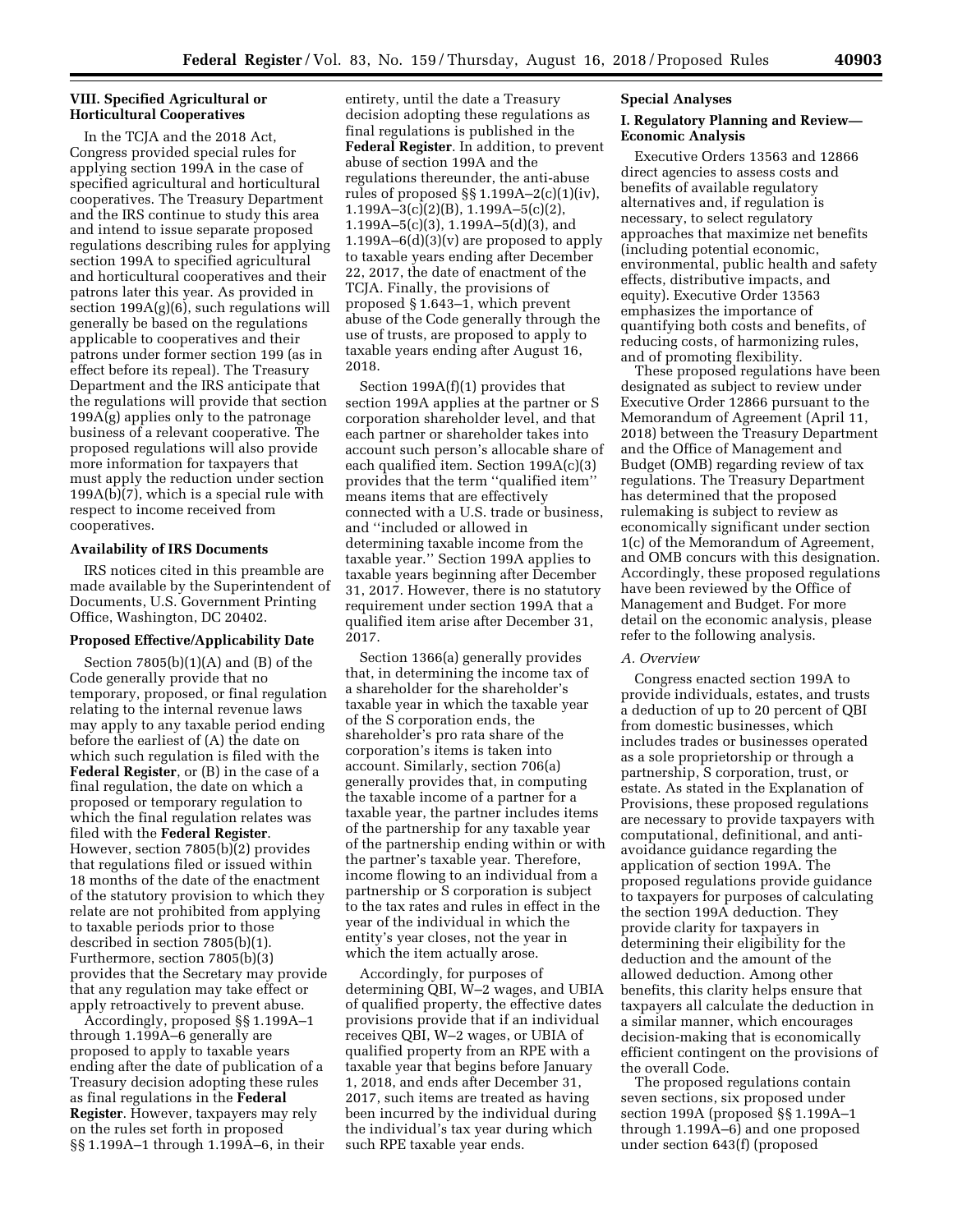### VIII. Specified Agricultural or Horticultural Cooperatives

In the TCJA and the 2018 Act, Congress provided special rules for applying section 199A in the case of specified agricultural and horticultural cooperatives. The Treasury Department and the IRS continue to study this area and intend to issue separate proposed regulations describing rules for applying section 199A to specified agricultural and horticultural cooperatives and their patrons later this year. As provided in section 199A(g)(6), such regulations will generally be based on the regulations applicable to cooperatives and their patrons under former section 199 (as in effect before its repeal). The Treasury Department and the IRS anticipate that the regulations will provide that section 199A(g) applies only to the patronage business of a relevant cooperative. The proposed regulations will also provide more information for taxpayers that must apply the reduction under section 199A(b)(7), which is a special rule with respect to income received from cooperatives.

### Availability of IRS Documents

IRS notices cited in this preamble are made available by the Superintendent of Documents, U.S. Government Printing Office, Washington, DC 20402.

### Proposed Effective/Applicability Date

Section 7805(b)(1)(A) and (B) of the Code generally provide that no temporary, proposed, or final regulation relating to the internal revenue laws may apply to any taxable period ending before the earliest of (A) the date on which such regulation is filed with the **Federal Register**, or (B) in the case of a final regulation, the date on which a proposed or temporary regulation to which the final regulation relates was filed with the **Federal Register**. However, section 7805(b)(2) provides that regulations filed or issued within 18 months of the date of the enactment of the statutory provision to which they relate are not prohibited from applying to taxable periods prior to those described in section 7805(b)(1). Furthermore, section 7805(b)(3) provides that the Secretary may provide that any regulation may take effect or apply retroactively to prevent abuse.

Accordingly, proposed §§ 1.199A–1 through 1.199A–6 generally are proposed to apply to taxable years ending after the date of publication of a Treasury decision adopting these rules as final regulations in the **Federal Register**. However, taxpayers may rely on the rules set forth in proposed §§ 1.199A–1 through 1.199A–6, in their entirety, until the date a Treasury decision adopting these regulations as final regulations is published in the **Federal Register**. In addition, to prevent abuse of section 199A and the regulations thereunder, the anti-abuse rules of proposed §§ 1.199A–2(c)(1)(iv), 1.199A–3(c)(2)(B), 1.199A–5(c)(2), 1.199A–5(c)(3), 1.199A–5(d)(3), and 1.199A–6(d)(3)(v) are proposed to apply to taxable years ending after December 22, 2017, the date of enactment of the TCJA. Finally, the provisions of proposed § 1.643–1, which prevent abuse of the Code generally through the use of trusts, are proposed to apply to taxable years ending after August 16, 2018.

Section 199A(f)(1) provides that section 199A applies at the partner or S corporation shareholder level, and that each partner or shareholder takes into account such person's allocable share of each qualified item. Section 199A(c)(3) provides that the term ''qualified item'' means items that are effectively connected with a U.S. trade or business, and ''included or allowed in determining taxable income from the taxable year.'' Section 199A applies to taxable years beginning after December 31, 2017. However, there is no statutory requirement under section 199A that a qualified item arise after December 31, 2017.

Section 1366(a) generally provides that, in determining the income tax of a shareholder for the shareholder's taxable year in which the taxable year of the S corporation ends, the shareholder's pro rata share of the corporation's items is taken into account. Similarly, section 706(a) generally provides that, in computing the taxable income of a partner for a taxable year, the partner includes items of the partnership for any taxable year of the partnership ending within or with the partner's taxable year. Therefore, income flowing to an individual from a partnership or S corporation is subject to the tax rates and rules in effect in the year of the individual in which the entity's year closes, not the year in which the item actually arose.

Accordingly, for purposes of determining QBI, W–2 wages, and UBIA of qualified property, the effective dates provisions provide that if an individual receives QBI, W–2 wages, or UBIA of qualified property from an RPE with a taxable year that begins before January 1, 2018, and ends after December 31, 2017, such items are treated as having been incurred by the individual during the individual's tax year during which such RPE taxable year ends.

### Special Analyses

#### I. Regulatory Planning and Review—Economic Analysis

Executive Orders 13563 and 12866 direct agencies to assess costs and benefits of available regulatory alternatives and, if regulation is necessary, to select regulatory approaches that maximize net benefits (including potential economic, environmental, public health and safety effects, distributive impacts, and equity). Executive Order 13563 emphasizes the importance of quantifying both costs and benefits, of reducing costs, of harmonizing rules, and of promoting flexibility.

These proposed regulations have been designated as subject to review under Executive Order 12866 pursuant to the Memorandum of Agreement (April 11, 2018) between the Treasury Department and the Office of Management and Budget (OMB) regarding review of tax regulations. The Treasury Department has determined that the proposed rulemaking is subject to review as economically significant under section 1(c) of the Memorandum of Agreement, and OMB concurs with this designation. Accordingly, these proposed regulations have been reviewed by the Office of Management and Budget. For more detail on the economic analysis, please refer to the following analysis.

*A. Overview*

Congress enacted section 199A to provide individuals, estates, and trusts a deduction of up to 20 percent of QBI from domestic businesses, which includes trades or businesses operated as a sole proprietorship or through a partnership, S corporation, trust, or estate. As stated in the Explanation of Provisions, these proposed regulations are necessary to provide taxpayers with computational, definitional, and anti-avoidance guidance regarding the application of section 199A. The proposed regulations provide guidance to taxpayers for purposes of calculating the section 199A deduction. They provide clarity for taxpayers in determining their eligibility for the deduction and the amount of the allowed deduction. Among other benefits, this clarity helps ensure that taxpayers all calculate the deduction in a similar manner, which encourages decision-making that is economically efficient contingent on the provisions of the overall Code.

The proposed regulations contain seven sections, six proposed under section 199A (proposed §§ 1.199A–1 through 1.199A–6) and one proposed under section 643(f) (proposed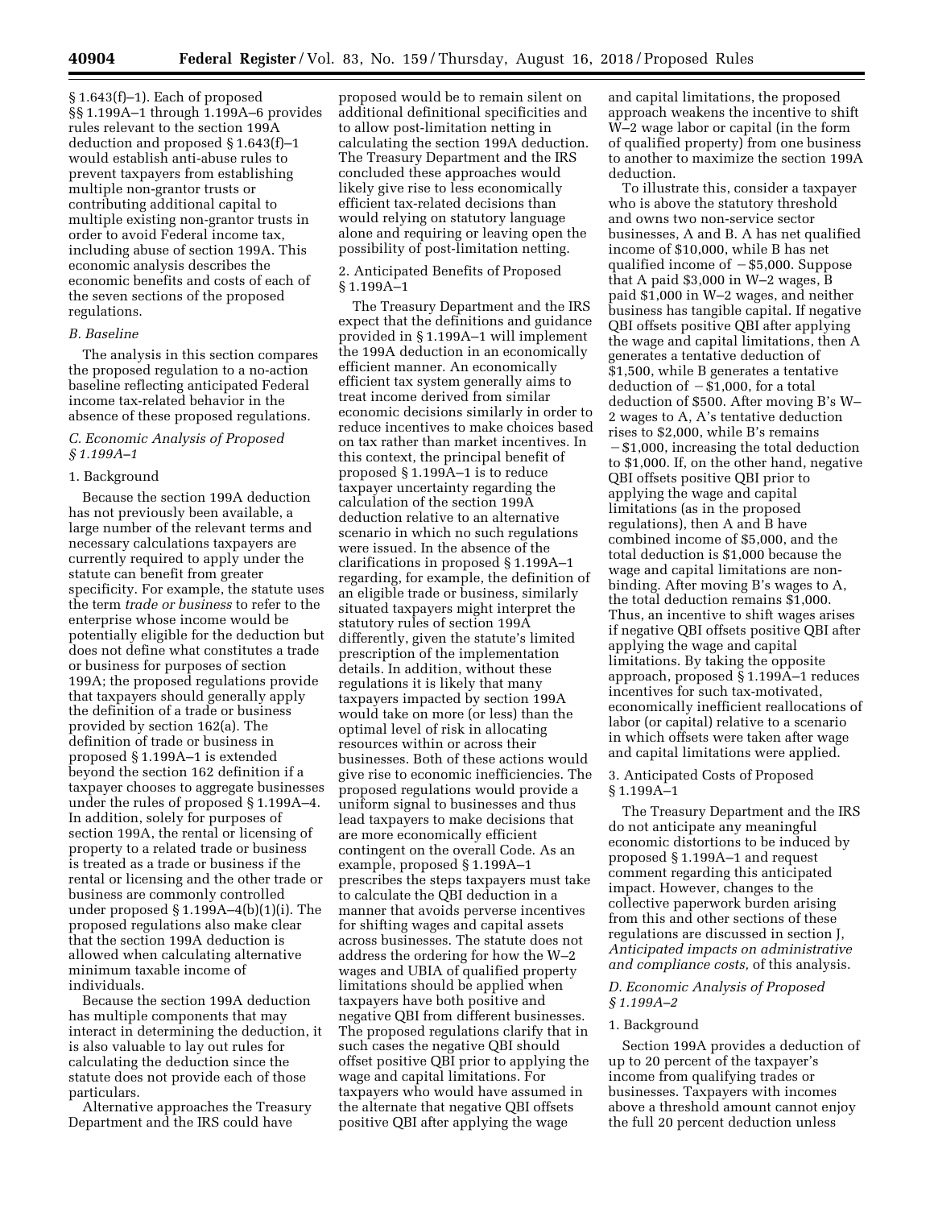§ 1.643(f)–1). Each of proposed §§ 1.199A–1 through 1.199A–6 provides rules relevant to the section 199A deduction and proposed § 1.643(f)–1 would establish anti-abuse rules to prevent taxpayers from establishing multiple non-grantor trusts or contributing additional capital to multiple existing non-grantor trusts in order to avoid Federal income tax, including abuse of section 199A. This economic analysis describes the economic benefits and costs of each of the seven sections of the proposed regulations.

### *B. Baseline*

The analysis in this section compares the proposed regulation to a no-action baseline reflecting anticipated Federal income tax-related behavior in the absence of these proposed regulations.

### *C. Economic Analysis of Proposed § 1.199A–1*

#### 1. Background

Because the section 199A deduction has not previously been available, a large number of the relevant terms and necessary calculations taxpayers are currently required to apply under the statute can benefit from greater specificity. For example, the statute uses the term *trade or business* to refer to the enterprise whose income would be potentially eligible for the deduction but does not define what constitutes a trade or business for purposes of section 199A; the proposed regulations provide that taxpayers should generally apply the definition of a trade or business provided by section 162(a). The definition of trade or business in proposed § 1.199A–1 is extended beyond the section 162 definition if a taxpayer chooses to aggregate businesses under the rules of proposed § 1.199A–4. In addition, solely for purposes of section 199A, the rental or licensing of property to a related trade or business is treated as a trade or business if the rental or licensing and the other trade or business are commonly controlled under proposed § 1.199A–4(b)(1)(i). The proposed regulations also make clear that the section 199A deduction is allowed when calculating alternative minimum taxable income of individuals.

Because the section 199A deduction has multiple components that may interact in determining the deduction, it is also valuable to lay out rules for calculating the deduction since the statute does not provide each of those particulars.

Alternative approaches the Treasury Department and the IRS could have proposed would be to remain silent on additional definitional specificities and to allow post-limitation netting in calculating the section 199A deduction. The Treasury Department and the IRS concluded these approaches would likely give rise to less economically efficient tax-related decisions than would relying on statutory language alone and requiring or leaving open the possibility of post-limitation netting.

#### 2. Anticipated Benefits of Proposed § 1.199A–1

The Treasury Department and the IRS expect that the definitions and guidance provided in § 1.199A–1 will implement the 199A deduction in an economically efficient manner. An economically efficient tax system generally aims to treat income derived from similar economic decisions similarly in order to reduce incentives to make choices based on tax rather than market incentives. In this context, the principal benefit of proposed § 1.199A–1 is to reduce taxpayer uncertainty regarding the calculation of the section 199A deduction relative to an alternative scenario in which no such regulations were issued. In the absence of the clarifications in proposed § 1.199A–1 regarding, for example, the definition of an eligible trade or business, similarly situated taxpayers might interpret the statutory rules of section 199A differently, given the statute's limited prescription of the implementation details. In addition, without these regulations it is likely that many taxpayers impacted by section 199A would take on more (or less) than the optimal level of risk in allocating resources within or across their businesses. Both of these actions would give rise to economic inefficiencies. The proposed regulations would provide a uniform signal to businesses and thus lead taxpayers to make decisions that are more economically efficient contingent on the overall Code. As an example, proposed § 1.199A–1 prescribes the steps taxpayers must take to calculate the QBI deduction in a manner that avoids perverse incentives for shifting wages and capital assets across businesses. The statute does not address the ordering for how the W–2 wages and UBIA of qualified property limitations should be applied when taxpayers have both positive and negative QBI from different businesses. The proposed regulations clarify that in such cases the negative QBI should offset positive QBI prior to applying the wage and capital limitations. For taxpayers who would have assumed in the alternate that negative QBI offsets positive QBI after applying the wage and capital limitations, the proposed approach weakens the incentive to shift W–2 wage labor or capital (in the form of qualified property) from one business to another to maximize the section 199A deduction.

To illustrate this, consider a taxpayer who is above the statutory threshold and owns two non-service sector businesses, A and B. A has net qualified income of $10,000, while B has net qualified income of −$5,000. Suppose that A paid $3,000 in W–2 wages, B paid $1,000 in W–2 wages, and neither business has tangible capital. If negative QBI offsets positive QBI after applying the wage and capital limitations, then A generates a tentative deduction of $1,500, while B generates a tentative deduction of −$1,000, for a total deduction of $500. After moving B's W–2 wages to A, A's tentative deduction rises to $2,000, while B's remains −$1,000, increasing the total deduction to $1,000. If, on the other hand, negative QBI offsets positive QBI prior to applying the wage and capital limitations (as in the proposed regulations), then A and B have combined income of $5,000, and the total deduction is $1,000 because the wage and capital limitations are non-binding. After moving B's wages to A, the total deduction remains $1,000. Thus, an incentive to shift wages arises if negative QBI offsets positive QBI after applying the wage and capital limitations. By taking the opposite approach, proposed § 1.199A–1 reduces incentives for such tax-motivated, economically inefficient reallocations of labor (or capital) relative to a scenario in which offsets were taken after wage and capital limitations were applied.

#### 3. Anticipated Costs of Proposed § 1.199A–1

The Treasury Department and the IRS do not anticipate any meaningful economic distortions to be induced by proposed § 1.199A–1 and request comment regarding this anticipated impact. However, changes to the collective paperwork burden arising from this and other sections of these regulations are discussed in section J, *Anticipated impacts on administrative and compliance costs,* of this analysis.

### *D. Economic Analysis of Proposed § 1.199A–2*

#### 1. Background

Section 199A provides a deduction of up to 20 percent of the taxpayer's income from qualifying trades or businesses. Taxpayers with incomes above a threshold amount cannot enjoy the full 20 percent deduction unless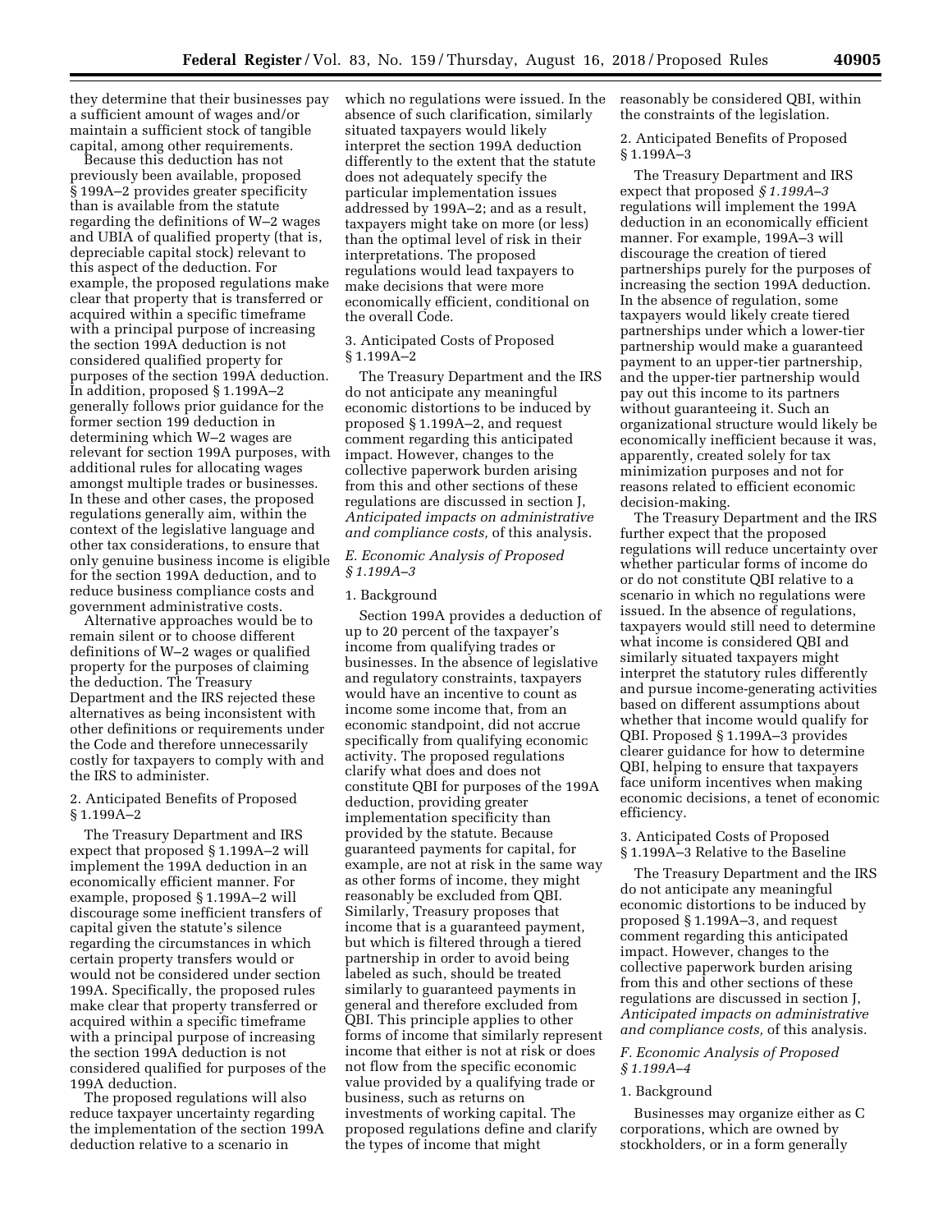they determine that their businesses pay a sufficient amount of wages and/or maintain a sufficient stock of tangible capital, among other requirements.

Because this deduction has not previously been available, proposed § 199A–2 provides greater specificity than is available from the statute regarding the definitions of W–2 wages and UBIA of qualified property (that is, depreciable capital stock) relevant to this aspect of the deduction. For example, the proposed regulations make clear that property that is transferred or acquired within a specific timeframe with a principal purpose of increasing the section 199A deduction is not considered qualified property for purposes of the section 199A deduction. In addition, proposed § 1.199A–2 generally follows prior guidance for the former section 199 deduction in determining which W–2 wages are relevant for section 199A purposes, with additional rules for allocating wages amongst multiple trades or businesses. In these and other cases, the proposed regulations generally aim, within the context of the legislative language and other tax considerations, to ensure that only genuine business income is eligible for the section 199A deduction, and to reduce business compliance costs and government administrative costs.

Alternative approaches would be to remain silent or to choose different definitions of W–2 wages or qualified property for the purposes of claiming the deduction. The Treasury Department and the IRS rejected these alternatives as being inconsistent with other definitions or requirements under the Code and therefore unnecessarily costly for taxpayers to comply with and the IRS to administer.

2. Anticipated Benefits of Proposed § 1.199A–2

The Treasury Department and IRS expect that proposed § 1.199A–2 will implement the 199A deduction in an economically efficient manner. For example, proposed § 1.199A–2 will discourage some inefficient transfers of capital given the statute's silence regarding the circumstances in which certain property transfers would or would not be considered under section 199A. Specifically, the proposed rules make clear that property transferred or acquired within a specific timeframe with a principal purpose of increasing the section 199A deduction is not considered qualified for purposes of the 199A deduction.

The proposed regulations will also reduce taxpayer uncertainty regarding the implementation of the section 199A deduction relative to a scenario in which no regulations were issued. In the absence of such clarification, similarly situated taxpayers would likely interpret the section 199A deduction differently to the extent that the statute does not adequately specify the particular implementation issues addressed by 199A–2; and as a result, taxpayers might take on more (or less) than the optimal level of risk in their interpretations. The proposed regulations would lead taxpayers to make decisions that were more economically efficient, conditional on the overall Code.

3. Anticipated Costs of Proposed § 1.199A–2

The Treasury Department and the IRS do not anticipate any meaningful economic distortions to be induced by proposed § 1.199A–2, and request comment regarding this anticipated impact. However, changes to the collective paperwork burden arising from this and other sections of these regulations are discussed in section J, *Anticipated impacts on administrative and compliance costs,* of this analysis.

*E. Economic Analysis of Proposed § 1.199A–3*

1. Background

Section 199A provides a deduction of up to 20 percent of the taxpayer's income from qualifying trades or businesses. In the absence of legislative and regulatory constraints, taxpayers would have an incentive to count as income some income that, from an economic standpoint, did not accrue specifically from qualifying economic activity. The proposed regulations clarify what does and does not constitute QBI for purposes of the 199A deduction, providing greater implementation specificity than provided by the statute. Because guaranteed payments for capital, for example, are not at risk in the same way as other forms of income, they might reasonably be excluded from QBI. Similarly, Treasury proposes that income that is a guaranteed payment, but which is filtered through a tiered partnership in order to avoid being labeled as such, should be treated similarly to guaranteed payments in general and therefore excluded from QBI. This principle applies to other forms of income that similarly represent income that either is not at risk or does not flow from the specific economic value provided by a qualifying trade or business, such as returns on investments of working capital. The proposed regulations define and clarify the types of income that might reasonably be considered QBI, within the constraints of the legislation.

2. Anticipated Benefits of Proposed § 1.199A–3

The Treasury Department and IRS expect that proposed *§ 1.199A–3* regulations will implement the 199A deduction in an economically efficient manner. For example, 199A–3 will discourage the creation of tiered partnerships purely for the purposes of increasing the section 199A deduction. In the absence of regulation, some taxpayers would likely create tiered partnerships under which a lower-tier partnership would make a guaranteed payment to an upper-tier partnership, and the upper-tier partnership would pay out this income to its partners without guaranteeing it. Such an organizational structure would likely be economically inefficient because it was, apparently, created solely for tax minimization purposes and not for reasons related to efficient economic decision-making.

The Treasury Department and the IRS further expect that the proposed regulations will reduce uncertainty over whether particular forms of income do or do not constitute QBI relative to a scenario in which no regulations were issued. In the absence of regulations, taxpayers would still need to determine what income is considered QBI and similarly situated taxpayers might interpret the statutory rules differently and pursue income-generating activities based on different assumptions about whether that income would qualify for QBI. Proposed § 1.199A–3 provides clearer guidance for how to determine QBI, helping to ensure that taxpayers face uniform incentives when making economic decisions, a tenet of economic efficiency.

3. Anticipated Costs of Proposed § 1.199A–3 Relative to the Baseline

The Treasury Department and the IRS do not anticipate any meaningful economic distortions to be induced by proposed § 1.199A–3, and request comment regarding this anticipated impact. However, changes to the collective paperwork burden arising from this and other sections of these regulations are discussed in section J, *Anticipated impacts on administrative and compliance costs,* of this analysis.

*F. Economic Analysis of Proposed § 1.199A–4*

1. Background

Businesses may organize either as C corporations, which are owned by stockholders, or in a form generally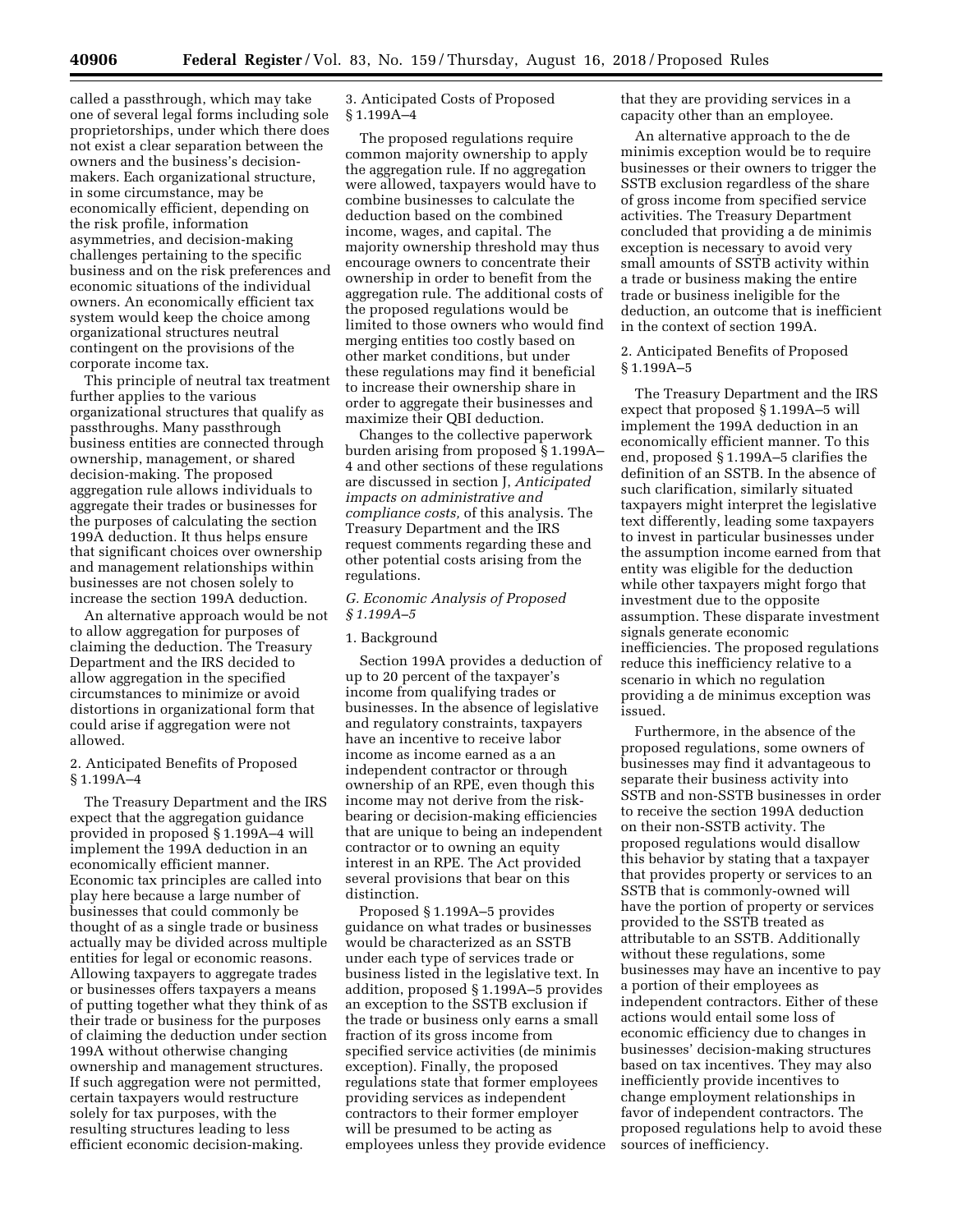called a passthrough, which may take one of several legal forms including sole proprietorships, under which there does not exist a clear separation between the owners and the business's decision-makers. Each organizational structure, in some circumstance, may be economically efficient, depending on the risk profile, information asymmetries, and decision-making challenges pertaining to the specific business and on the risk preferences and economic situations of the individual owners. An economically efficient tax system would keep the choice among organizational structures neutral contingent on the provisions of the corporate income tax.

This principle of neutral tax treatment further applies to the various organizational structures that qualify as passthroughs. Many passthrough business entities are connected through ownership, management, or shared decision-making. The proposed aggregation rule allows individuals to aggregate their trades or businesses for the purposes of calculating the section 199A deduction. It thus helps ensure that significant choices over ownership and management relationships within businesses are not chosen solely to increase the section 199A deduction.

An alternative approach would be not to allow aggregation for purposes of claiming the deduction. The Treasury Department and the IRS decided to allow aggregation in the specified circumstances to minimize or avoid distortions in organizational form that could arise if aggregation were not allowed.

2. Anticipated Benefits of Proposed § 1.199A–4

The Treasury Department and the IRS expect that the aggregation guidance provided in proposed § 1.199A–4 will implement the 199A deduction in an economically efficient manner. Economic tax principles are called into play here because a large number of businesses that could commonly be thought of as a single trade or business actually may be divided across multiple entities for legal or economic reasons. Allowing taxpayers to aggregate trades or businesses offers taxpayers a means of putting together what they think of as their trade or business for the purposes of claiming the deduction under section 199A without otherwise changing ownership and management structures. If such aggregation were not permitted, certain taxpayers would restructure solely for tax purposes, with the resulting structures leading to less efficient economic decision-making.

3. Anticipated Costs of Proposed § 1.199A–4

The proposed regulations require common majority ownership to apply the aggregation rule. If no aggregation were allowed, taxpayers would have to combine businesses to calculate the deduction based on the combined income, wages, and capital. The majority ownership threshold may thus encourage owners to concentrate their ownership in order to benefit from the aggregation rule. The additional costs of the proposed regulations would be limited to those owners who would find merging entities too costly based on other market conditions, but under these regulations may find it beneficial to increase their ownership share in order to aggregate their businesses and maximize their QBI deduction.

Changes to the collective paperwork burden arising from proposed § 1.199A–4 and other sections of these regulations are discussed in section J, *Anticipated impacts on administrative and compliance costs,* of this analysis. The Treasury Department and the IRS request comments regarding these and other potential costs arising from the regulations.

*G. Economic Analysis of Proposed § 1.199A–5*

1. Background

Section 199A provides a deduction of up to 20 percent of the taxpayer's income from qualifying trades or businesses. In the absence of legislative and regulatory constraints, taxpayers have an incentive to receive labor income as income earned as a an independent contractor or through ownership of an RPE, even though this income may not derive from the risk-bearing or decision-making efficiencies that are unique to being an independent contractor or to owning an equity interest in an RPE. The Act provided several provisions that bear on this distinction.

Proposed § 1.199A–5 provides guidance on what trades or businesses would be characterized as an SSTB under each type of services trade or business listed in the legislative text. In addition, proposed § 1.199A–5 provides an exception to the SSTB exclusion if the trade or business only earns a small fraction of its gross income from specified service activities (de minimis exception). Finally, the proposed regulations state that former employees providing services as independent contractors to their former employer will be presumed to be acting as employees unless they provide evidence that they are providing services in a capacity other than an employee.

An alternative approach to the de minimis exception would be to require businesses or their owners to trigger the SSTB exclusion regardless of the share of gross income from specified service activities. The Treasury Department concluded that providing a de minimis exception is necessary to avoid very small amounts of SSTB activity within a trade or business making the entire trade or business ineligible for the deduction, an outcome that is inefficient in the context of section 199A.

2. Anticipated Benefits of Proposed § 1.199A–5

The Treasury Department and the IRS expect that proposed § 1.199A–5 will implement the 199A deduction in an economically efficient manner. To this end, proposed § 1.199A–5 clarifies the definition of an SSTB. In the absence of such clarification, similarly situated taxpayers might interpret the legislative text differently, leading some taxpayers to invest in particular businesses under the assumption income earned from that entity was eligible for the deduction while other taxpayers might forgo that investment due to the opposite assumption. These disparate investment signals generate economic inefficiencies. The proposed regulations reduce this inefficiency relative to a scenario in which no regulation providing a de minimus exception was issued.

Furthermore, in the absence of the proposed regulations, some owners of businesses may find it advantageous to separate their business activity into SSTB and non-SSTB businesses in order to receive the section 199A deduction on their non-SSTB activity. The proposed regulations would disallow this behavior by stating that a taxpayer that provides property or services to an SSTB that is commonly-owned will have the portion of property or services provided to the SSTB treated as attributable to an SSTB. Additionally without these regulations, some businesses may have an incentive to pay a portion of their employees as independent contractors. Either of these actions would entail some loss of economic efficiency due to changes in businesses' decision-making structures based on tax incentives. They may also inefficiently provide incentives to change employment relationships in favor of independent contractors. The proposed regulations help to avoid these sources of inefficiency.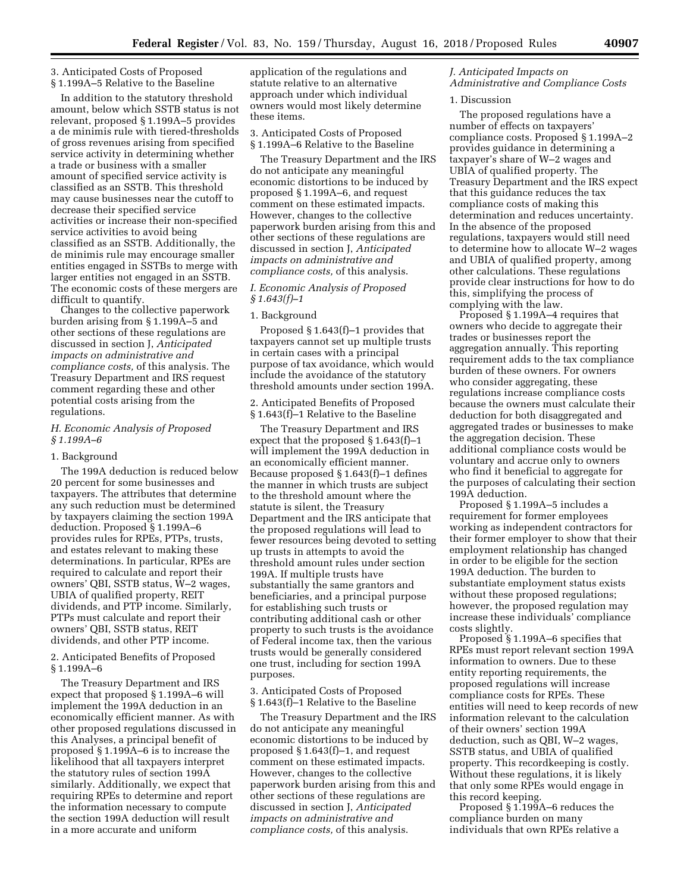3. Anticipated Costs of Proposed § 1.199A–5 Relative to the Baseline

In addition to the statutory threshold amount, below which SSTB status is not relevant, proposed § 1.199A–5 provides a de minimis rule with tiered-thresholds of gross revenues arising from specified service activity in determining whether a trade or business with a smaller amount of specified service activity is classified as an SSTB. This threshold may cause businesses near the cutoff to decrease their specified service activities or increase their non-specified service activities to avoid being classified as an SSTB. Additionally, the de minimis rule may encourage smaller entities engaged in SSTBs to merge with larger entities not engaged in an SSTB. The economic costs of these mergers are difficult to quantify.

Changes to the collective paperwork burden arising from § 1.199A–5 and other sections of these regulations are discussed in section J, *Anticipated impacts on administrative and compliance costs,* of this analysis. The Treasury Department and IRS request comment regarding these and other potential costs arising from the regulations.

### *H. Economic Analysis of Proposed § 1.199A–6*

1. Background

The 199A deduction is reduced below 20 percent for some businesses and taxpayers. The attributes that determine any such reduction must be determined by taxpayers claiming the section 199A deduction. Proposed § 1.199A–6 provides rules for RPEs, PTPs, trusts, and estates relevant to making these determinations. In particular, RPEs are required to calculate and report their owners' QBI, SSTB status, W–2 wages, UBIA of qualified property, REIT dividends, and PTP income. Similarly, PTPs must calculate and report their owners' QBI, SSTB status, REIT dividends, and other PTP income.

2. Anticipated Benefits of Proposed § 1.199A–6

The Treasury Department and IRS expect that proposed § 1.199A–6 will implement the 199A deduction in an economically efficient manner. As with other proposed regulations discussed in this Analyses, a principal benefit of proposed § 1.199A–6 is to increase the likelihood that all taxpayers interpret the statutory rules of section 199A similarly. Additionally, we expect that requiring RPEs to determine and report the information necessary to compute the section 199A deduction will result in a more accurate and uniform application of the regulations and statute relative to an alternative approach under which individual owners would most likely determine these items.

3. Anticipated Costs of Proposed § 1.199A–6 Relative to the Baseline

The Treasury Department and the IRS do not anticipate any meaningful economic distortions to be induced by proposed § 1.199A–6, and request comment on these estimated impacts. However, changes to the collective paperwork burden arising from this and other sections of these regulations are discussed in section J, *Anticipated impacts on administrative and compliance costs,* of this analysis.

### *I. Economic Analysis of Proposed § 1.643(f)–1*

1. Background

Proposed § 1.643(f)–1 provides that taxpayers cannot set up multiple trusts in certain cases with a principal purpose of tax avoidance, which would include the avoidance of the statutory threshold amounts under section 199A.

2. Anticipated Benefits of Proposed § 1.643(f)–1 Relative to the Baseline

The Treasury Department and IRS expect that the proposed § 1.643(f)–1 will implement the 199A deduction in an economically efficient manner. Because proposed § 1.643(f)–1 defines the manner in which trusts are subject to the threshold amount where the statute is silent, the Treasury Department and the IRS anticipate that the proposed regulations will lead to fewer resources being devoted to setting up trusts in attempts to avoid the threshold amount rules under section 199A. If multiple trusts have substantially the same grantors and beneficiaries, and a principal purpose for establishing such trusts or contributing additional cash or other property to such trusts is the avoidance of Federal income tax, then the various trusts would be generally considered one trust, including for section 199A purposes.

3. Anticipated Costs of Proposed § 1.643(f)–1 Relative to the Baseline

The Treasury Department and the IRS do not anticipate any meaningful economic distortions to be induced by proposed § 1.643(f)–1, and request comment on these estimated impacts. However, changes to the collective paperwork burden arising from this and other sections of these regulations are discussed in section J, *Anticipated impacts on administrative and compliance costs,* of this analysis.

### *J. Anticipated Impacts on Administrative and Compliance Costs*

1. Discussion

The proposed regulations have a number of effects on taxpayers' compliance costs. Proposed § 1.199A–2 provides guidance in determining a taxpayer's share of W–2 wages and UBIA of qualified property. The Treasury Department and the IRS expect that this guidance reduces the tax compliance costs of making this determination and reduces uncertainty. In the absence of the proposed regulations, taxpayers would still need to determine how to allocate W–2 wages and UBIA of qualified property, among other calculations. These regulations provide clear instructions for how to do this, simplifying the process of complying with the law.

Proposed § 1.199A–4 requires that owners who decide to aggregate their trades or businesses report the aggregation annually. This reporting requirement adds to the tax compliance burden of these owners. For owners who consider aggregating, these regulations increase compliance costs because the owners must calculate their deduction for both disaggregated and aggregated trades or businesses to make the aggregation decision. These additional compliance costs would be voluntary and accrue only to owners who find it beneficial to aggregate for the purposes of calculating their section 199A deduction.

Proposed § 1.199A–5 includes a requirement for former employees working as independent contractors for their former employer to show that their employment relationship has changed in order to be eligible for the section 199A deduction. The burden to substantiate employment status exists without these proposed regulations; however, the proposed regulation may increase these individuals' compliance costs slightly.

Proposed § 1.199A–6 specifies that RPEs must report relevant section 199A information to owners. Due to these entity reporting requirements, the proposed regulations will increase compliance costs for RPEs. These entities will need to keep records of new information relevant to the calculation of their owners' section 199A deduction, such as QBI, W–2 wages, SSTB status, and UBIA of qualified property. This recordkeeping is costly. Without these regulations, it is likely that only some RPEs would engage in this record keeping.

Proposed § 1.199A–6 reduces the compliance burden on many individuals that own RPEs relative a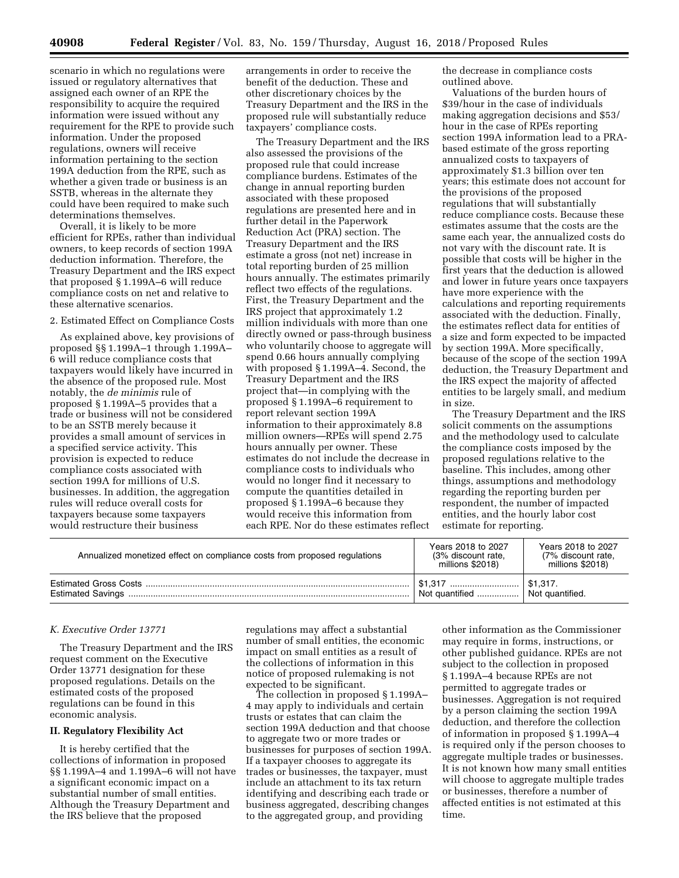scenario in which no regulations were issued or regulatory alternatives that assigned each owner of an RPE the responsibility to acquire the required information were issued without any requirement for the RPE to provide such information. Under the proposed regulations, owners will receive information pertaining to the section 199A deduction from the RPE, such as whether a given trade or business is an SSTB, whereas in the alternate they could have been required to make such determinations themselves.

Overall, it is likely to be more efficient for RPEs, rather than individual owners, to keep records of section 199A deduction information. Therefore, the Treasury Department and the IRS expect that proposed § 1.199A–6 will reduce compliance costs on net and relative to these alternative scenarios.

2. Estimated Effect on Compliance Costs

As explained above, key provisions of proposed §§ 1.199A–1 through 1.199A–6 will reduce compliance costs that taxpayers would likely have incurred in the absence of the proposed rule. Most notably, the *de minimis* rule of proposed § 1.199A–5 provides that a trade or business will not be considered to be an SSTB merely because it provides a small amount of services in a specified service activity. This provision is expected to reduce compliance costs associated with section 199A for millions of U.S. businesses. In addition, the aggregation rules will reduce overall costs for taxpayers because some taxpayers would restructure their business arrangements in order to receive the benefit of the deduction. These and other discretionary choices by the Treasury Department and the IRS in the proposed rule will substantially reduce taxpayers' compliance costs.

The Treasury Department and the IRS also assessed the provisions of the proposed rule that could increase compliance burdens. Estimates of the change in annual reporting burden associated with these proposed regulations are presented here and in further detail in the Paperwork Reduction Act (PRA) section. The Treasury Department and the IRS estimate a gross (not net) increase in total reporting burden of 25 million hours annually. The estimates primarily reflect two effects of the regulations. First, the Treasury Department and the IRS project that approximately 1.2 million individuals with more than one directly owned or pass-through business who voluntarily choose to aggregate will spend 0.66 hours annually complying with proposed § 1.199A–4. Second, the Treasury Department and the IRS project that—in complying with the proposed § 1.199A–6 requirement to report relevant section 199A information to their approximately 8.8 million owners—RPEs will spend 2.75 hours annually per owner. These estimates do not include the decrease in compliance costs to individuals who would no longer find it necessary to compute the quantities detailed in proposed § 1.199A–6 because they would receive this information from each RPE. Nor do these estimates reflect the decrease in compliance costs outlined above.

Valuations of the burden hours of $39/hour in the case of individuals making aggregation decisions and $53/hour in the case of RPEs reporting section 199A information lead to a PRA-based estimate of the gross reporting annualized costs to taxpayers of approximately $1.3 billion over ten years; this estimate does not account for the provisions of the proposed regulations that will substantially reduce compliance costs. Because these estimates assume that the costs are the same each year, the annualized costs do not vary with the discount rate. It is possible that costs will be higher in the first years that the deduction is allowed and lower in future years once taxpayers have more experience with the calculations and reporting requirements associated with the deduction. Finally, the estimates reflect data for entities of a size and form expected to be impacted by section 199A. More specifically, because of the scope of the section 199A deduction, the Treasury Department and the IRS expect the majority of affected entities to be largely small, and medium in size.

The Treasury Department and the IRS solicit comments on the assumptions and the methodology used to calculate the compliance costs imposed by the proposed regulations relative to the baseline. This includes, among other things, assumptions and methodology regarding the reporting burden per respondent, the number of impacted entities, and the hourly labor cost estimate for reporting.

| Annualized monetized effect on compliance costs from proposed regulations | Years 2018 to 2027 (3% discount rate, millions $2018) | Years 2018 to 2027 (7% discount rate, millions $2018) |
|---|---|---|
| Estimated Gross Costs | $1,317 | $1,317. |
| Estimated Savings | Not quantified | Not quantified. |

### K. Executive Order 13771

The Treasury Department and the IRS request comment on the Executive Order 13771 designation for these proposed regulations. Details on the estimated costs of the proposed regulations can be found in this economic analysis.

## II. Regulatory Flexibility Act

It is hereby certified that the collections of information in proposed §§ 1.199A–4 and 1.199A–6 will not have a significant economic impact on a substantial number of small entities. Although the Treasury Department and the IRS believe that the proposed regulations may affect a substantial number of small entities, the economic impact on small entities as a result of the collections of information in this notice of proposed rulemaking is not expected to be significant.

The collection in proposed § 1.199A–4 may apply to individuals and certain trusts or estates that can claim the section 199A deduction and that choose to aggregate two or more trades or businesses for purposes of section 199A. If a taxpayer chooses to aggregate its trades or businesses, the taxpayer, must include an attachment to its tax return identifying and describing each trade or business aggregated, describing changes to the aggregated group, and providing other information as the Commissioner may require in forms, instructions, or other published guidance. RPEs are not subject to the collection in proposed § 1.199A–4 because RPEs are not permitted to aggregate trades or businesses. Aggregation is not required by a person claiming the section 199A deduction, and therefore the collection of information in proposed § 1.199A–4 is required only if the person chooses to aggregate multiple trades or businesses. It is not known how many small entities will choose to aggregate multiple trades or businesses, therefore a number of affected entities is not estimated at this time.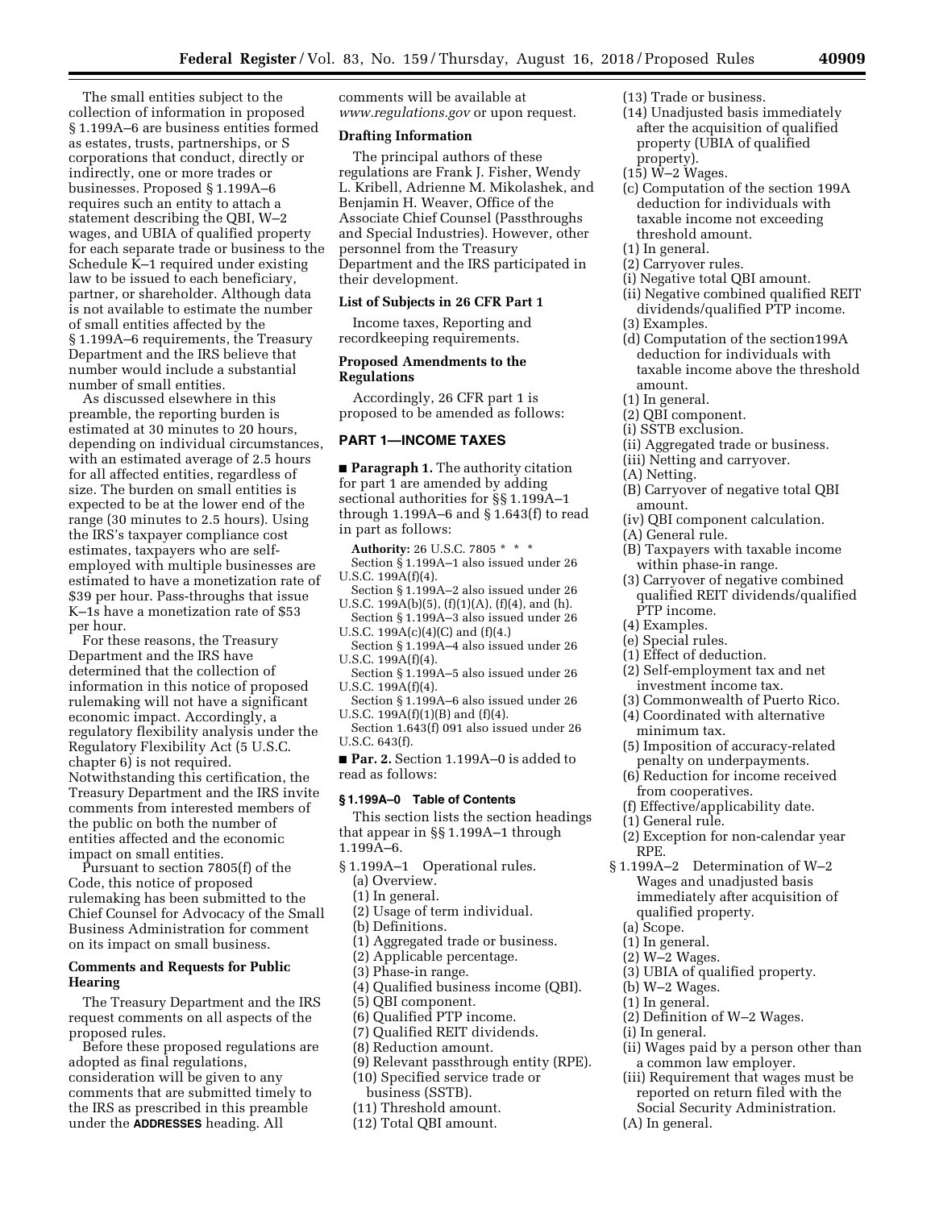The small entities subject to the collection of information in proposed § 1.199A–6 are business entities formed as estates, trusts, partnerships, or S corporations that conduct, directly or indirectly, one or more trades or businesses. Proposed § 1.199A–6 requires such an entity to attach a statement describing the QBI, W–2 wages, and UBIA of qualified property for each separate trade or business to the Schedule K–1 required under existing law to be issued to each beneficiary, partner, or shareholder. Although data is not available to estimate the number of small entities affected by the § 1.199A–6 requirements, the Treasury Department and the IRS believe that number would include a substantial number of small entities.

As discussed elsewhere in this preamble, the reporting burden is estimated at 30 minutes to 20 hours, depending on individual circumstances, with an estimated average of 2.5 hours for all affected entities, regardless of size. The burden on small entities is expected to be at the lower end of the range (30 minutes to 2.5 hours). Using the IRS's taxpayer compliance cost estimates, taxpayers who are self-employed with multiple businesses are estimated to have a monetization rate of $39 per hour. Pass-throughs that issue K–1s have a monetization rate of $53 per hour.

For these reasons, the Treasury Department and the IRS have determined that the collection of information in this notice of proposed rulemaking will not have a significant economic impact. Accordingly, a regulatory flexibility analysis under the Regulatory Flexibility Act (5 U.S.C. chapter 6) is not required. Notwithstanding this certification, the Treasury Department and the IRS invite comments from interested members of the public on both the number of entities affected and the economic impact on small entities.

Pursuant to section 7805(f) of the Code, this notice of proposed rulemaking has been submitted to the Chief Counsel for Advocacy of the Small Business Administration for comment on its impact on small business.

## Comments and Requests for Public Hearing

The Treasury Department and the IRS request comments on all aspects of the proposed rules.

Before these proposed regulations are adopted as final regulations, consideration will be given to any comments that are submitted timely to the IRS as prescribed in this preamble under the **ADDRESSES** heading. All comments will be available at *www.regulations.gov* or upon request.

## Drafting Information

The principal authors of these regulations are Frank J. Fisher, Wendy L. Kribell, Adrienne M. Mikolashek, and Benjamin H. Weaver, Office of the Associate Chief Counsel (Passthroughs and Special Industries). However, other personnel from the Treasury Department and the IRS participated in their development.

## List of Subjects in 26 CFR Part 1

Income taxes, Reporting and recordkeeping requirements.

## Proposed Amendments to the Regulations

Accordingly, 26 CFR part 1 is proposed to be amended as follows:

## PART 1—INCOME TAXES

■ **Paragraph 1.** The authority citation for part 1 are amended by adding sectional authorities for §§ 1.199A–1 through 1.199A–6 and § 1.643(f) to read in part as follows:

**Authority:** 26 U.S.C. 7805 * * *

Section § 1.199A–1 also issued under 26 U.S.C. 199A(f)(4).

Section § 1.199A–2 also issued under 26 U.S.C. 199A(b)(5), (f)(1)(A), (f)(4), and (h).

Section § 1.199A–3 also issued under 26 U.S.C. 199A(c)(4)(C) and (f)(4.)

Section § 1.199A–4 also issued under 26 U.S.C. 199A(f)(4).

Section § 1.199A–5 also issued under 26 U.S.C. 199A(f)(4).

Section § 1.199A–6 also issued under 26 U.S.C. 199A(f)(1)(B) and (f)(4).

Section 1.643(f) 091 also issued under 26 U.S.C. 643(f).

■ **Par. 2.** Section 1.199A–0 is added to read as follows:

### § 1.199A–0 Table of Contents

This section lists the section headings that appear in §§ 1.199A–1 through 1.199A–6.

§ 1.199A–1 Operational rules.
- (a) Overview.
- (1) In general.
- (2) Usage of term individual.
- (b) Definitions.
- (1) Aggregated trade or business.
- (2) Applicable percentage.
- (3) Phase-in range.
- (4) Qualified business income (QBI).
- (5) QBI component.
- (6) Qualified PTP income.
- (7) Qualified REIT dividends.
- (8) Reduction amount.
- (9) Relevant passthrough entity (RPE).
- (10) Specified service trade or business (SSTB).
- (11) Threshold amount.
- (12) Total QBI amount.
- (13) Trade or business.
- (14) Unadjusted basis immediately after the acquisition of qualified property (UBIA of qualified property).
- (15) W–2 Wages.
- (c) Computation of the section 199A deduction for individuals with taxable income not exceeding threshold amount.
- (1) In general.
- (2) Carryover rules.
- (i) Negative total QBI amount.
- (ii) Negative combined qualified REIT dividends/qualified PTP income.
- (3) Examples.
- (d) Computation of the section199A deduction for individuals with taxable income above the threshold amount.
- (1) In general.
- (2) QBI component.
- (i) SSTB exclusion.
- (ii) Aggregated trade or business.
- (iii) Netting and carryover.
- (A) Netting.
- (B) Carryover of negative total QBI amount.
- (iv) QBI component calculation.
- (A) General rule.
- (B) Taxpayers with taxable income within phase-in range.
- (3) Carryover of negative combined qualified REIT dividends/qualified PTP income.
- (4) Examples.
- (e) Special rules.
- (1) Effect of deduction.
- (2) Self-employment tax and net investment income tax.
- (3) Commonwealth of Puerto Rico.
- (4) Coordinated with alternative minimum tax.
- (5) Imposition of accuracy-related penalty on underpayments.
- (6) Reduction for income received from cooperatives.
- (f) Effective/applicability date.
- (1) General rule.
- (2) Exception for non-calendar year RPE.

§ 1.199A–2 Determination of W–2 Wages and unadjusted basis immediately after acquisition of qualified property.
- (a) Scope.
- (1) In general.
- (2) W–2 Wages.
- (3) UBIA of qualified property.
- (b) W–2 Wages.
- (1) In general.
- (2) Definition of W–2 Wages.
- (i) In general.
- (ii) Wages paid by a person other than a common law employer.
- (iii) Requirement that wages must be reported on return filed with the Social Security Administration.
- (A) In general.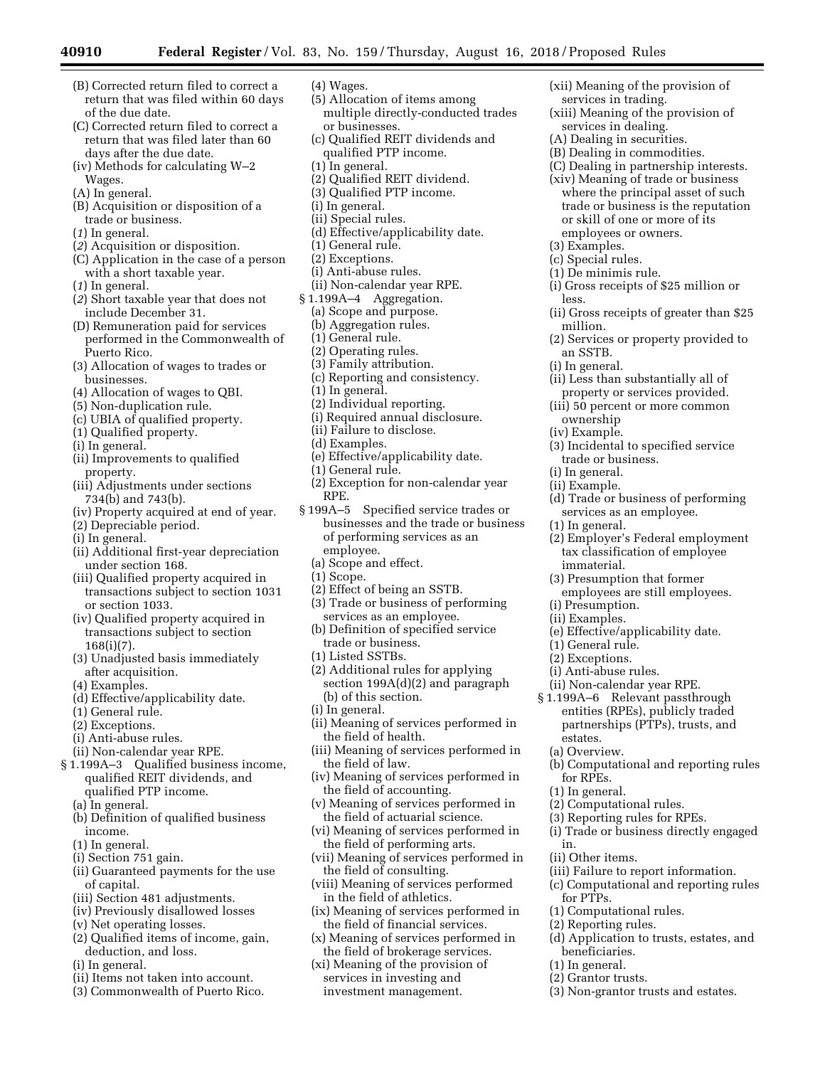(B) Corrected return filed to correct a return that was filed within 60 days of the due date.

(C) Corrected return filed to correct a return that was filed later than 60 days after the due date.

(iv) Methods for calculating W–2 Wages.

(A) In general.

(B) Acquisition or disposition of a trade or business.

(*1*) In general.

(*2*) Acquisition or disposition.

(C) Application in the case of a person with a short taxable year.

(*1*) In general.

(*2*) Short taxable year that does not include December 31.

(D) Remuneration paid for services performed in the Commonwealth of Puerto Rico.

(3) Allocation of wages to trades or businesses.

(4) Allocation of wages to QBI.

(5) Non-duplication rule.

(c) UBIA of qualified property.

(1) Qualified property.

(i) In general.

(ii) Improvements to qualified property.

(iii) Adjustments under sections 734(b) and 743(b).

(iv) Property acquired at end of year.

(2) Depreciable period.

(i) In general.

(ii) Additional first-year depreciation under section 168.

(iii) Qualified property acquired in transactions subject to section 1031 or section 1033.

(iv) Qualified property acquired in transactions subject to section 168(i)(7).

(3) Unadjusted basis immediately after acquisition.

(4) Examples.

(d) Effective/applicability date.

(1) General rule.

(2) Exceptions.

(i) Anti-abuse rules.

(ii) Non-calendar year RPE.

§ 1.199A–3 Qualified business income, qualified REIT dividends, and qualified PTP income.

(a) In general.

(b) Definition of qualified business income.

(1) In general.

(i) Section 751 gain.

(ii) Guaranteed payments for the use of capital.

(iii) Section 481 adjustments.

(iv) Previously disallowed losses

(v) Net operating losses.

(2) Qualified items of income, gain, deduction, and loss.

(i) In general.

(ii) Items not taken into account.

(3) Commonwealth of Puerto Rico.

(4) Wages.

(5) Allocation of items among multiple directly-conducted trades or businesses.

(c) Qualified REIT dividends and qualified PTP income.

(1) In general.

(2) Qualified REIT dividend.

(3) Qualified PTP income.

(i) In general.

(ii) Special rules.

(d) Effective/applicability date.

(1) General rule.

(2) Exceptions.

(i) Anti-abuse rules.

(ii) Non-calendar year RPE.

§ 1.199A–4 Aggregation.

(a) Scope and purpose.

(b) Aggregation rules.

(1) General rule.

(2) Operating rules.

(3) Family attribution.

(c) Reporting and consistency.

(1) In general.

(2) Individual reporting.

(i) Required annual disclosure.

(ii) Failure to disclose.

(d) Examples.

(e) Effective/applicability date.

(1) General rule.

(2) Exception for non-calendar year RPE.

§ 199A–5 Specified service trades or businesses and the trade or business of performing services as an employee.

(a) Scope and effect.

(1) Scope.

(2) Effect of being an SSTB.

(3) Trade or business of performing services as an employee.

(b) Definition of specified service trade or business.

(1) Listed SSTBs.

(2) Additional rules for applying section 199A(d)(2) and paragraph (b) of this section.

(i) In general.

(ii) Meaning of services performed in the field of health.

(iii) Meaning of services performed in the field of law.

(iv) Meaning of services performed in the field of accounting.

(v) Meaning of services performed in the field of actuarial science.

(vi) Meaning of services performed in the field of performing arts.

(vii) Meaning of services performed in the field of consulting.

(viii) Meaning of services performed in the field of athletics.

(ix) Meaning of services performed in the field of financial services.

(x) Meaning of services performed in the field of brokerage services.

(xi) Meaning of the provision of services in investing and investment management.

(xii) Meaning of the provision of services in trading.

(xiii) Meaning of the provision of services in dealing.

(A) Dealing in securities.

(B) Dealing in commodities.

(C) Dealing in partnership interests.

(xiv) Meaning of trade or business where the principal asset of such trade or business is the reputation or skill of one or more of its employees or owners.

(3) Examples.

(c) Special rules.

(1) De minimis rule.

(i) Gross receipts of $25 million or less.

(ii) Gross receipts of greater than $25 million.

(2) Services or property provided to an SSTB.

(i) In general.

(ii) Less than substantially all of property or services provided.

(iii) 50 percent or more common ownership

(iv) Example.

(3) Incidental to specified service trade or business.

(i) In general.

(ii) Example.

(d) Trade or business of performing services as an employee.

(1) In general.

(2) Employer's Federal employment tax classification of employee immaterial.

(3) Presumption that former employees are still employees.

(i) Presumption.

(ii) Examples.

(e) Effective/applicability date.

(1) General rule.

(2) Exceptions.

(i) Anti-abuse rules.

(ii) Non-calendar year RPE.

§ 1.199A–6 Relevant passthrough entities (RPEs), publicly traded partnerships (PTPs), trusts, and estates.

(a) Overview.

(b) Computational and reporting rules for RPEs.

(1) In general.

(2) Computational rules.

(3) Reporting rules for RPEs.

(i) Trade or business directly engaged in.

(ii) Other items.

(iii) Failure to report information.

(c) Computational and reporting rules for PTPs.

(1) Computational rules.

(2) Reporting rules.

(d) Application to trusts, estates, and beneficiaries.

(1) In general.

(2) Grantor trusts.

(3) Non-grantor trusts and estates.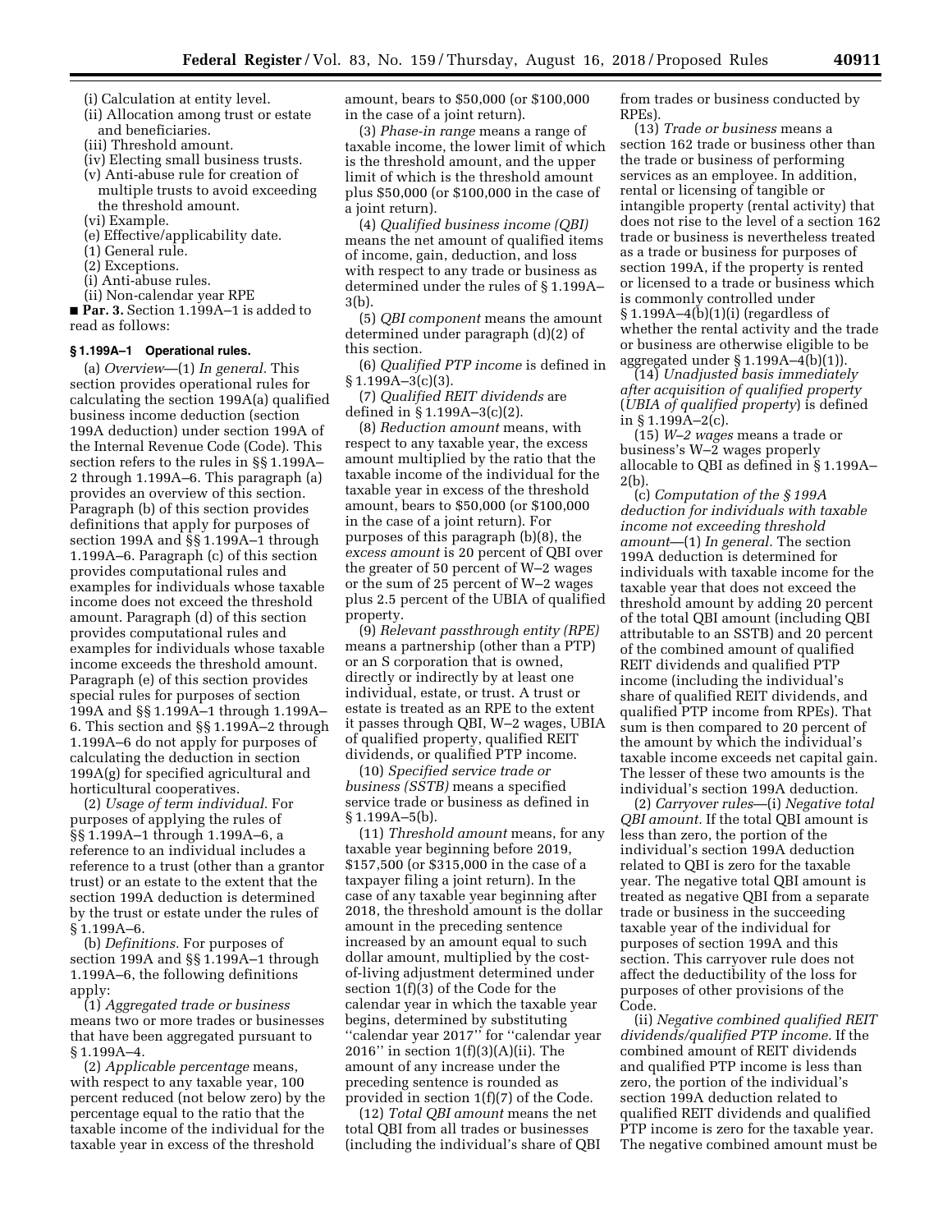(i) Calculation at entity level.

(ii) Allocation among trust or estate and beneficiaries.

(iii) Threshold amount.

(iv) Electing small business trusts.

(v) Anti-abuse rule for creation of multiple trusts to avoid exceeding the threshold amount.

(vi) Example.

(e) Effective/applicability date.

(1) General rule.

(2) Exceptions.

(i) Anti-abuse rules.

(ii) Non-calendar year RPE

■ **Par. 3.** Section 1.199A–1 is added to read as follows:

### § 1.199A–1 Operational rules.

(a) *Overview*—(1) *In general.* This section provides operational rules for calculating the section 199A(a) qualified business income deduction (section 199A deduction) under section 199A of the Internal Revenue Code (Code). This section refers to the rules in §§ 1.199A–2 through 1.199A–6. This paragraph (a) provides an overview of this section. Paragraph (b) of this section provides definitions that apply for purposes of section 199A and §§ 1.199A–1 through 1.199A–6. Paragraph (c) of this section provides computational rules and examples for individuals whose taxable income does not exceed the threshold amount. Paragraph (d) of this section provides computational rules and examples for individuals whose taxable income exceeds the threshold amount. Paragraph (e) of this section provides special rules for purposes of section 199A and §§ 1.199A–1 through 1.199A–6. This section and §§ 1.199A–2 through 1.199A–6 do not apply for purposes of calculating the deduction in section 199A(g) for specified agricultural and horticultural cooperatives.

(2) *Usage of term individual.* For purposes of applying the rules of §§ 1.199A–1 through 1.199A–6, a reference to an individual includes a reference to a trust (other than a grantor trust) or an estate to the extent that the section 199A deduction is determined by the trust or estate under the rules of § 1.199A–6.

(b) *Definitions.* For purposes of section 199A and §§ 1.199A–1 through 1.199A–6, the following definitions apply:

(1) *Aggregated trade or business* means two or more trades or businesses that have been aggregated pursuant to § 1.199A–4.

(2) *Applicable percentage* means, with respect to any taxable year, 100 percent reduced (not below zero) by the percentage equal to the ratio that the taxable income of the individual for the taxable year in excess of the threshold amount, bears to $50,000 (or $100,000 in the case of a joint return).

(3) *Phase-in range* means a range of taxable income, the lower limit of which is the threshold amount, and the upper limit of which is the threshold amount plus $50,000 (or $100,000 in the case of a joint return).

(4) *Qualified business income (QBI)* means the net amount of qualified items of income, gain, deduction, and loss with respect to any trade or business as determined under the rules of § 1.199A–3(b).

(5) *QBI component* means the amount determined under paragraph (d)(2) of this section.

(6) *Qualified PTP income* is defined in § 1.199A–3(c)(3).

(7) *Qualified REIT dividends* are defined in § 1.199A–3(c)(2).

(8) *Reduction amount* means, with respect to any taxable year, the excess amount multiplied by the ratio that the taxable income of the individual for the taxable year in excess of the threshold amount, bears to $50,000 (or $100,000 in the case of a joint return). For purposes of this paragraph (b)(8), the *excess amount* is 20 percent of QBI over the greater of 50 percent of W–2 wages or the sum of 25 percent of W–2 wages plus 2.5 percent of the UBIA of qualified property.

(9) *Relevant passthrough entity (RPE)* means a partnership (other than a PTP) or an S corporation that is owned, directly or indirectly by at least one individual, estate, or trust. A trust or estate is treated as an RPE to the extent it passes through QBI, W–2 wages, UBIA of qualified property, qualified REIT dividends, or qualified PTP income.

(10) *Specified service trade or business (SSTB)* means a specified service trade or business as defined in § 1.199A–5(b).

(11) *Threshold amount* means, for any taxable year beginning before 2019, $157,500 (or $315,000 in the case of a taxpayer filing a joint return). In the case of any taxable year beginning after 2018, the threshold amount is the dollar amount in the preceding sentence increased by an amount equal to such dollar amount, multiplied by the cost-of-living adjustment determined under section 1(f)(3) of the Code for the calendar year in which the taxable year begins, determined by substituting ''calendar year 2017'' for ''calendar year 2016'' in section 1(f)(3)(A)(ii). The amount of any increase under the preceding sentence is rounded as provided in section 1(f)(7) of the Code.

(12) *Total QBI amount* means the net total QBI from all trades or businesses (including the individual's share of QBI from trades or business conducted by RPEs).

(13) *Trade or business* means a section 162 trade or business other than the trade or business of performing services as an employee. In addition, rental or licensing of tangible or intangible property (rental activity) that does not rise to the level of a section 162 trade or business is nevertheless treated as a trade or business for purposes of section 199A, if the property is rented or licensed to a trade or business which is commonly controlled under § 1.199A–4(b)(1)(i) (regardless of whether the rental activity and the trade or business are otherwise eligible to be aggregated under § 1.199A–4(b)(1)).

(14) *Unadjusted basis immediately after acquisition of qualified property* (*UBIA of qualified property*) is defined in § 1.199A–2(c).

(15) *W–2 wages* means a trade or business's W–2 wages properly allocable to QBI as defined in § 1.199A–2(b).

(c) *Computation of the § 199A deduction for individuals with taxable income not exceeding threshold amount*—(1) *In general.* The section 199A deduction is determined for individuals with taxable income for the taxable year that does not exceed the threshold amount by adding 20 percent of the total QBI amount (including QBI attributable to an SSTB) and 20 percent of the combined amount of qualified REIT dividends and qualified PTP income (including the individual's share of qualified REIT dividends, and qualified PTP income from RPEs). That sum is then compared to 20 percent of the amount by which the individual's taxable income exceeds net capital gain. The lesser of these two amounts is the individual's section 199A deduction.

(2) *Carryover rules*—(i) *Negative total QBI amount.* If the total QBI amount is less than zero, the portion of the individual's section 199A deduction related to QBI is zero for the taxable year. The negative total QBI amount is treated as negative QBI from a separate trade or business in the succeeding taxable year of the individual for purposes of section 199A and this section. This carryover rule does not affect the deductibility of the loss for purposes of other provisions of the Code.

(ii) *Negative combined qualified REIT dividends/qualified PTP income.* If the combined amount of REIT dividends and qualified PTP income is less than zero, the portion of the individual's section 199A deduction related to qualified REIT dividends and qualified PTP income is zero for the taxable year. The negative combined amount must be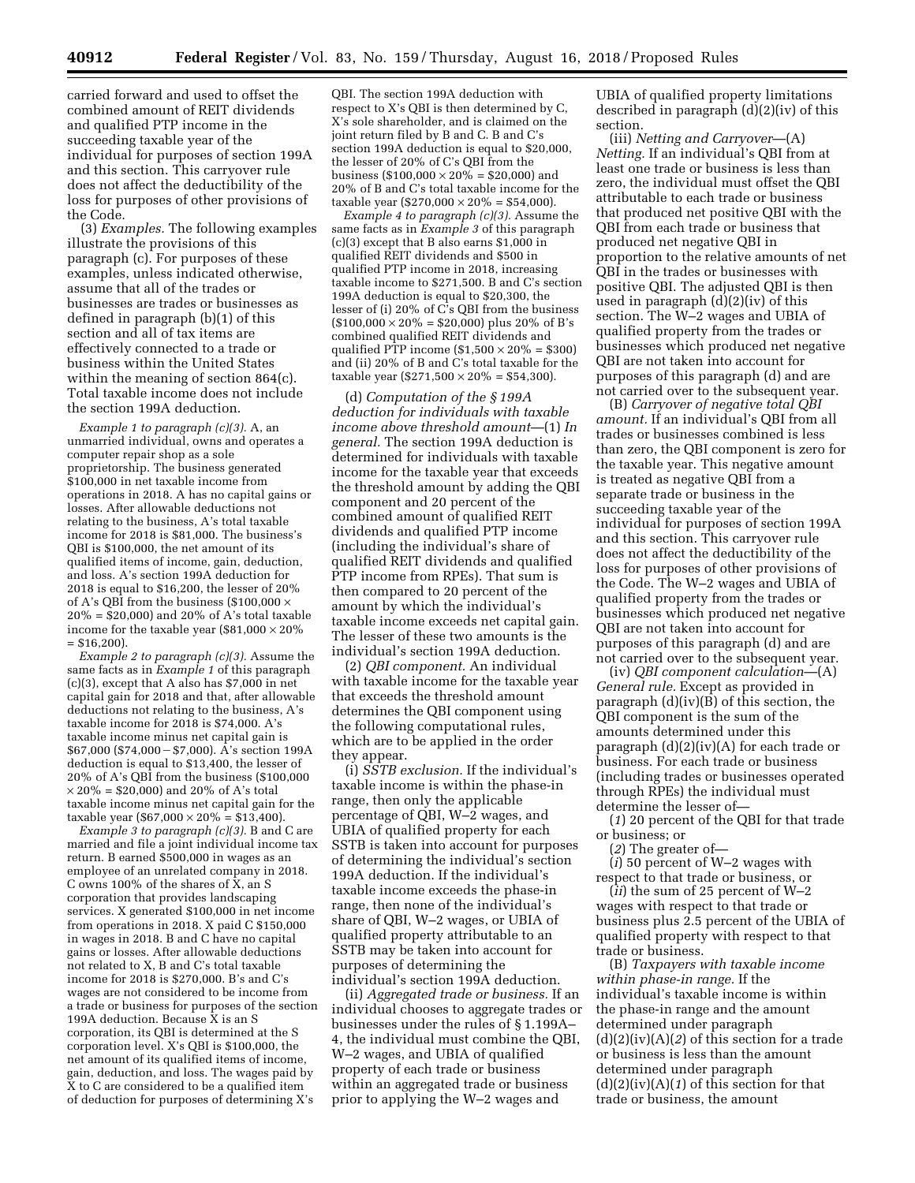carried forward and used to offset the combined amount of REIT dividends and qualified PTP income in the succeeding taxable year of the individual for purposes of section 199A and this section. This carryover rule does not affect the deductibility of the loss for purposes of other provisions of the Code.

(3) *Examples.* The following examples illustrate the provisions of this paragraph (c). For purposes of these examples, unless indicated otherwise, assume that all of the trades or businesses are trades or businesses as defined in paragraph (b)(1) of this section and all of tax items are effectively connected to a trade or business within the United States within the meaning of section 864(c). Total taxable income does not include the section 199A deduction.

*Example 1 to paragraph (c)(3).* A, an unmarried individual, owns and operates a computer repair shop as a sole proprietorship. The business generated $100,000 in net taxable income from operations in 2018. A has no capital gains or losses. After allowable deductions not relating to the business, A's total taxable income for 2018 is $81,000. The business's QBI is $100,000, the net amount of its qualified items of income, gain, deduction, and loss. A's section 199A deduction for 2018 is equal to $16,200, the lesser of 20% of A's QBI from the business ($100,000 × 20% = $20,000) and 20% of A's total taxable income for the taxable year ($81,000 × 20% = $16,200).

*Example 2 to paragraph (c)(3).* Assume the same facts as in *Example 1* of this paragraph (c)(3), except that A also has $7,000 in net capital gain for 2018 and that, after allowable deductions not relating to the business, A's taxable income for 2018 is $74,000. A's taxable income minus net capital gain is $67,000 ($74,000 − $7,000). A's section 199A deduction is equal to $13,400, the lesser of 20% of A's QBI from the business ($100,000 × 20% = $20,000) and 20% of A's total taxable income minus net capital gain for the taxable year ($67,000 × 20% = $13,400).

*Example 3 to paragraph (c)(3).* B and C are married and file a joint individual income tax return. B earned $500,000 in wages as an employee of an unrelated company in 2018. C owns 100% of the shares of X, an S corporation that provides landscaping services. X generated $100,000 in net income from operations in 2018. X paid C $150,000 in wages in 2018. B and C have no capital gains or losses. After allowable deductions not related to X, B and C's total taxable income for 2018 is $270,000. B's and C's wages are not considered to be income from a trade or business for purposes of the section 199A deduction. Because X is an S corporation, its QBI is determined at the S corporation level. X's QBI is $100,000, the net amount of its qualified items of income, gain, deduction, and loss. The wages paid by X to C are considered to be a qualified item of deduction for purposes of determining X's QBI. The section 199A deduction with respect to X's QBI is then determined by C, X's sole shareholder, and is claimed on the joint return filed by B and C. B and C's section 199A deduction is equal to $20,000, the lesser of 20% of C's QBI from the business ($100,000 × 20% = $20,000) and 20% of B and C's total taxable income for the taxable year ($270,000 × 20% = $54,000).

*Example 4 to paragraph (c)(3).* Assume the same facts as in *Example 3* of this paragraph (c)(3) except that B also earns $1,000 in qualified REIT dividends and $500 in qualified PTP income in 2018, increasing taxable income to $271,500. B and C's section 199A deduction is equal to $20,300, the lesser of (i) 20% of C's QBI from the business ($100,000 × 20% = $20,000) plus 20% of B's combined qualified REIT dividends and qualified PTP income ($1,500 × 20% = $300) and (ii) 20% of B and C's total taxable for the taxable year ($271,500 × 20% = $54,300).

(d) *Computation of the § 199A deduction for individuals with taxable income above threshold amount*—(1) *In general.* The section 199A deduction is determined for individuals with taxable income for the taxable year that exceeds the threshold amount by adding the QBI component and 20 percent of the combined amount of qualified REIT dividends and qualified PTP income (including the individual's share of qualified REIT dividends and qualified PTP income from RPEs). That sum is then compared to 20 percent of the amount by which the individual's taxable income exceeds net capital gain. The lesser of these two amounts is the individual's section 199A deduction.

(2) *QBI component.* An individual with taxable income for the taxable year that exceeds the threshold amount determines the QBI component using the following computational rules, which are to be applied in the order they appear.

(i) *SSTB exclusion.* If the individual's taxable income is within the phase-in range, then only the applicable percentage of QBI, W–2 wages, and UBIA of qualified property for each SSTB is taken into account for purposes of determining the individual's section 199A deduction. If the individual's taxable income exceeds the phase-in range, then none of the individual's share of QBI, W–2 wages, or UBIA of qualified property attributable to an SSTB may be taken into account for purposes of determining the individual's section 199A deduction.

(ii) *Aggregated trade or business.* If an individual chooses to aggregate trades or businesses under the rules of § 1.199A–4, the individual must combine the QBI, W–2 wages, and UBIA of qualified property of each trade or business within an aggregated trade or business prior to applying the W–2 wages and UBIA of qualified property limitations described in paragraph (d)(2)(iv) of this section.

(iii) *Netting and Carryover*—(A) *Netting.* If an individual's QBI from at least one trade or business is less than zero, the individual must offset the QBI attributable to each trade or business that produced net positive QBI with the QBI from each trade or business that produced net negative QBI in proportion to the relative amounts of net QBI in the trades or businesses with positive QBI. The adjusted QBI is then used in paragraph (d)(2)(iv) of this section. The W–2 wages and UBIA of qualified property from the trades or businesses which produced net negative QBI are not taken into account for purposes of this paragraph (d) and are not carried over to the subsequent year.

(B) *Carryover of negative total QBI amount.* If an individual's QBI from all trades or businesses combined is less than zero, the QBI component is zero for the taxable year. This negative amount is treated as negative QBI from a separate trade or business in the succeeding taxable year of the individual for purposes of section 199A and this section. This carryover rule does not affect the deductibility of the loss for purposes of other provisions of the Code. The W–2 wages and UBIA of qualified property from the trades or businesses which produced net negative QBI are not taken into account for purposes of this paragraph (d) and are not carried over to the subsequent year.

(iv) *QBI component calculation*—(A) *General rule.* Except as provided in paragraph (d)(iv)(B) of this section, the QBI component is the sum of the amounts determined under this paragraph (d)(2)(iv)(A) for each trade or business. For each trade or business (including trades or businesses operated through RPEs) the individual must determine the lesser of—

(*1*) 20 percent of the QBI for that trade or business; or

(*2*) The greater of—

(*i*) 50 percent of W–2 wages with respect to that trade or business, or

(*ii*) the sum of 25 percent of W–2 wages with respect to that trade or business plus 2.5 percent of the UBIA of qualified property with respect to that trade or business.

(B) *Taxpayers with taxable income within phase-in range.* If the individual's taxable income is within the phase-in range and the amount determined under paragraph (d)(2)(iv)(A)(*2*) of this section for a trade or business is less than the amount determined under paragraph (d)(2)(iv)(A)(*1*) of this section for that trade or business, the amount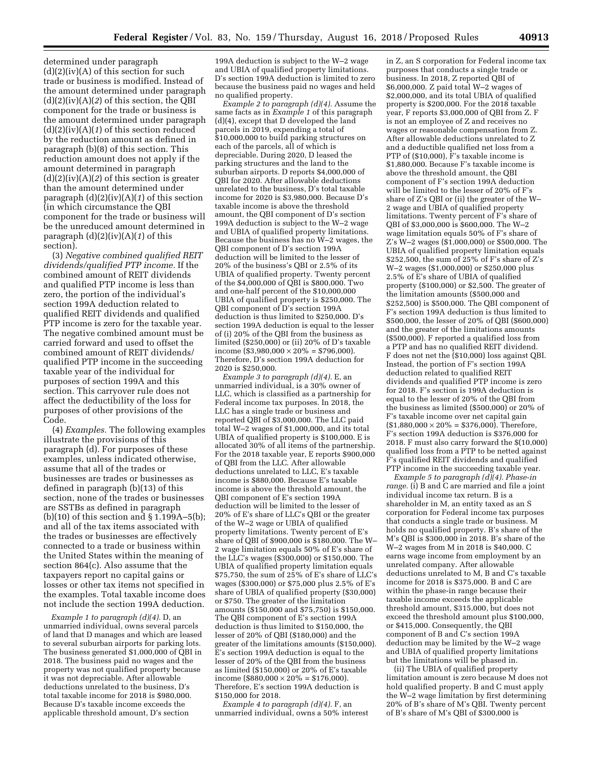determined under paragraph (d)(2)(iv)(A) of this section for such trade or business is modified. Instead of the amount determined under paragraph (d)(2)(iv)(A)(*2*) of this section, the QBI component for the trade or business is the amount determined under paragraph (d)(2)(iv)(A)(*1*) of this section reduced by the reduction amount as defined in paragraph (b)(8) of this section. This reduction amount does not apply if the amount determined in paragraph (d)(2)(iv)(A)(*2*) of this section is greater than the amount determined under paragraph (d)(2)(iv)(A)(*1*) of this section (in which circumstance the QBI component for the trade or business will be the unreduced amount determined in paragraph (d)(2)(iv)(A)(*1*) of this section).

(3) *Negative combined qualified REIT dividends/qualified PTP income.* If the combined amount of REIT dividends and qualified PTP income is less than zero, the portion of the individual's section 199A deduction related to qualified REIT dividends and qualified PTP income is zero for the taxable year. The negative combined amount must be carried forward and used to offset the combined amount of REIT dividends/qualified PTP income in the succeeding taxable year of the individual for purposes of section 199A and this section. This carryover rule does not affect the deductibility of the loss for purposes of other provisions of the Code.

(4) *Examples.* The following examples illustrate the provisions of this paragraph (d). For purposes of these examples, unless indicated otherwise, assume that all of the trades or businesses are trades or businesses as defined in paragraph (b)(13) of this section, none of the trades or businesses are SSTBs as defined in paragraph (b)(10) of this section and § 1.199A–5(b); and all of the tax items associated with the trades or businesses are effectively connected to a trade or business within the United States within the meaning of section 864(c). Also assume that the taxpayers report no capital gains or losses or other tax items not specified in the examples. Total taxable income does not include the section 199A deduction.

*Example 1 to paragraph (d)(4).* D, an unmarried individual, owns several parcels of land that D manages and which are leased to several suburban airports for parking lots. The business generated $1,000,000 of QBI in 2018. The business paid no wages and the property was not qualified property because it was not depreciable. After allowable deductions unrelated to the business, D's total taxable income for 2018 is $980,000. Because D's taxable income exceeds the applicable threshold amount, D's section 199A deduction is subject to the W–2 wage and UBIA of qualified property limitations. D's section 199A deduction is limited to zero because the business paid no wages and held no qualified property.

*Example 2 to paragraph (d)(4).* Assume the same facts as in *Example 1* of this paragraph (d)(4), except that D developed the land parcels in 2019, expending a total of $10,000,000 to build parking structures on each of the parcels, all of which is depreciable. During 2020, D leased the parking structures and the land to the suburban airports. D reports $4,000,000 of QBI for 2020. After allowable deductions unrelated to the business, D's total taxable income for 2020 is $3,980,000. Because D's taxable income is above the threshold amount, the QBI component of D's section 199A deduction is subject to the W–2 wage and UBIA of qualified property limitations. Because the business has no W–2 wages, the QBI component of D's section 199A deduction will be limited to the lesser of 20% of the business's QBI or 2.5% of its UBIA of qualified property. Twenty percent of the $4,000,000 of QBI is $800,000. Two and one-half percent of the $10,000,000 UBIA of qualified property is $250,000. The QBI component of D's section 199A deduction is thus limited to $250,000. D's section 199A deduction is equal to the lesser of (i) 20% of the QBI from the business as limited ($250,000) or (ii) 20% of D's taxable income ($3,980,000 × 20% = $796,000). Therefore, D's section 199A deduction for 2020 is $250,000.

*Example 3 to paragraph (d)(4).* E, an unmarried individual, is a 30% owner of LLC, which is classified as a partnership for Federal income tax purposes. In 2018, the LLC has a single trade or business and reported QBI of $3,000,000. The LLC paid total W–2 wages of $1,000,000, and its total UBIA of qualified property is $100,000. E is allocated 30% of all items of the partnership. For the 2018 taxable year, E reports $900,000 of QBI from the LLC. After allowable deductions unrelated to LLC, E's taxable income is $880,000. Because E's taxable income is above the threshold amount, the QBI component of E's section 199A deduction will be limited to the lesser of 20% of E's share of LLC's QBI or the greater of the W–2 wage or UBIA of qualified property limitations. Twenty percent of E's share of QBI of $900,000 is $180,000. The W–2 wage limitation equals 50% of E's share of the LLC's wages ($300,000) or $150,000. The UBIA of qualified property limitation equals $75,750, the sum of 25% of E's share of LLC's wages ($300,000) or $75,000 plus 2.5% of E's share of UBIA of qualified property ($30,000) or $750. The greater of the limitation amounts ($150,000 and $75,750) is $150,000. The QBI component of E's section 199A deduction is thus limited to $150,000, the lesser of 20% of QBI ($180,000) and the greater of the limitations amounts ($150,000). E's section 199A deduction is equal to the lesser of 20% of the QBI from the business as limited ($150,000) or 20% of E's taxable income ($880,000 × 20% = $176,000). Therefore, E's section 199A deduction is $150,000 for 2018.

*Example 4 to paragraph (d)(4).* F, an unmarried individual, owns a 50% interest in Z, an S corporation for Federal income tax purposes that conducts a single trade or business. In 2018, Z reported QBI of $6,000,000. Z paid total W–2 wages of $2,000,000, and its total UBIA of qualified property is $200,000. For the 2018 taxable year, F reports $3,000,000 of QBI from Z. F is not an employee of Z and receives no wages or reasonable compensation from Z. After allowable deductions unrelated to Z and a deductible qualified net loss from a PTP of ($10,000), F's taxable income is $1,880,000. Because F's taxable income is above the threshold amount, the QBI component of F's section 199A deduction will be limited to the lesser of 20% of F's share of Z's QBI or (ii) the greater of the W–2 wage and UBIA of qualified property limitations. Twenty percent of F's share of QBI of $3,000,000 is $600,000. The W–2 wage limitation equals 50% of F's share of Z's W–2 wages ($1,000,000) or $500,000. The UBIA of qualified property limitation equals $252,500, the sum of 25% of F's share of Z's W–2 wages ($1,000,000) or $250,000 plus 2.5% of E's share of UBIA of qualified property ($100,000) or $2,500. The greater of the limitation amounts ($500,000 and $252,500) is $500,000. The QBI component of F's section 199A deduction is thus limited to $500,000, the lesser of 20% of QBI ($600,000) and the greater of the limitations amounts ($500,000). F reported a qualified loss from a PTP and has no qualified REIT dividend. F does not net the ($10,000) loss against QBI. Instead, the portion of F's section 199A deduction related to qualified REIT dividends and qualified PTP income is zero for 2018. F's section is 199A deduction is equal to the lesser of 20% of the QBI from the business as limited ($500,000) or 20% of F's taxable income over net capital gain ($1,880,000 × 20% = $376,000). Therefore, F's section 199A deduction is $376,000 for 2018. F must also carry forward the $(10,000) qualified loss from a PTP to be netted against F's qualified REIT dividends and qualified PTP income in the succeeding taxable year.

*Example 5 to paragraph (d)(4). Phase-in range.* (i) B and C are married and file a joint individual income tax return. B is a shareholder in M, an entity taxed as an S corporation for Federal income tax purposes that conducts a single trade or business. M holds no qualified property. B's share of the M's QBI is $300,000 in 2018. B's share of the W–2 wages from M in 2018 is $40,000. C earns wage income from employment by an unrelated company. After allowable deductions unrelated to M, B and C's taxable income for 2018 is $375,000. B and C are within the phase-in range because their taxable income exceeds the applicable threshold amount, $315,000, but does not exceed the threshold amount plus $100,000, or $415,000. Consequently, the QBI component of B and C's section 199A deduction may be limited by the W–2 wage and UBIA of qualified property limitations but the limitations will be phased in.

(ii) The UBIA of qualified property limitation amount is zero because M does not hold qualified property. B and C must apply the W–2 wage limitation by first determining 20% of B's share of M's QBI. Twenty percent of B's share of M's QBI of $300,000 is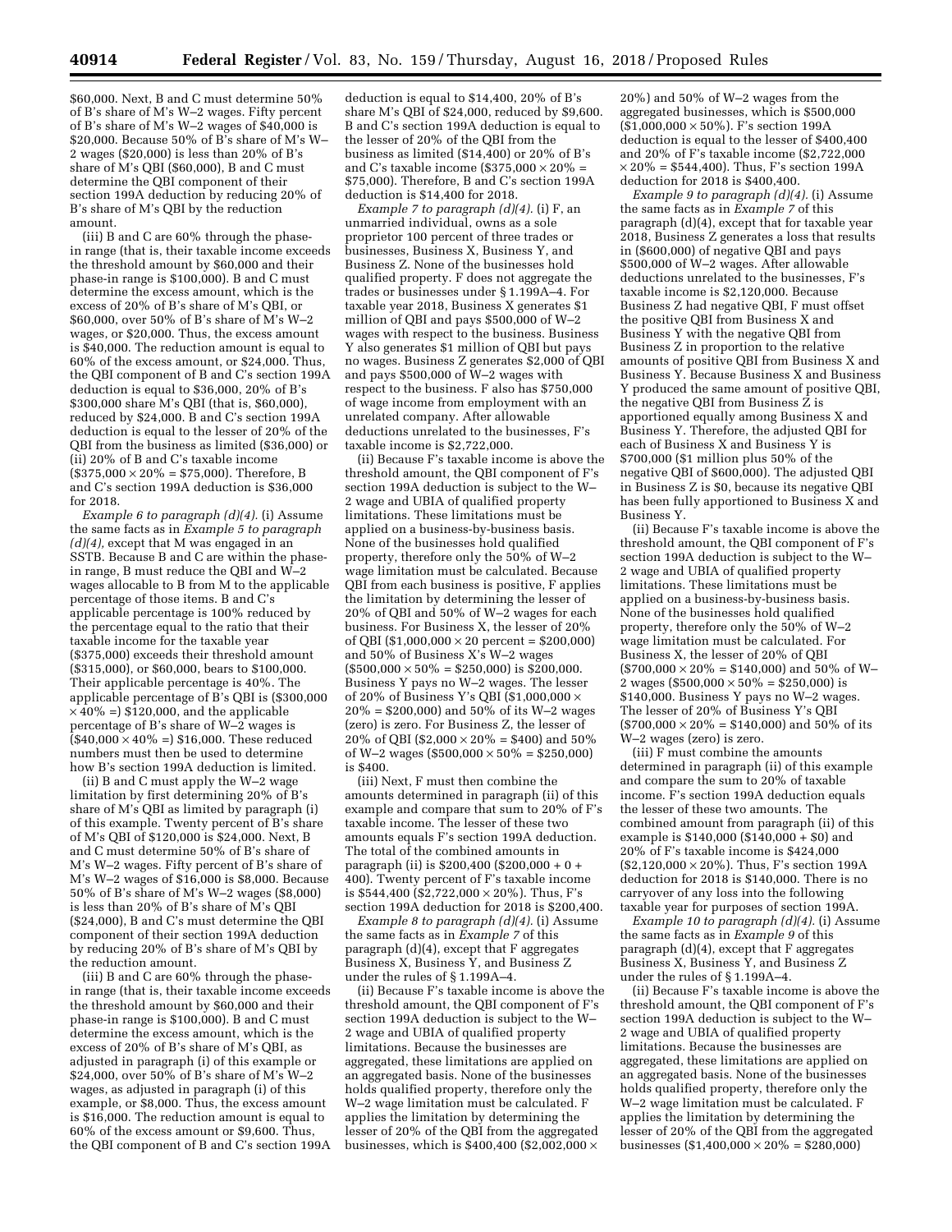$60,000. Next, B and C must determine 50% of B's share of M's W–2 wages. Fifty percent of B's share of M's W–2 wages of $40,000 is $20,000. Because 50% of B's share of M's W–2 wages ($20,000) is less than 20% of B's share of M's QBI ($60,000), B and C must determine the QBI component of their section 199A deduction by reducing 20% of B's share of M's QBI by the reduction amount.

(iii) B and C are 60% through the phase-in range (that is, their taxable income exceeds the threshold amount by $60,000 and their phase-in range is $100,000). B and C must determine the excess amount, which is the excess of 20% of B's share of M's QBI, or $60,000, over 50% of B's share of M's W–2 wages, or $20,000. Thus, the excess amount is $40,000. The reduction amount is equal to 60% of the excess amount, or $24,000. Thus, the QBI component of B and C's section 199A deduction is equal to $36,000, 20% of B's $300,000 share M's QBI (that is, $60,000), reduced by $24,000. B and C's section 199A deduction is equal to the lesser of 20% of the QBI from the business as limited ($36,000) or (ii) 20% of B and C's taxable income ($375,000 × 20% = $75,000). Therefore, B and C's section 199A deduction is $36,000 for 2018.

*Example 6 to paragraph (d)(4).* (i) Assume the same facts as in *Example 5 to paragraph (d)(4),* except that M was engaged in an SSTB. Because B and C are within the phase-in range, B must reduce the QBI and W–2 wages allocable to B from M to the applicable percentage of those items. B and C's applicable percentage is 100% reduced by the percentage equal to the ratio that their taxable income for the taxable year ($375,000) exceeds their threshold amount ($315,000), or $60,000, bears to $100,000. Their applicable percentage is 40%. The applicable percentage of B's QBI is ($300,000 × 40% =) $120,000, and the applicable percentage of B's share of W–2 wages is ($40,000 × 40% =) $16,000. These reduced numbers must then be used to determine how B's section 199A deduction is limited.

(ii) B and C must apply the W–2 wage limitation by first determining 20% of B's share of M's QBI as limited by paragraph (i) of this example. Twenty percent of B's share of M's QBI of $120,000 is $24,000. Next, B and C must determine 50% of B's share of M's W–2 wages. Fifty percent of B's share of M's W–2 wages of $16,000 is $8,000. Because 50% of B's share of M's W–2 wages ($8,000) is less than 20% of B's share of M's QBI ($24,000), B and C's must determine the QBI component of their section 199A deduction by reducing 20% of B's share of M's QBI by the reduction amount.

(iii) B and C are 60% through the phase-in range (that is, their taxable income exceeds the threshold amount by $60,000 and their phase-in range is $100,000). B and C must determine the excess amount, which is the excess of 20% of B's share of M's QBI, as adjusted in paragraph (i) of this example or $24,000, over 50% of B's share of M's W–2 wages, as adjusted in paragraph (i) of this example, or $8,000. Thus, the excess amount is $16,000. The reduction amount is equal to 60% of the excess amount or $9,600. Thus, the QBI component of B and C's section 199A deduction is equal to $14,400, 20% of B's share M's QBI of $24,000, reduced by $9,600. B and C's section 199A deduction is equal to the lesser of 20% of the QBI from the business as limited ($14,400) or 20% of B's and C's taxable income ($375,000 × 20% = $75,000). Therefore, B and C's section 199A deduction is $14,400 for 2018.

*Example 7 to paragraph (d)(4).* (i) F, an unmarried individual, owns as a sole proprietor 100 percent of three trades or businesses, Business X, Business Y, and Business Z. None of the businesses hold qualified property. F does not aggregate the trades or businesses under § 1.199A–4. For taxable year 2018, Business X generates $1 million of QBI and pays $500,000 of W–2 wages with respect to the business. Business Y also generates $1 million of QBI but pays no wages. Business Z generates $2,000 of QBI and pays $500,000 of W–2 wages with respect to the business. F also has $750,000 of wage income from employment with an unrelated company. After allowable deductions unrelated to the businesses, F's taxable income is $2,722,000.

(ii) Because F's taxable income is above the threshold amount, the QBI component of F's section 199A deduction is subject to the W–2 wage and UBIA of qualified property limitations. These limitations must be applied on a business-by-business basis. None of the businesses hold qualified property, therefore only the 50% of W–2 wage limitation must be calculated. Because QBI from each business is positive, F applies the limitation by determining the lesser of 20% of QBI and 50% of W–2 wages for each business. For Business X, the lesser of 20% of QBI ($1,000,000 × 20 percent = $200,000) and 50% of Business X's W–2 wages ($500,000 × 50% = $250,000) is $200,000. Business Y pays no W–2 wages. The lesser of 20% of Business Y's QBI ($1,000,000 × 20% = $200,000) and 50% of its W–2 wages (zero) is zero. For Business Z, the lesser of 20% of QBI ($2,000 × 20% = $400) and 50% of W–2 wages ($500,000 × 50% = $250,000) is $400.

(iii) Next, F must then combine the amounts determined in paragraph (ii) of this example and compare that sum to 20% of F's taxable income. The lesser of these two amounts equals F's section 199A deduction. The total of the combined amounts in paragraph (ii) is $200,400 ($200,000 + 0 + 400). Twenty percent of F's taxable income is $544,400 ($2,722,000 × 20%). Thus, F's section 199A deduction for 2018 is $200,400.

*Example 8 to paragraph (d)(4).* (i) Assume the same facts as in *Example 7* of this paragraph (d)(4), except that F aggregates Business X, Business Y, and Business Z under the rules of § 1.199A–4.

(ii) Because F's taxable income is above the threshold amount, the QBI component of F's section 199A deduction is subject to the W–2 wage and UBIA of qualified property limitations. Because the businesses are aggregated, these limitations are applied on an aggregated basis. None of the businesses holds qualified property, therefore only the W–2 wage limitation must be calculated. F applies the limitation by determining the lesser of 20% of the QBI from the aggregated businesses, which is $400,400 ($2,002,000 × 20%) and 50% of W–2 wages from the aggregated businesses, which is $500,000 ($1,000,000 × 50%). F's section 199A deduction is equal to the lesser of $400,400 and 20% of F's taxable income ($2,722,000 × 20% = $544,400). Thus, F's section 199A deduction for 2018 is $400,400.

*Example 9 to paragraph (d)(4).* (i) Assume the same facts as in *Example 7* of this paragraph (d)(4), except that for taxable year 2018, Business Z generates a loss that results in ($600,000) of negative QBI and pays $500,000 of W–2 wages. After allowable deductions unrelated to the businesses, F's taxable income is $2,120,000. Because Business Z had negative QBI, F must offset the positive QBI from Business X and Business Y with the negative QBI from Business Z in proportion to the relative amounts of positive QBI from Business X and Business Y. Because Business X and Business Y produced the same amount of positive QBI, the negative QBI from Business Z is apportioned equally among Business X and Business Y. Therefore, the adjusted QBI for each of Business X and Business Y is $700,000 ($1 million plus 50% of the negative QBI of $600,000). The adjusted QBI in Business Z is $0, because its negative QBI has been fully apportioned to Business X and Business Y.

(ii) Because F's taxable income is above the threshold amount, the QBI component of F's section 199A deduction is subject to the W–2 wage and UBIA of qualified property limitations. These limitations must be applied on a business-by-business basis. None of the businesses hold qualified property, therefore only the 50% of W–2 wage limitation must be calculated. For Business X, the lesser of 20% of QBI ($700,000 × 20% = $140,000) and 50% of W–2 wages ($500,000 × 50% = $250,000) is $140,000. Business Y pays no W–2 wages. The lesser of 20% of Business Y's QBI ($700,000 × 20% = $140,000) and 50% of its W–2 wages (zero) is zero.

(iii) F must combine the amounts determined in paragraph (ii) of this example and compare the sum to 20% of taxable income. F's section 199A deduction equals the lesser of these two amounts. The combined amount from paragraph (ii) of this example is $140,000 ($140,000 + $0) and 20% of F's taxable income is $424,000 ($2,120,000 × 20%). Thus, F's section 199A deduction for 2018 is $140,000. There is no carryover of any loss into the following taxable year for purposes of section 199A.

*Example 10 to paragraph (d)(4).* (i) Assume the same facts as in *Example 9* of this paragraph (d)(4), except that F aggregates Business X, Business Y, and Business Z under the rules of § 1.199A–4.

(ii) Because F's taxable income is above the threshold amount, the QBI component of F's section 199A deduction is subject to the W–2 wage and UBIA of qualified property limitations. Because the businesses are aggregated, these limitations are applied on an aggregated basis. None of the businesses holds qualified property, therefore only the W–2 wage limitation must be calculated. F applies the limitation by determining the lesser of 20% of the QBI from the aggregated businesses ($1,400,000 × 20% = $280,000)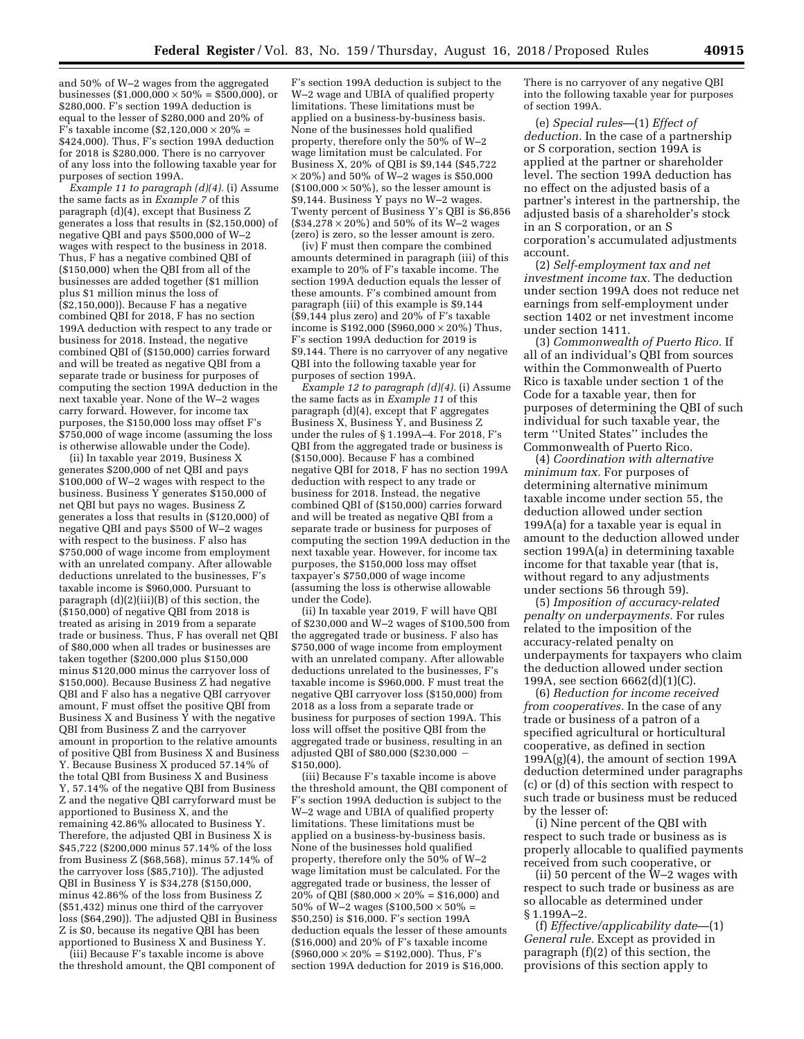and 50% of W–2 wages from the aggregated businesses ($1,000,000 × 50% = $500,000), or $280,000. F's section 199A deduction is equal to the lesser of $280,000 and 20% of F's taxable income ($2,120,000 × 20% = $424,000). Thus, F's section 199A deduction for 2018 is $280,000. There is no carryover of any loss into the following taxable year for purposes of section 199A.

*Example 11 to paragraph (d)(4).* (i) Assume the same facts as in *Example 7* of this paragraph (d)(4), except that Business Z generates a loss that results in ($2,150,000) of negative QBI and pays $500,000 of W–2 wages with respect to the business in 2018. Thus, F has a negative combined QBI of ($150,000) when the QBI from all of the businesses are added together ($1 million plus $1 million minus the loss of ($2,150,000)). Because F has a negative combined QBI for 2018, F has no section 199A deduction with respect to any trade or business for 2018. Instead, the negative combined QBI of ($150,000) carries forward and will be treated as negative QBI from a separate trade or business for purposes of computing the section 199A deduction in the next taxable year. None of the W–2 wages carry forward. However, for income tax purposes, the $150,000 loss may offset F's $750,000 of wage income (assuming the loss is otherwise allowable under the Code).

(ii) In taxable year 2019, Business X generates $200,000 of net QBI and pays $100,000 of W–2 wages with respect to the business. Business Y generates $150,000 of net QBI but pays no wages. Business Z generates a loss that results in ($120,000) of negative QBI and pays $500 of W–2 wages with respect to the business. F also has $750,000 of wage income from employment with an unrelated company. After allowable deductions unrelated to the businesses, F's taxable income is $960,000. Pursuant to paragraph (d)(2)(iii)(B) of this section, the ($150,000) of negative QBI from 2018 is treated as arising in 2019 from a separate trade or business. Thus, F has overall net QBI of $80,000 when all trades or businesses are taken together ($200,000 plus $150,000 minus $120,000 minus the carryover loss of $150,000). Because Business Z had negative QBI and F also has a negative QBI carryover amount, F must offset the positive QBI from Business X and Business Y with the negative QBI from Business Z and the carryover amount in proportion to the relative amounts of positive QBI from Business X and Business Y. Because Business X produced 57.14% of the total QBI from Business X and Business Y, 57.14% of the negative QBI from Business Z and the negative QBI carryforward must be apportioned to Business X, and the remaining 42.86% allocated to Business Y. Therefore, the adjusted QBI in Business X is $45,722 ($200,000 minus 57.14% of the loss from Business Z ($68,568), minus 57.14% of the carryover loss ($85,710)). The adjusted QBI in Business Y is $34,278 ($150,000, minus 42.86% of the loss from Business Z ($51,432) minus one third of the carryover loss ($64,290)). The adjusted QBI in Business Z is $0, because its negative QBI has been apportioned to Business X and Business Y.

(iii) Because F's taxable income is above the threshold amount, the QBI component of F's section 199A deduction is subject to the W–2 wage and UBIA of qualified property limitations. These limitations must be applied on a business-by-business basis. None of the businesses hold qualified property, therefore only the 50% of W–2 wage limitation must be calculated. For Business X, 20% of QBI is $9,144 ($45,722 × 20%) and 50% of W–2 wages is $50,000 ($100,000 × 50%), so the lesser amount is $9,144. Business Y pays no W–2 wages. Twenty percent of Business Y's QBI is $6,856 ($34,278 × 20%) and 50% of its W–2 wages (zero) is zero, so the lesser amount is zero.

(iv) F must then compare the combined amounts determined in paragraph (iii) of this example to 20% of F's taxable income. The section 199A deduction equals the lesser of these amounts. F's combined amount from paragraph (iii) of this example is $9,144 ($9,144 plus zero) and 20% of F's taxable income is $192,000 ($960,000 × 20%) Thus, F's section 199A deduction for 2019 is $9,144. There is no carryover of any negative QBI into the following taxable year for purposes of section 199A.

*Example 12 to paragraph (d)(4).* (i) Assume the same facts as in *Example 11* of this paragraph (d)(4), except that F aggregates Business X, Business Y, and Business Z under the rules of § 1.199A–4. For 2018, F's QBI from the aggregated trade or business is ($150,000). Because F has a combined negative QBI for 2018, F has no section 199A deduction with respect to any trade or business for 2018. Instead, the negative combined QBI of ($150,000) carries forward and will be treated as negative QBI from a separate trade or business for purposes of computing the section 199A deduction in the next taxable year. However, for income tax purposes, the $150,000 loss may offset taxpayer's $750,000 of wage income (assuming the loss is otherwise allowable under the Code).

(ii) In taxable year 2019, F will have QBI of $230,000 and W–2 wages of $100,500 from the aggregated trade or business. F also has $750,000 of wage income from employment with an unrelated company. After allowable deductions unrelated to the businesses, F's taxable income is $960,000. F must treat the negative QBI carryover loss ($150,000) from 2018 as a loss from a separate trade or business for purposes of section 199A. This loss will offset the positive QBI from the aggregated trade or business, resulting in an adjusted QBI of $80,000 ($230,000 − $150,000).

(iii) Because F's taxable income is above the threshold amount, the QBI component of F's section 199A deduction is subject to the W–2 wage and UBIA of qualified property limitations. These limitations must be applied on a business-by-business basis. None of the businesses hold qualified property, therefore only the 50% of W–2 wage limitation must be calculated. For the aggregated trade or business, the lesser of 20% of QBI ($80,000 × 20% = $16,000) and 50% of W–2 wages ($100,500 × 50% = $50,250) is $16,000. F's section 199A deduction equals the lesser of these amounts ($16,000) and 20% of F's taxable income ($960,000 × 20% = $192,000). Thus, F's section 199A deduction for 2019 is $16,000. There is no carryover of any negative QBI into the following taxable year for purposes of section 199A.

(e) *Special rules*—(1) *Effect of deduction.* In the case of a partnership or S corporation, section 199A is applied at the partner or shareholder level. The section 199A deduction has no effect on the adjusted basis of a partner's interest in the partnership, the adjusted basis of a shareholder's stock in an S corporation, or an S corporation's accumulated adjustments account.

(2) *Self-employment tax and net investment income tax.* The deduction under section 199A does not reduce net earnings from self-employment under section 1402 or net investment income under section 1411.

(3) *Commonwealth of Puerto Rico.* If all of an individual's QBI from sources within the Commonwealth of Puerto Rico is taxable under section 1 of the Code for a taxable year, then for purposes of determining the QBI of such individual for such taxable year, the term ''United States'' includes the Commonwealth of Puerto Rico.

(4) *Coordination with alternative minimum tax.* For purposes of determining alternative minimum taxable income under section 55, the deduction allowed under section 199A(a) for a taxable year is equal in amount to the deduction allowed under section 199A(a) in determining taxable income for that taxable year (that is, without regard to any adjustments under sections 56 through 59).

(5) *Imposition of accuracy-related penalty on underpayments.* For rules related to the imposition of the accuracy-related penalty on underpayments for taxpayers who claim the deduction allowed under section 199A, see section 6662(d)(1)(C).

(6) *Reduction for income received from cooperatives.* In the case of any trade or business of a patron of a specified agricultural or horticultural cooperative, as defined in section 199A(g)(4), the amount of section 199A deduction determined under paragraphs (c) or (d) of this section with respect to such trade or business must be reduced by the lesser of:

(i) Nine percent of the QBI with respect to such trade or business as is properly allocable to qualified payments received from such cooperative, or

(ii) 50 percent of the W–2 wages with respect to such trade or business as are so allocable as determined under § 1.199A–2.

(f) *Effective/applicability date*—(1) *General rule.* Except as provided in paragraph (f)(2) of this section, the provisions of this section apply to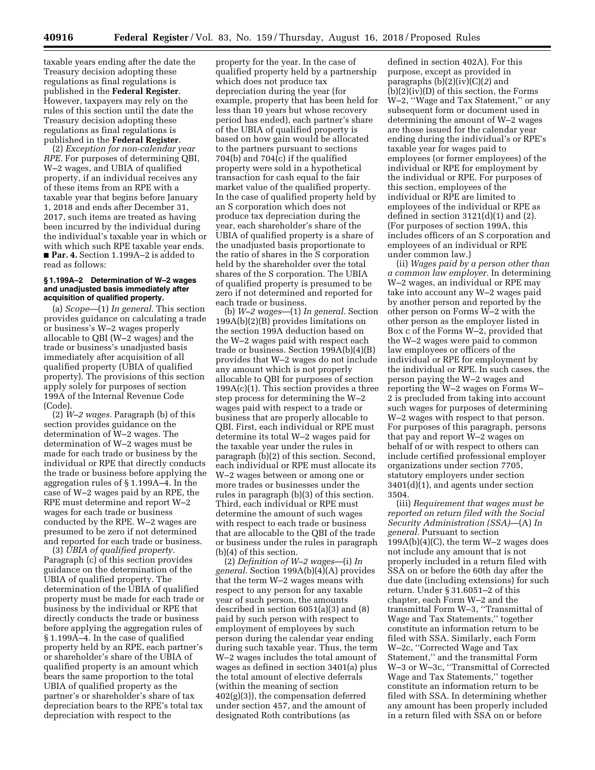taxable years ending after the date the Treasury decision adopting these regulations as final regulations is published in the **Federal Register**. However, taxpayers may rely on the rules of this section until the date the Treasury decision adopting these regulations as final regulations is published in the **Federal Register**.

(2) *Exception for non-calendar year RPE.* For purposes of determining QBI, W–2 wages, and UBIA of qualified property, if an individual receives any of these items from an RPE with a taxable year that begins before January 1, 2018 and ends after December 31, 2017, such items are treated as having been incurred by the individual during the individual's taxable year in which or with which such RPE taxable year ends.

■ **Par. 4.** Section 1.199A–2 is added to read as follows:

**§ 1.199A–2 Determination of W–2 wages and unadjusted basis immediately after acquisition of qualified property.**

(a) *Scope*—(1) *In general.* This section provides guidance on calculating a trade or business's W–2 wages properly allocable to QBI (W–2 wages) and the trade or business's unadjusted basis immediately after acquisition of all qualified property (UBIA of qualified property). The provisions of this section apply solely for purposes of section 199A of the Internal Revenue Code (Code).

(2) *W–2 wages.* Paragraph (b) of this section provides guidance on the determination of W–2 wages. The determination of W–2 wages must be made for each trade or business by the individual or RPE that directly conducts the trade or business before applying the aggregation rules of § 1.199A–4. In the case of W–2 wages paid by an RPE, the RPE must determine and report W–2 wages for each trade or business conducted by the RPE. W–2 wages are presumed to be zero if not determined and reported for each trade or business.

(3) *UBIA of qualified property.* Paragraph (c) of this section provides guidance on the determination of the UBIA of qualified property. The determination of the UBIA of qualified property must be made for each trade or business by the individual or RPE that directly conducts the trade or business before applying the aggregation rules of § 1.199A–4. In the case of qualified property held by an RPE, each partner's or shareholder's share of the UBIA of qualified property is an amount which bears the same proportion to the total UBIA of qualified property as the partner's or shareholder's share of tax depreciation bears to the RPE's total tax depreciation with respect to the property for the year. In the case of qualified property held by a partnership which does not produce tax depreciation during the year (for example, property that has been held for less than 10 years but whose recovery period has ended), each partner's share of the UBIA of qualified property is based on how gain would be allocated to the partners pursuant to sections 704(b) and 704(c) if the qualified property were sold in a hypothetical transaction for cash equal to the fair market value of the qualified property. In the case of qualified property held by an S corporation which does not produce tax depreciation during the year, each shareholder's share of the UBIA of qualified property is a share of the unadjusted basis proportionate to the ratio of shares in the S corporation held by the shareholder over the total shares of the S corporation. The UBIA of qualified property is presumed to be zero if not determined and reported for each trade or business.

(b) *W–2 wages*—(1) *In general.* Section 199A(b)(2)(B) provides limitations on the section 199A deduction based on the W–2 wages paid with respect each trade or business. Section 199A(b)(4)(B) provides that W–2 wages do not include any amount which is not properly allocable to QBI for purposes of section 199A(c)(1). This section provides a three step process for determining the W–2 wages paid with respect to a trade or business that are properly allocable to QBI. First, each individual or RPE must determine its total W–2 wages paid for the taxable year under the rules in paragraph (b)(2) of this section. Second, each individual or RPE must allocate its W–2 wages between or among one or more trades or businesses under the rules in paragraph (b)(3) of this section. Third, each individual or RPE must determine the amount of such wages with respect to each trade or business that are allocable to the QBI of the trade or business under the rules in paragraph (b)(4) of this section.

(2) *Definition of W–2 wages*—(i) *In general.* Section 199A(b)(4)(A) provides that the term W–2 wages means with respect to any person for any taxable year of such person, the amounts described in section 6051(a)(3) and (8) paid by such person with respect to employment of employees by such person during the calendar year ending during such taxable year. Thus, the term W–2 wages includes the total amount of wages as defined in section 3401(a) plus the total amount of elective deferrals (within the meaning of section 402(g)(3)), the compensation deferred under section 457, and the amount of designated Roth contributions (as defined in section 402A). For this purpose, except as provided in paragraphs (b)(2)(iv)(C)(*2*) and (b)(2)(iv)(D) of this section, the Forms W–2, ''Wage and Tax Statement,'' or any subsequent form or document used in determining the amount of W–2 wages are those issued for the calendar year ending during the individual's or RPE's taxable year for wages paid to employees (or former employees) of the individual or RPE for employment by the individual or RPE. For purposes of this section, employees of the individual or RPE are limited to employees of the individual or RPE as defined in section 3121(d)(1) and (2). (For purposes of section 199A, this includes officers of an S corporation and employees of an individual or RPE under common law.)

(ii) *Wages paid by a person other than a common law employer.* In determining W–2 wages, an individual or RPE may take into account any W–2 wages paid by another person and reported by the other person on Forms W–2 with the other person as the employer listed in Box c of the Forms W–2, provided that the W–2 wages were paid to common law employees or officers of the individual or RPE for employment by the individual or RPE. In such cases, the person paying the W–2 wages and reporting the W–2 wages on Forms W–2 is precluded from taking into account such wages for purposes of determining W–2 wages with respect to that person. For purposes of this paragraph, persons that pay and report W–2 wages on behalf of or with respect to others can include certified professional employer organizations under section 7705, statutory employers under section 3401(d)(1), and agents under section 3504.

(iii) *Requirement that wages must be reported on return filed with the Social Security Administration (SSA)*—(A) *In general.* Pursuant to section 199A(b)(4)(C), the term W–2 wages does not include any amount that is not properly included in a return filed with SSA on or before the 60th day after the due date (including extensions) for such return. Under § 31.6051–2 of this chapter, each Form W–2 and the transmittal Form W–3, ''Transmittal of Wage and Tax Statements,'' together constitute an information return to be filed with SSA. Similarly, each Form W–2c, ''Corrected Wage and Tax Statement,'' and the transmittal Form W–3 or W–3c, ''Transmittal of Corrected Wage and Tax Statements,'' together constitute an information return to be filed with SSA. In determining whether any amount has been properly included in a return filed with SSA on or before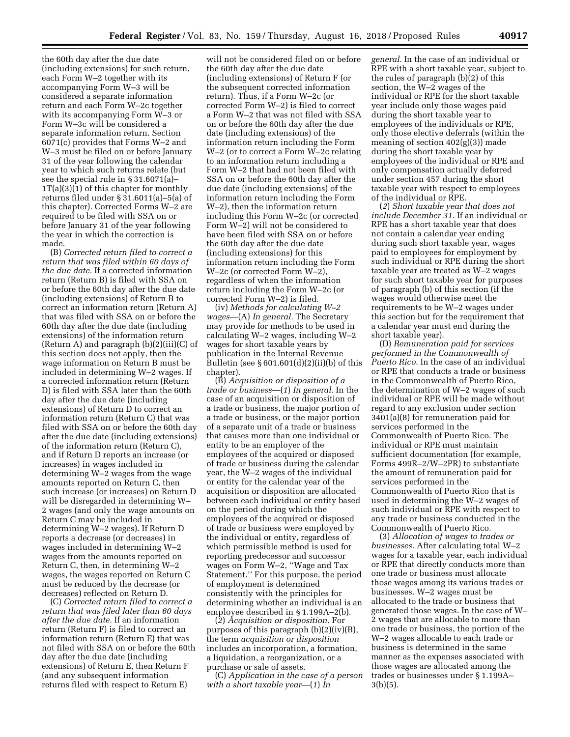the 60th day after the due date (including extensions) for such return, each Form W–2 together with its accompanying Form W–3 will be considered a separate information return and each Form W–2c together with its accompanying Form W–3 or Form W–3c will be considered a separate information return. Section 6071(c) provides that Forms W–2 and W–3 must be filed on or before January 31 of the year following the calendar year to which such returns relate (but see the special rule in § 31.6071(a)–1T(a)(3)(1) of this chapter for monthly returns filed under § 31.6011(a)–5(a) of this chapter). Corrected Forms W–2 are required to be filed with SSA on or before January 31 of the year following the year in which the correction is made.

(B) *Corrected return filed to correct a return that was filed within 60 days of the due date.* If a corrected information return (Return B) is filed with SSA on or before the 60th day after the due date (including extensions) of Return B to correct an information return (Return A) that was filed with SSA on or before the 60th day after the due date (including extensions) of the information return (Return A) and paragraph (b)(2)(iii)(C) of this section does not apply, then the wage information on Return B must be included in determining W–2 wages. If a corrected information return (Return D) is filed with SSA later than the 60th day after the due date (including extensions) of Return D to correct an information return (Return C) that was filed with SSA on or before the 60th day after the due date (including extensions) of the information return (Return C), and if Return D reports an increase (or increases) in wages included in determining W–2 wages from the wage amounts reported on Return C, then such increase (or increases) on Return D will be disregarded in determining W–2 wages (and only the wage amounts on Return C may be included in determining W–2 wages). If Return D reports a decrease (or decreases) in wages included in determining W–2 wages from the amounts reported on Return C, then, in determining W–2 wages, the wages reported on Return C must be reduced by the decrease (or decreases) reflected on Return D.

(C) *Corrected return filed to correct a return that was filed later than 60 days after the due date.* If an information return (Return F) is filed to correct an information return (Return E) that was not filed with SSA on or before the 60th day after the due date (including extensions) of Return E, then Return F (and any subsequent information returns filed with respect to Return E) will not be considered filed on or before the 60th day after the due date (including extensions) of Return F (or the subsequent corrected information return). Thus, if a Form W–2c (or corrected Form W–2) is filed to correct a Form W–2 that was not filed with SSA on or before the 60th day after the due date (including extensions) of the information return including the Form W–2 (or to correct a Form W–2c relating to an information return including a Form W–2 that had not been filed with SSA on or before the 60th day after the due date (including extensions) of the information return including the Form W–2), then the information return including this Form W–2c (or corrected Form W–2) will not be considered to have been filed with SSA on or before the 60th day after the due date (including extensions) for this information return including the Form W–2c (or corrected Form W–2), regardless of when the information return including the Form W–2c (or corrected Form W–2) is filed.

(iv) *Methods for calculating W–2 wages*—(A) *In general.* The Secretary may provide for methods to be used in calculating W–2 wages, including W–2 wages for short taxable years by publication in the Internal Revenue Bulletin (see § 601.601(d)(2)(ii)(*b*) of this chapter).

(B) *Acquisition or disposition of a trade or business*—(*1*) *In general.* In the case of an acquisition or disposition of a trade or business, the major portion of a trade or business, or the major portion of a separate unit of a trade or business that causes more than one individual or entity to be an employer of the employees of the acquired or disposed of trade or business during the calendar year, the W–2 wages of the individual or entity for the calendar year of the acquisition or disposition are allocated between each individual or entity based on the period during which the employees of the acquired or disposed of trade or business were employed by the individual or entity, regardless of which permissible method is used for reporting predecessor and successor wages on Form W–2, ''Wage and Tax Statement.'' For this purpose, the period of employment is determined consistently with the principles for determining whether an individual is an employee described in § 1.199A–2(b).

(*2*) *Acquisition or disposition.* For purposes of this paragraph (b)(2)(iv)(B), the term *acquisition or disposition* includes an incorporation, a formation, a liquidation, a reorganization, or a purchase or sale of assets.

(C) *Application in the case of a person with a short taxable year*—(*1*) *In general.* In the case of an individual or RPE with a short taxable year, subject to the rules of paragraph (b)(2) of this section, the W–2 wages of the individual or RPE for the short taxable year include only those wages paid during the short taxable year to employees of the individuals or RPE, only those elective deferrals (within the meaning of section 402(g)(3)) made during the short taxable year by employees of the individual or RPE and only compensation actually deferred under section 457 during the short taxable year with respect to employees of the individual or RPE.

(*2*) *Short taxable year that does not include December 31.* If an individual or RPE has a short taxable year that does not contain a calendar year ending during such short taxable year, wages paid to employees for employment by such individual or RPE during the short taxable year are treated as W–2 wages for such short taxable year for purposes of paragraph (b) of this section (if the wages would otherwise meet the requirements to be W–2 wages under this section but for the requirement that a calendar year must end during the short taxable year).

(D) *Remuneration paid for services performed in the Commonwealth of Puerto Rico.* In the case of an individual or RPE that conducts a trade or business in the Commonwealth of Puerto Rico, the determination of W–2 wages of such individual or RPE will be made without regard to any exclusion under section 3401(a)(8) for remuneration paid for services performed in the Commonwealth of Puerto Rico. The individual or RPE must maintain sufficient documentation (for example, Forms 499R–2/W–2PR) to substantiate the amount of remuneration paid for services performed in the Commonwealth of Puerto Rico that is used in determining the W–2 wages of such individual or RPE with respect to any trade or business conducted in the Commonwealth of Puerto Rico.

(3) *Allocation of wages to trades or businesses.* After calculating total W–2 wages for a taxable year, each individual or RPE that directly conducts more than one trade or business must allocate those wages among its various trades or businesses. W–2 wages must be allocated to the trade or business that generated those wages. In the case of W–2 wages that are allocable to more than one trade or business, the portion of the W–2 wages allocable to each trade or business is determined in the same manner as the expenses associated with those wages are allocated among the trades or businesses under § 1.199A–3(b)(5).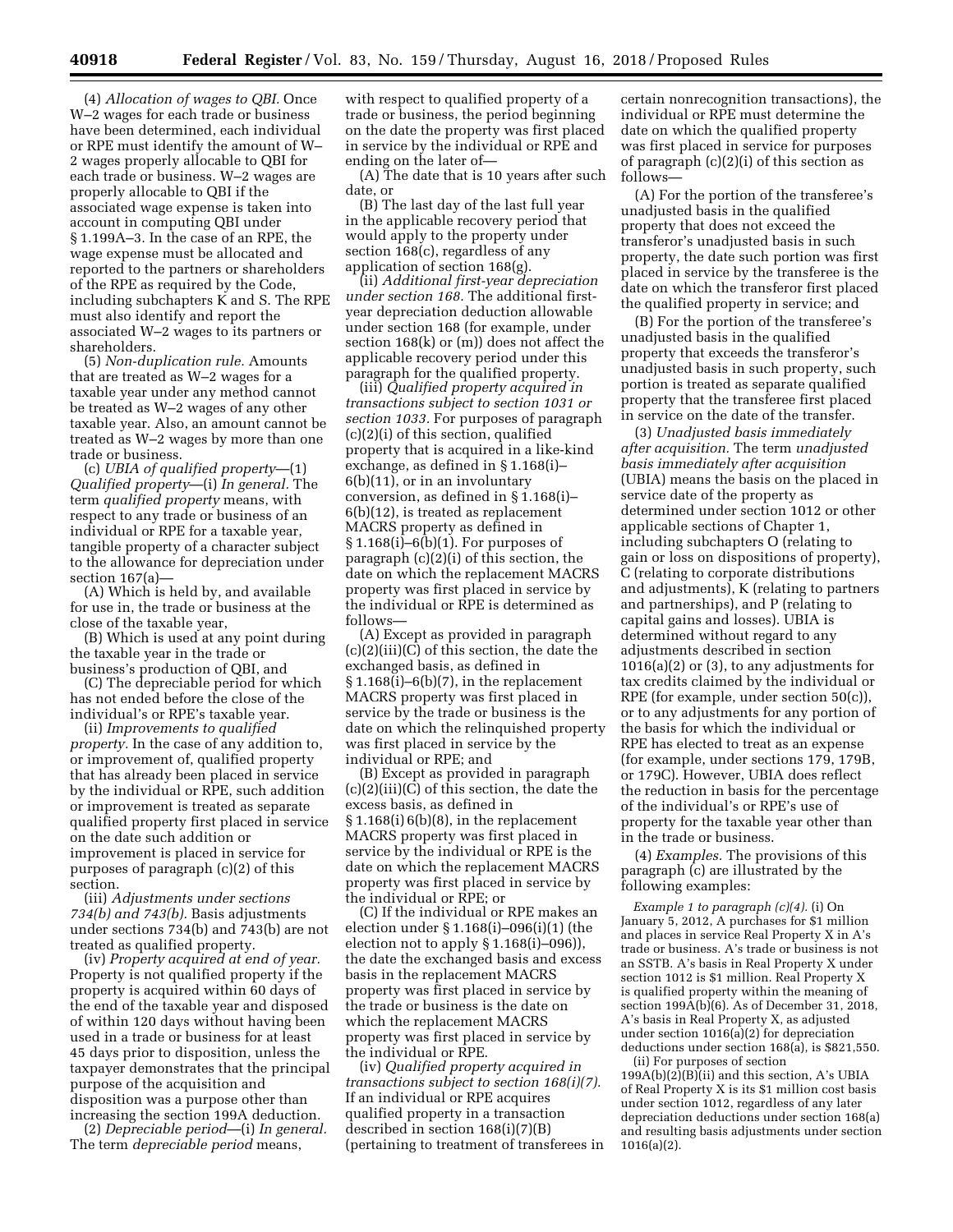(4) *Allocation of wages to QBI.* Once W–2 wages for each trade or business have been determined, each individual or RPE must identify the amount of W–2 wages properly allocable to QBI for each trade or business. W–2 wages are properly allocable to QBI if the associated wage expense is taken into account in computing QBI under § 1.199A–3. In the case of an RPE, the wage expense must be allocated and reported to the partners or shareholders of the RPE as required by the Code, including subchapters K and S. The RPE must also identify and report the associated W–2 wages to its partners or shareholders.

(5) *Non-duplication rule.* Amounts that are treated as W–2 wages for a taxable year under any method cannot be treated as W–2 wages of any other taxable year. Also, an amount cannot be treated as W–2 wages by more than one trade or business.

(c) *UBIA of qualified property*—(1) *Qualified property*—(i) *In general.* The term *qualified property* means, with respect to any trade or business of an individual or RPE for a taxable year, tangible property of a character subject to the allowance for depreciation under section 167(a)—

(A) Which is held by, and available for use in, the trade or business at the close of the taxable year,

(B) Which is used at any point during the taxable year in the trade or business's production of QBI, and

(C) The depreciable period for which has not ended before the close of the individual's or RPE's taxable year.

(ii) *Improvements to qualified property.* In the case of any addition to, or improvement of, qualified property that has already been placed in service by the individual or RPE, such addition or improvement is treated as separate qualified property first placed in service on the date such addition or improvement is placed in service for purposes of paragraph (c)(2) of this section.

(iii) *Adjustments under sections 734(b) and 743(b).* Basis adjustments under sections 734(b) and 743(b) are not treated as qualified property.

(iv) *Property acquired at end of year.* Property is not qualified property if the property is acquired within 60 days of the end of the taxable year and disposed of within 120 days without having been used in a trade or business for at least 45 days prior to disposition, unless the taxpayer demonstrates that the principal purpose of the acquisition and disposition was a purpose other than increasing the section 199A deduction.

(2) *Depreciable period*—(i) *In general.* The term *depreciable period* means, with respect to qualified property of a trade or business, the period beginning on the date the property was first placed in service by the individual or RPE and ending on the later of—

(A) The date that is 10 years after such date, or

(B) The last day of the last full year in the applicable recovery period that would apply to the property under section 168(c), regardless of any application of section 168(g).

(ii) *Additional first-year depreciation under section 168.* The additional first-year depreciation deduction allowable under section 168 (for example, under section 168(k) or (m)) does not affect the applicable recovery period under this paragraph for the qualified property.

(iii) *Qualified property acquired in transactions subject to section 1031 or section 1033.* For purposes of paragraph (c)(2)(i) of this section, qualified property that is acquired in a like-kind exchange, as defined in § 1.168(i)–6(b)(11), or in an involuntary conversion, as defined in § 1.168(i)–6(b)(12), is treated as replacement MACRS property as defined in § 1.168(i)–6(b)(1). For purposes of paragraph (c)(2)(i) of this section, the date on which the replacement MACRS property was first placed in service by the individual or RPE is determined as follows—

(A) Except as provided in paragraph (c)(2)(iii)(C) of this section, the date the exchanged basis, as defined in § 1.168(i)–6(b)(7), in the replacement MACRS property was first placed in service by the trade or business is the date on which the relinquished property was first placed in service by the individual or RPE; and

(B) Except as provided in paragraph (c)(2)(iii)(C) of this section, the date the excess basis, as defined in § 1.168(i) 6(b)(8), in the replacement MACRS property was first placed in service by the individual or RPE is the date on which the replacement MACRS property was first placed in service by the individual or RPE; or

(C) If the individual or RPE makes an election under § 1.168(i)–096(i)(1) (the election not to apply § 1.168(i)–096)), the date the exchanged basis and excess basis in the replacement MACRS property was first placed in service by the trade or business is the date on which the replacement MACRS property was first placed in service by the individual or RPE.

(iv) *Qualified property acquired in transactions subject to section 168(i)(7).* If an individual or RPE acquires qualified property in a transaction described in section 168(i)(7)(B) (pertaining to treatment of transferees in certain nonrecognition transactions), the individual or RPE must determine the date on which the qualified property was first placed in service solely for purposes of paragraph (c)(2)(i) of this section as follows—

(A) For the portion of the transferee's unadjusted basis in the qualified property that does not exceed the transferor's unadjusted basis in such property, the date such portion was first placed in service by the transferee is the date on which the transferor first placed the qualified property in service; and

(B) For the portion of the transferee's unadjusted basis in the qualified property that exceeds the transferor's unadjusted basis in such property, such portion is treated as separate qualified property that the transferee first placed in service on the date of the transfer.

(3) *Unadjusted basis immediately after acquisition.* The term *unadjusted basis immediately after acquisition* (UBIA) means the basis on the placed in service date of the property as determined under section 1012 or other applicable sections of Chapter 1, including subchapters O (relating to gain or loss on dispositions of property), C (relating to corporate distributions and adjustments), K (relating to partners and partnerships), and P (relating to capital gains and losses). UBIA is determined without regard to any adjustments described in section 1016(a)(2) or (3), to any adjustments for tax credits claimed by the individual or RPE (for example, under section 50(c)), or to any adjustments for any portion of the basis for which the individual or RPE has elected to treat as an expense (for example, under sections 179, 179B, or 179C). However, UBIA does reflect the reduction in basis for the percentage of the individual's or RPE's use of property for the taxable year other than in the trade or business.

(4) *Examples.* The provisions of this paragraph (c) are illustrated by the following examples:

*Example 1 to paragraph (c)(4).* (i) On January 5, 2012, A purchases for $1 million and places in service Real Property X in A's trade or business. A's trade or business is not an SSTB. A's basis in Real Property X under section 1012 is $1 million. Real Property X is qualified property within the meaning of section 199A(b)(6). As of December 31, 2018, A's basis in Real Property X, as adjusted under section 1016(a)(2) for depreciation deductions under section 168(a), is $821,550.

(ii) For purposes of section 199A(b)(2)(B)(ii) and this section, A's UBIA of Real Property X is its $1 million cost basis under section 1012, regardless of any later depreciation deductions under section 168(a) and resulting basis adjustments under section 1016(a)(2).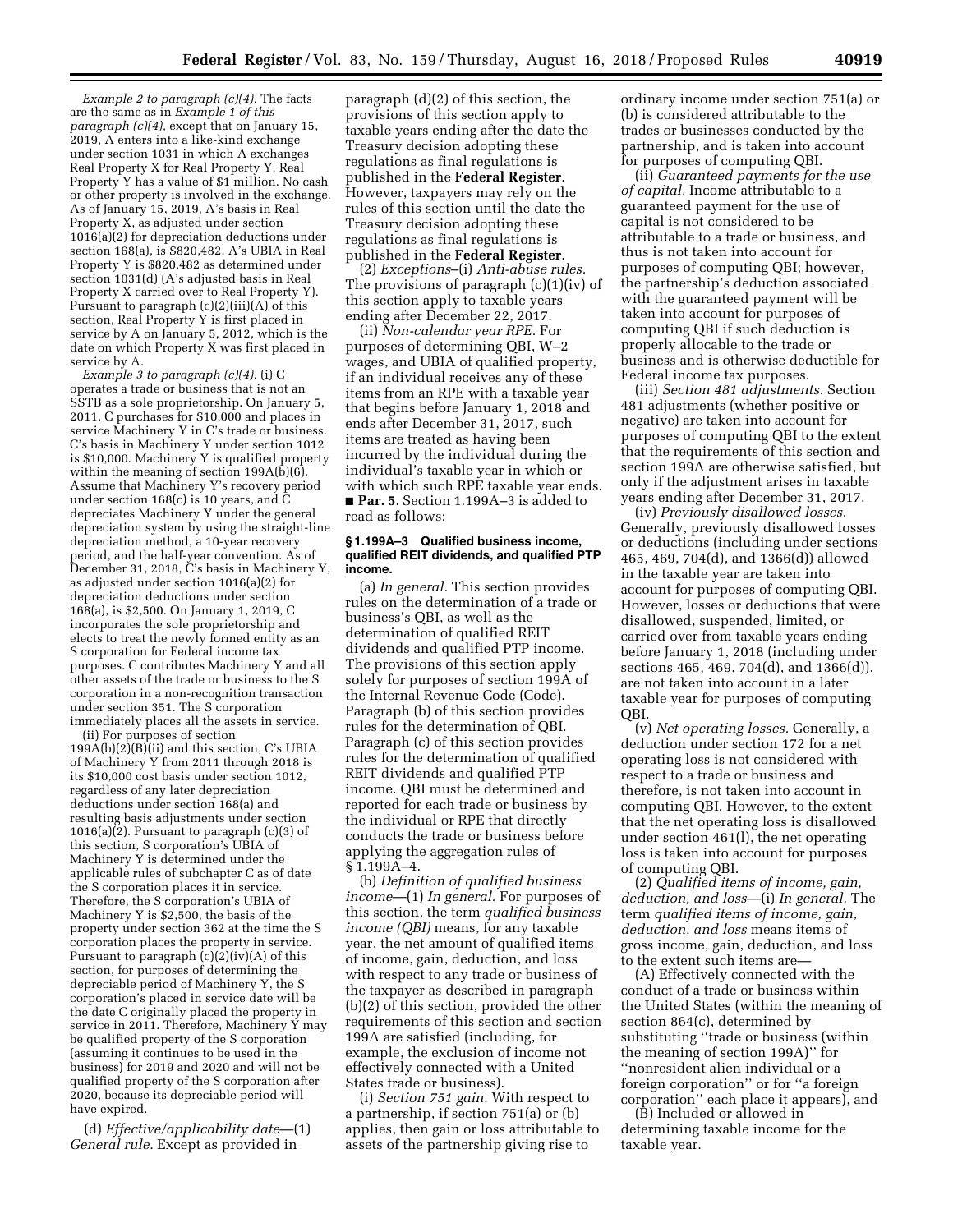*Example 2 to paragraph (c)(4).* The facts are the same as in *Example 1 of this paragraph (c)(4),* except that on January 15, 2019, A enters into a like-kind exchange under section 1031 in which A exchanges Real Property X for Real Property Y. Real Property Y has a value of $1 million. No cash or other property is involved in the exchange. As of January 15, 2019, A's basis in Real Property X, as adjusted under section 1016(a)(2) for depreciation deductions under section 168(a), is $820,482. A's UBIA in Real Property Y is $820,482 as determined under section 1031(d) (A's adjusted basis in Real Property X carried over to Real Property Y). Pursuant to paragraph (c)(2)(iii)(A) of this section, Real Property Y is first placed in service by A on January 5, 2012, which is the date on which Property X was first placed in service by A.

*Example 3 to paragraph (c)(4).* (i) C operates a trade or business that is not an SSTB as a sole proprietorship. On January 5, 2011, C purchases for $10,000 and places in service Machinery Y in C's trade or business. C's basis in Machinery Y under section 1012 is $10,000. Machinery Y is qualified property within the meaning of section 199A(b)(6). Assume that Machinery Y's recovery period under section 168(c) is 10 years, and C depreciates Machinery Y under the general depreciation system by using the straight-line depreciation method, a 10-year recovery period, and the half-year convention. As of December 31, 2018, C's basis in Machinery Y, as adjusted under section 1016(a)(2) for depreciation deductions under section 168(a), is $2,500. On January 1, 2019, C incorporates the sole proprietorship and elects to treat the newly formed entity as an S corporation for Federal income tax purposes. C contributes Machinery Y and all other assets of the trade or business to the S corporation in a non-recognition transaction under section 351. The S corporation immediately places all the assets in service.

(ii) For purposes of section 199A(b)(2)(B)(ii) and this section, C's UBIA of Machinery Y from 2011 through 2018 is its $10,000 cost basis under section 1012, regardless of any later depreciation deductions under section 168(a) and resulting basis adjustments under section 1016(a)(2). Pursuant to paragraph (c)(3) of this section, S corporation's UBIA of Machinery Y is determined under the applicable rules of subchapter C as of date the S corporation places it in service. Therefore, the S corporation's UBIA of Machinery Y is $2,500, the basis of the property under section 362 at the time the S corporation places the property in service. Pursuant to paragraph (c)(2)(iv)(A) of this section, for purposes of determining the depreciable period of Machinery Y, the S corporation's placed in service date will be the date C originally placed the property in service in 2011. Therefore, Machinery Y may be qualified property of the S corporation (assuming it continues to be used in the business) for 2019 and 2020 and will not be qualified property of the S corporation after 2020, because its depreciable period will have expired.

(d) *Effective/applicability date*—(1) *General rule.* Except as provided in paragraph (d)(2) of this section, the provisions of this section apply to taxable years ending after the date the Treasury decision adopting these regulations as final regulations is published in the **Federal Register**. However, taxpayers may rely on the rules of this section until the date the Treasury decision adopting these regulations as final regulations is published in the **Federal Register**.

(2) *Exceptions*–(i) *Anti-abuse rules.* The provisions of paragraph (c)(1)(iv) of this section apply to taxable years ending after December 22, 2017.

(ii) *Non-calendar year RPE.* For purposes of determining QBI, W–2 wages, and UBIA of qualified property, if an individual receives any of these items from an RPE with a taxable year that begins before January 1, 2018 and ends after December 31, 2017, such items are treated as having been incurred by the individual during the individual's taxable year in which or with which such RPE taxable year ends.

■ **Par. 5.** Section 1.199A–3 is added to read as follows:

#### § 1.199A–3 Qualified business income, qualified REIT dividends, and qualified PTP income.

(a) *In general.* This section provides rules on the determination of a trade or business's QBI, as well as the determination of qualified REIT dividends and qualified PTP income. The provisions of this section apply solely for purposes of section 199A of the Internal Revenue Code (Code). Paragraph (b) of this section provides rules for the determination of QBI. Paragraph (c) of this section provides rules for the determination of qualified REIT dividends and qualified PTP income. QBI must be determined and reported for each trade or business by the individual or RPE that directly conducts the trade or business before applying the aggregation rules of § 1.199A–4.

(b) *Definition of qualified business income*—(1) *In general.* For purposes of this section, the term *qualified business income (QBI)* means, for any taxable year, the net amount of qualified items of income, gain, deduction, and loss with respect to any trade or business of the taxpayer as described in paragraph (b)(2) of this section, provided the other requirements of this section and section 199A are satisfied (including, for example, the exclusion of income not effectively connected with a United States trade or business).

(i) *Section 751 gain.* With respect to a partnership, if section 751(a) or (b) applies, then gain or loss attributable to assets of the partnership giving rise to ordinary income under section 751(a) or (b) is considered attributable to the trades or businesses conducted by the partnership, and is taken into account for purposes of computing QBI.

(ii) *Guaranteed payments for the use of capital.* Income attributable to a guaranteed payment for the use of capital is not considered to be attributable to a trade or business, and thus is not taken into account for purposes of computing QBI; however, the partnership's deduction associated with the guaranteed payment will be taken into account for purposes of computing QBI if such deduction is properly allocable to the trade or business and is otherwise deductible for Federal income tax purposes.

(iii) *Section 481 adjustments.* Section 481 adjustments (whether positive or negative) are taken into account for purposes of computing QBI to the extent that the requirements of this section and section 199A are otherwise satisfied, but only if the adjustment arises in taxable years ending after December 31, 2017.

(iv) *Previously disallowed losses.* Generally, previously disallowed losses or deductions (including under sections 465, 469, 704(d), and 1366(d)) allowed in the taxable year are taken into account for purposes of computing QBI. However, losses or deductions that were disallowed, suspended, limited, or carried over from taxable years ending before January 1, 2018 (including under sections 465, 469, 704(d), and 1366(d)), are not taken into account in a later taxable year for purposes of computing QBI.

(v) *Net operating losses.* Generally, a deduction under section 172 for a net operating loss is not considered with respect to a trade or business and therefore, is not taken into account in computing QBI. However, to the extent that the net operating loss is disallowed under section 461(l), the net operating loss is taken into account for purposes of computing QBI.

(2) *Qualified items of income, gain, deduction, and loss*—(i) *In general.* The term *qualified items of income, gain, deduction, and loss* means items of gross income, gain, deduction, and loss to the extent such items are—

(A) Effectively connected with the conduct of a trade or business within the United States (within the meaning of section 864(c), determined by substituting "trade or business (within the meaning of section 199A)" for "nonresident alien individual or a foreign corporation" or for "a foreign corporation" each place it appears), and

(B) Included or allowed in determining taxable income for the taxable year.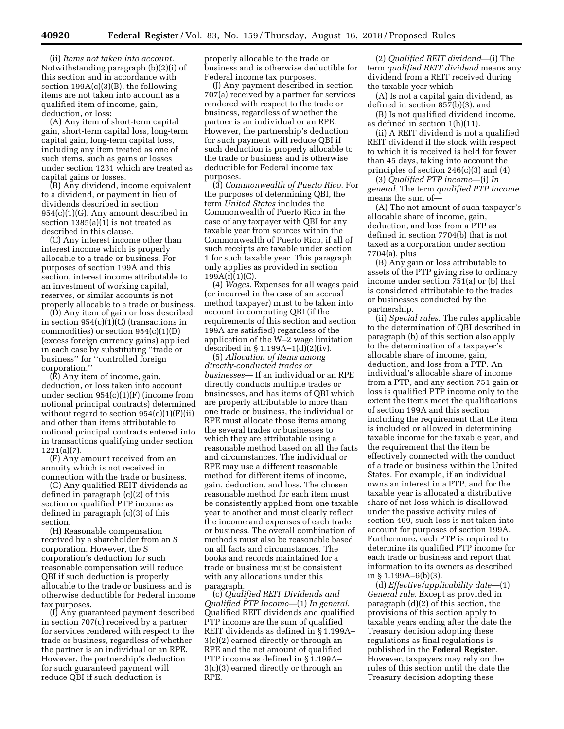(ii) *Items not taken into account.* Notwithstanding paragraph (b)(2)(i) of this section and in accordance with section 199A(c)(3)(B), the following items are not taken into account as a qualified item of income, gain, deduction, or loss:

(A) Any item of short-term capital gain, short-term capital loss, long-term capital gain, long-term capital loss, including any item treated as one of such items, such as gains or losses under section 1231 which are treated as capital gains or losses.

(B) Any dividend, income equivalent to a dividend, or payment in lieu of dividends described in section 954(c)(1)(G). Any amount described in section 1385(a)(1) is not treated as described in this clause.

(C) Any interest income other than interest income which is properly allocable to a trade or business. For purposes of section 199A and this section, interest income attributable to an investment of working capital, reserves, or similar accounts is not properly allocable to a trade or business.

(D) Any item of gain or loss described in section 954(c)(1)(C) (transactions in commodities) or section 954(c)(1)(D) (excess foreign currency gains) applied in each case by substituting ''trade or business'' for ''controlled foreign corporation.''

(E) Any item of income, gain, deduction, or loss taken into account under section 954(c)(1)(F) (income from notional principal contracts) determined without regard to section 954(c)(1)(F)(ii) and other than items attributable to notional principal contracts entered into in transactions qualifying under section 1221(a)(7).

(F) Any amount received from an annuity which is not received in connection with the trade or business.

(G) Any qualified REIT dividends as defined in paragraph (c)(2) of this section or qualified PTP income as defined in paragraph (c)(3) of this section.

(H) Reasonable compensation received by a shareholder from an S corporation. However, the S corporation's deduction for such reasonable compensation will reduce QBI if such deduction is properly allocable to the trade or business and is otherwise deductible for Federal income tax purposes.

(I) Any guaranteed payment described in section 707(c) received by a partner for services rendered with respect to the trade or business, regardless of whether the partner is an individual or an RPE. However, the partnership's deduction for such guaranteed payment will reduce QBI if such deduction is properly allocable to the trade or business and is otherwise deductible for Federal income tax purposes.

(J) Any payment described in section 707(a) received by a partner for services rendered with respect to the trade or business, regardless of whether the partner is an individual or an RPE. However, the partnership's deduction for such payment will reduce QBI if such deduction is properly allocable to the trade or business and is otherwise deductible for Federal income tax purposes.

(3) *Commonwealth of Puerto Rico.* For the purposes of determining QBI, the term *United States* includes the Commonwealth of Puerto Rico in the case of any taxpayer with QBI for any taxable year from sources within the Commonwealth of Puerto Rico, if all of such receipts are taxable under section 1 for such taxable year. This paragraph only applies as provided in section 199A(f)(1)(C).

(4) *Wages.* Expenses for all wages paid (or incurred in the case of an accrual method taxpayer) must be taken into account in computing QBI (if the requirements of this section and section 199A are satisfied) regardless of the application of the W–2 wage limitation described in § 1.199A–1(d)(2)(iv).

(5) *Allocation of items among directly-conducted trades or businesses*— If an individual or an RPE directly conducts multiple trades or businesses, and has items of QBI which are properly attributable to more than one trade or business, the individual or RPE must allocate those items among the several trades or businesses to which they are attributable using a reasonable method based on all the facts and circumstances. The individual or RPE may use a different reasonable method for different items of income, gain, deduction, and loss. The chosen reasonable method for each item must be consistently applied from one taxable year to another and must clearly reflect the income and expenses of each trade or business. The overall combination of methods must also be reasonable based on all facts and circumstances. The books and records maintained for a trade or business must be consistent with any allocations under this paragraph.

(c) *Qualified REIT Dividends and Qualified PTP Income*—(1) *In general.* Qualified REIT dividends and qualified PTP income are the sum of qualified REIT dividends as defined in § 1.199A–3(c)(2) earned directly or through an RPE and the net amount of qualified PTP income as defined in § 1.199A–3(c)(3) earned directly or through an RPE.

(2) *Qualified REIT dividend*—(i) The term *qualified REIT dividend* means any dividend from a REIT received during the taxable year which—

(A) Is not a capital gain dividend, as defined in section 857(b)(3), and

(B) Is not qualified dividend income, as defined in section 1(h)(11).

(ii) A REIT dividend is not a qualified REIT dividend if the stock with respect to which it is received is held for fewer than 45 days, taking into account the principles of section 246(c)(3) and (4).

(3) *Qualified PTP income*—(i) *In general.* The term *qualified PTP income* means the sum of—

(A) The net amount of such taxpayer's allocable share of income, gain, deduction, and loss from a PTP as defined in section 7704(b) that is not taxed as a corporation under section 7704(a), plus

(B) Any gain or loss attributable to assets of the PTP giving rise to ordinary income under section 751(a) or (b) that is considered attributable to the trades or businesses conducted by the partnership.

(ii) *Special rules.* The rules applicable to the determination of QBI described in paragraph (b) of this section also apply to the determination of a taxpayer's allocable share of income, gain, deduction, and loss from a PTP. An individual's allocable share of income from a PTP, and any section 751 gain or loss is qualified PTP income only to the extent the items meet the qualifications of section 199A and this section including the requirement that the item is included or allowed in determining taxable income for the taxable year, and the requirement that the item be effectively connected with the conduct of a trade or business within the United States. For example, if an individual owns an interest in a PTP, and for the taxable year is allocated a distributive share of net loss which is disallowed under the passive activity rules of section 469, such loss is not taken into account for purposes of section 199A. Furthermore, each PTP is required to determine its qualified PTP income for each trade or business and report that information to its owners as described in § 1.199A–6(b)(3).

(d) *Effective/applicability date*—(1) *General rule.* Except as provided in paragraph (d)(2) of this section, the provisions of this section apply to taxable years ending after the date the Treasury decision adopting these regulations as final regulations is published in the **Federal Register**. However, taxpayers may rely on the rules of this section until the date the Treasury decision adopting these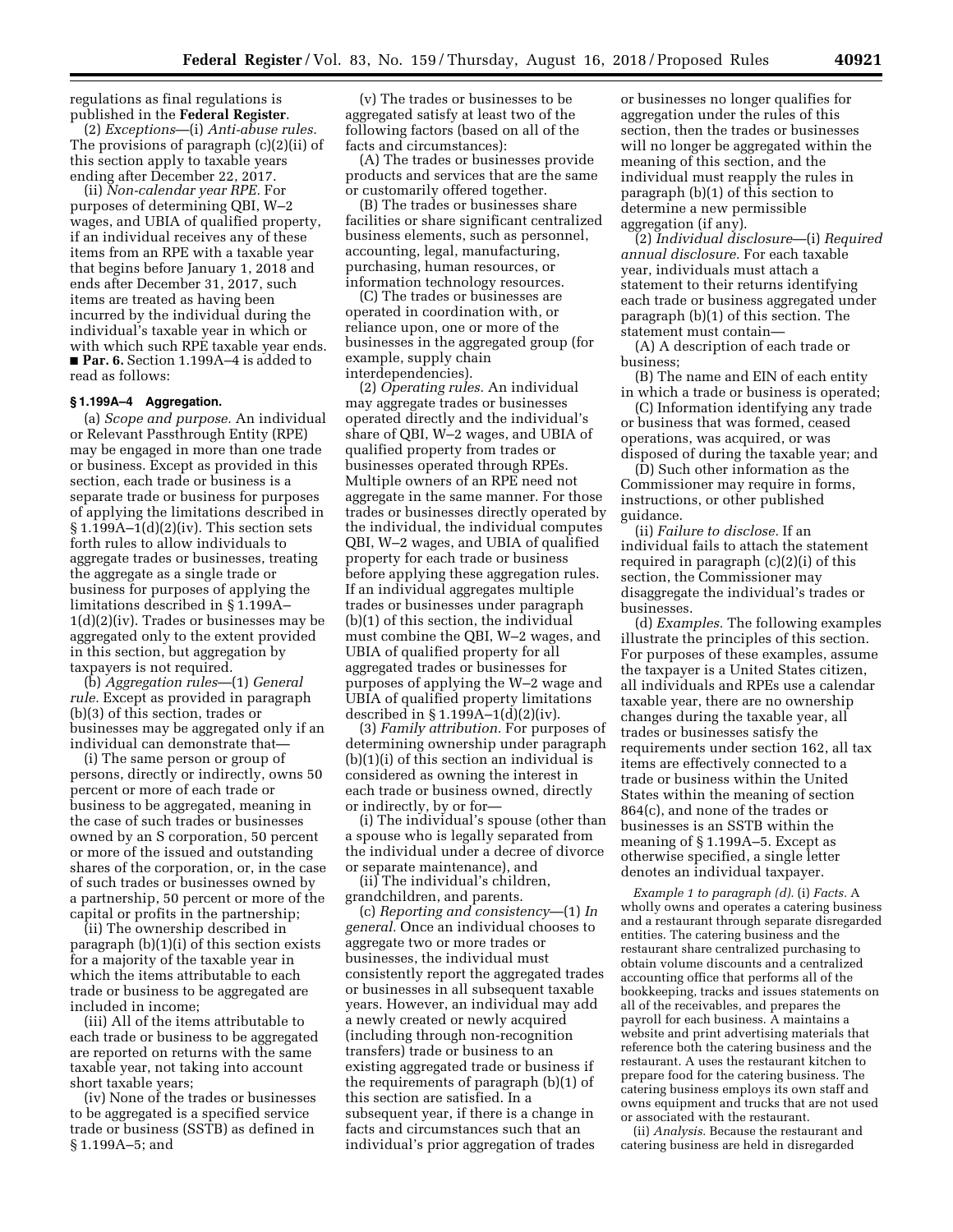regulations as final regulations is published in the **Federal Register**.

(2) *Exceptions*—(i) *Anti-abuse rules.* The provisions of paragraph (c)(2)(ii) of this section apply to taxable years ending after December 22, 2017.

(ii) *Non-calendar year RPE.* For purposes of determining QBI, W–2 wages, and UBIA of qualified property, if an individual receives any of these items from an RPE with a taxable year that begins before January 1, 2018 and ends after December 31, 2017, such items are treated as having been incurred by the individual during the individual's taxable year in which or with which such RPE taxable year ends.

■ **Par. 6.** Section 1.199A–4 is added to read as follows:

### § 1.199A–4 Aggregation.

(a) *Scope and purpose.* An individual or Relevant Passthrough Entity (RPE) may be engaged in more than one trade or business. Except as provided in this section, each trade or business is a separate trade or business for purposes of applying the limitations described in § 1.199A–1(d)(2)(iv). This section sets forth rules to allow individuals to aggregate trades or businesses, treating the aggregate as a single trade or business for purposes of applying the limitations described in § 1.199A–1(d)(2)(iv). Trades or businesses may be aggregated only to the extent provided in this section, but aggregation by taxpayers is not required.

(b) *Aggregation rules*—(1) *General rule.* Except as provided in paragraph (b)(3) of this section, trades or businesses may be aggregated only if an individual can demonstrate that—

(i) The same person or group of persons, directly or indirectly, owns 50 percent or more of each trade or business to be aggregated, meaning in the case of such trades or businesses owned by an S corporation, 50 percent or more of the issued and outstanding shares of the corporation, or, in the case of such trades or businesses owned by a partnership, 50 percent or more of the capital or profits in the partnership;

(ii) The ownership described in paragraph (b)(1)(i) of this section exists for a majority of the taxable year in which the items attributable to each trade or business to be aggregated are included in income;

(iii) All of the items attributable to each trade or business to be aggregated are reported on returns with the same taxable year, not taking into account short taxable years;

(iv) None of the trades or businesses to be aggregated is a specified service trade or business (SSTB) as defined in § 1.199A–5; and

(v) The trades or businesses to be aggregated satisfy at least two of the following factors (based on all of the facts and circumstances):

(A) The trades or businesses provide products and services that are the same or customarily offered together.

(B) The trades or businesses share facilities or share significant centralized business elements, such as personnel, accounting, legal, manufacturing, purchasing, human resources, or information technology resources.

(C) The trades or businesses are operated in coordination with, or reliance upon, one or more of the businesses in the aggregated group (for example, supply chain interdependencies).

(2) *Operating rules.* An individual may aggregate trades or businesses operated directly and the individual's share of QBI, W–2 wages, and UBIA of qualified property from trades or businesses operated through RPEs. Multiple owners of an RPE need not aggregate in the same manner. For those trades or businesses directly operated by the individual, the individual computes QBI, W–2 wages, and UBIA of qualified property for each trade or business before applying these aggregation rules. If an individual aggregates multiple trades or businesses under paragraph (b)(1) of this section, the individual must combine the QBI, W–2 wages, and UBIA of qualified property for all aggregated trades or businesses for purposes of applying the W–2 wage and UBIA of qualified property limitations described in § 1.199A–1(d)(2)(iv).

(3) *Family attribution.* For purposes of determining ownership under paragraph (b)(1)(i) of this section an individual is considered as owning the interest in each trade or business owned, directly or indirectly, by or for—

(i) The individual's spouse (other than a spouse who is legally separated from the individual under a decree of divorce or separate maintenance), and

(ii) The individual's children, grandchildren, and parents.

(c) *Reporting and consistency*—(1) *In general.* Once an individual chooses to aggregate two or more trades or businesses, the individual must consistently report the aggregated trades or businesses in all subsequent taxable years. However, an individual may add a newly created or newly acquired (including through non-recognition transfers) trade or business to an existing aggregated trade or business if the requirements of paragraph (b)(1) of this section are satisfied. In a subsequent year, if there is a change in facts and circumstances such that an individual's prior aggregation of trades or businesses no longer qualifies for aggregation under the rules of this section, then the trades or businesses will no longer be aggregated within the meaning of this section, and the individual must reapply the rules in paragraph (b)(1) of this section to determine a new permissible aggregation (if any).

(2) *Individual disclosure*—(i) *Required annual disclosure.* For each taxable year, individuals must attach a statement to their returns identifying each trade or business aggregated under paragraph (b)(1) of this section. The statement must contain—

(A) A description of each trade or business;

(B) The name and EIN of each entity in which a trade or business is operated;

(C) Information identifying any trade or business that was formed, ceased operations, was acquired, or was disposed of during the taxable year; and

(D) Such other information as the Commissioner may require in forms, instructions, or other published guidance.

(ii) *Failure to disclose.* If an individual fails to attach the statement required in paragraph (c)(2)(i) of this section, the Commissioner may disaggregate the individual's trades or businesses.

(d) *Examples.* The following examples illustrate the principles of this section. For purposes of these examples, assume the taxpayer is a United States citizen, all individuals and RPEs use a calendar taxable year, there are no ownership changes during the taxable year, all trades or businesses satisfy the requirements under section 162, all tax items are effectively connected to a trade or business within the United States within the meaning of section 864(c), and none of the trades or businesses is an SSTB within the meaning of § 1.199A–5. Except as otherwise specified, a single letter denotes an individual taxpayer.

*Example 1 to paragraph (d).* (i) *Facts.* A wholly owns and operates a catering business and a restaurant through separate disregarded entities. The catering business and the restaurant share centralized purchasing to obtain volume discounts and a centralized accounting office that performs all of the bookkeeping, tracks and issues statements on all of the receivables, and prepares the payroll for each business. A maintains a website and print advertising materials that reference both the catering business and the restaurant. A uses the restaurant kitchen to prepare food for the catering business. The catering business employs its own staff and owns equipment and trucks that are not used or associated with the restaurant.

(ii) *Analysis.* Because the restaurant and catering business are held in disregarded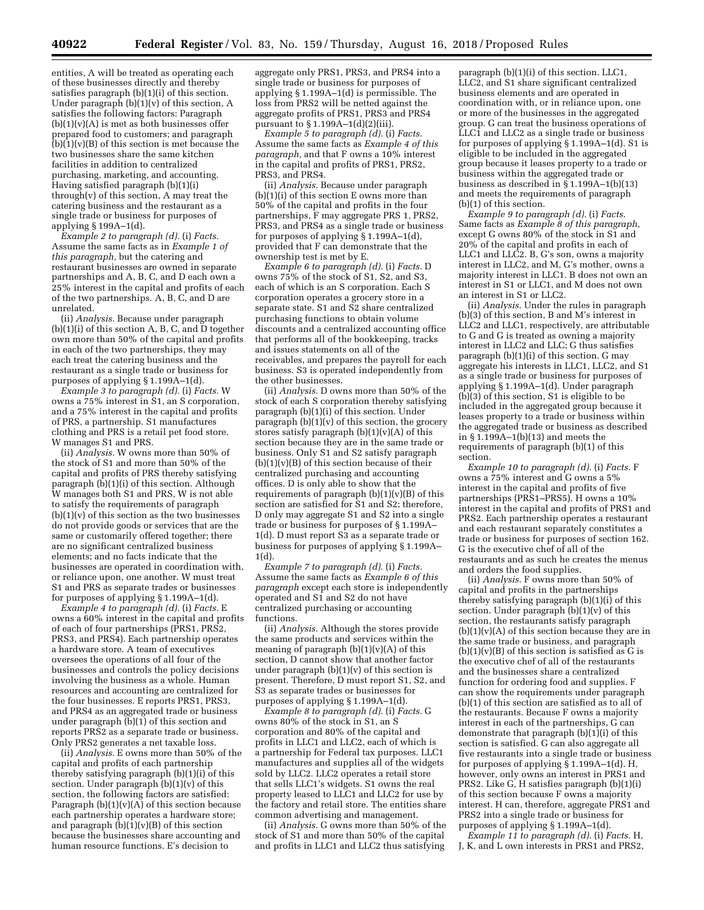entities, A will be treated as operating each of these businesses directly and thereby satisfies paragraph (b)(1)(i) of this section. Under paragraph (b)(1)(v) of this section, A satisfies the following factors: Paragraph (b)(1)(v)(A) is met as both businesses offer prepared food to customers; and paragraph (b)(1)(v)(B) of this section is met because the two businesses share the same kitchen facilities in addition to centralized purchasing, marketing, and accounting. Having satisfied paragraph (b)(1)(i) through(v) of this section, A may treat the catering business and the restaurant as a single trade or business for purposes of applying § 199A–1(d).

*Example 2 to paragraph (d).* (i) *Facts.* Assume the same facts as in *Example 1 of this paragraph,* but the catering and restaurant businesses are owned in separate partnerships and A, B, C, and D each own a 25% interest in the capital and profits of each of the two partnerships. A, B, C, and D are unrelated.

(ii) *Analysis.* Because under paragraph (b)(1)(i) of this section A, B, C, and D together own more than 50% of the capital and profits in each of the two partnerships, they may each treat the catering business and the restaurant as a single trade or business for purposes of applying § 1.199A–1(d).

*Example 3 to paragraph (d).* (i) *Facts.* W owns a 75% interest in S1, an S corporation, and a 75% interest in the capital and profits of PRS, a partnership. S1 manufactures clothing and PRS is a retail pet food store. W manages S1 and PRS.

(ii) *Analysis.* W owns more than 50% of the stock of S1 and more than 50% of the capital and profits of PRS thereby satisfying paragraph (b)(1)(i) of this section. Although W manages both S1 and PRS, W is not able to satisfy the requirements of paragraph (b)(1)(v) of this section as the two businesses do not provide goods or services that are the same or customarily offered together; there are no significant centralized business elements; and no facts indicate that the businesses are operated in coordination with, or reliance upon, one another. W must treat S1 and PRS as separate trades or businesses for purposes of applying § 1.199A–1(d).

*Example 4 to paragraph (d).* (i) *Facts.* E owns a 60% interest in the capital and profits of each of four partnerships (PRS1, PRS2, PRS3, and PRS4). Each partnership operates a hardware store. A team of executives oversees the operations of all four of the businesses and controls the policy decisions involving the business as a whole. Human resources and accounting are centralized for the four businesses. E reports PRS1, PRS3, and PRS4 as an aggregated trade or business under paragraph (b)(1) of this section and reports PRS2 as a separate trade or business. Only PRS2 generates a net taxable loss.

(ii) *Analysis.* E owns more than 50% of the capital and profits of each partnership thereby satisfying paragraph (b)(1)(i) of this section. Under paragraph (b)(1)(v) of this section, the following factors are satisfied: Paragraph (b)(1)(v)(A) of this section because each partnership operates a hardware store; and paragraph (b)(1)(v)(B) of this section because the businesses share accounting and human resource functions. E's decision to aggregate only PRS1, PRS3, and PRS4 into a single trade or business for purposes of applying § 1.199A–1(d) is permissible. The loss from PRS2 will be netted against the aggregate profits of PRS1, PRS3 and PRS4 pursuant to § 1.199A–1(d)(2)(iii).

*Example 5 to paragraph (d).* (i) *Facts.* Assume the same facts as *Example 4 of this paragraph,* and that F owns a 10% interest in the capital and profits of PRS1, PRS2, PRS3, and PRS4.

(ii) *Analysis.* Because under paragraph (b)(1)(i) of this section E owns more than 50% of the capital and profits in the four partnerships, F may aggregate PRS 1, PRS2, PRS3, and PRS4 as a single trade or business for purposes of applying § 1.199A–1(d), provided that F can demonstrate that the ownership test is met by E.

*Example 6 to paragraph (d).* (i) *Facts.* D owns 75% of the stock of S1, S2, and S3, each of which is an S corporation. Each S corporation operates a grocery store in a separate state. S1 and S2 share centralized purchasing functions to obtain volume discounts and a centralized accounting office that performs all of the bookkeeping, tracks and issues statements on all of the receivables, and prepares the payroll for each business. S3 is operated independently from the other businesses.

(ii) *Analysis.* D owns more than 50% of the stock of each S corporation thereby satisfying paragraph (b)(1)(i) of this section. Under paragraph (b)(1)(v) of this section, the grocery stores satisfy paragraph (b)(1)(v)(A) of this section because they are in the same trade or business. Only S1 and S2 satisfy paragraph (b)(1)(v)(B) of this section because of their centralized purchasing and accounting offices. D is only able to show that the requirements of paragraph (b)(1)(v)(B) of this section are satisfied for S1 and S2; therefore, D only may aggregate S1 and S2 into a single trade or business for purposes of § 1.199A–1(d). D must report S3 as a separate trade or business for purposes of applying § 1.199A–1(d).

*Example 7 to paragraph (d).* (i) *Facts.* Assume the same facts as *Example 6 of this paragraph* except each store is independently operated and S1 and S2 do not have centralized purchasing or accounting functions.

(ii) *Analysis.* Although the stores provide the same products and services within the meaning of paragraph (b)(1)(v)(A) of this section, D cannot show that another factor under paragraph (b)(1)(v) of this section is present. Therefore, D must report S1, S2, and S3 as separate trades or businesses for purposes of applying § 1.199A–1(d).

*Example 8 to paragraph (d).* (i) *Facts.* G owns 80% of the stock in S1, an S corporation and 80% of the capital and profits in LLC1 and LLC2, each of which is a partnership for Federal tax purposes. LLC1 manufactures and supplies all of the widgets sold by LLC2. LLC2 operates a retail store that sells LLC1's widgets. S1 owns the real property leased to LLC1 and LLC2 for use by the factory and retail store. The entities share common advertising and management.

(ii) *Analysis.* G owns more than 50% of the stock of S1 and more than 50% of the capital and profits in LLC1 and LLC2 thus satisfying paragraph (b)(1)(i) of this section. LLC1, LLC2, and S1 share significant centralized business elements and are operated in coordination with, or in reliance upon, one or more of the businesses in the aggregated group. G can treat the business operations of LLC1 and LLC2 as a single trade or business for purposes of applying § 1.199A–1(d). S1 is eligible to be included in the aggregated group because it leases property to a trade or business within the aggregated trade or business as described in § 1.199A–1(b)(13) and meets the requirements of paragraph (b)(1) of this section.

*Example 9 to paragraph (d).* (i) *Facts.* Same facts as *Example 8 of this paragraph,* except G owns 80% of the stock in S1 and 20% of the capital and profits in each of LLC1 and LLC2. B, G's son, owns a majority interest in LLC2, and M, G's mother, owns a majority interest in LLC1. B does not own an interest in S1 or LLC1, and M does not own an interest in S1 or LLC2.

(ii) *Analysis.* Under the rules in paragraph (b)(3) of this section, B and M's interest in LLC2 and LLC1, respectively, are attributable to G and G is treated as owning a majority interest in LLC2 and LLC; G thus satisfies paragraph (b)(1)(i) of this section. G may aggregate his interests in LLC1, LLC2, and S1 as a single trade or business for purposes of applying § 1.199A–1(d). Under paragraph (b)(3) of this section, S1 is eligible to be included in the aggregated group because it leases property to a trade or business within the aggregated trade or business as described in § 1.199A–1(b)(13) and meets the requirements of paragraph (b)(1) of this section.

*Example 10 to paragraph (d).* (i) *Facts.* F owns a 75% interest and G owns a 5% interest in the capital and profits of five partnerships (PRS1–PRS5). H owns a 10% interest in the capital and profits of PRS1 and PRS2. Each partnership operates a restaurant and each restaurant separately constitutes a trade or business for purposes of section 162. G is the executive chef of all of the restaurants and as such he creates the menus and orders the food supplies.

(ii) *Analysis.* F owns more than 50% of capital and profits in the partnerships thereby satisfying paragraph (b)(1)(i) of this section. Under paragraph (b)(1)(v) of this section, the restaurants satisfy paragraph (b)(1)(v)(A) of this section because they are in the same trade or business, and paragraph (b)(1)(v)(B) of this section is satisfied as G is the executive chef of all of the restaurants and the businesses share a centralized function for ordering food and supplies. F can show the requirements under paragraph (b)(1) of this section are satisfied as to all of the restaurants. Because F owns a majority interest in each of the partnerships, G can demonstrate that paragraph (b)(1)(i) of this section is satisfied. G can also aggregate all five restaurants into a single trade or business for purposes of applying § 1.199A–1(d). H, however, only owns an interest in PRS1 and PRS2. Like G, H satisfies paragraph (b)(1)(i) of this section because F owns a majority interest. H can, therefore, aggregate PRS1 and PRS2 into a single trade or business for purposes of applying § 1.199A–1(d).

*Example 11 to paragraph (d).* (i) *Facts.* H, J, K, and L own interests in PRS1 and PRS2,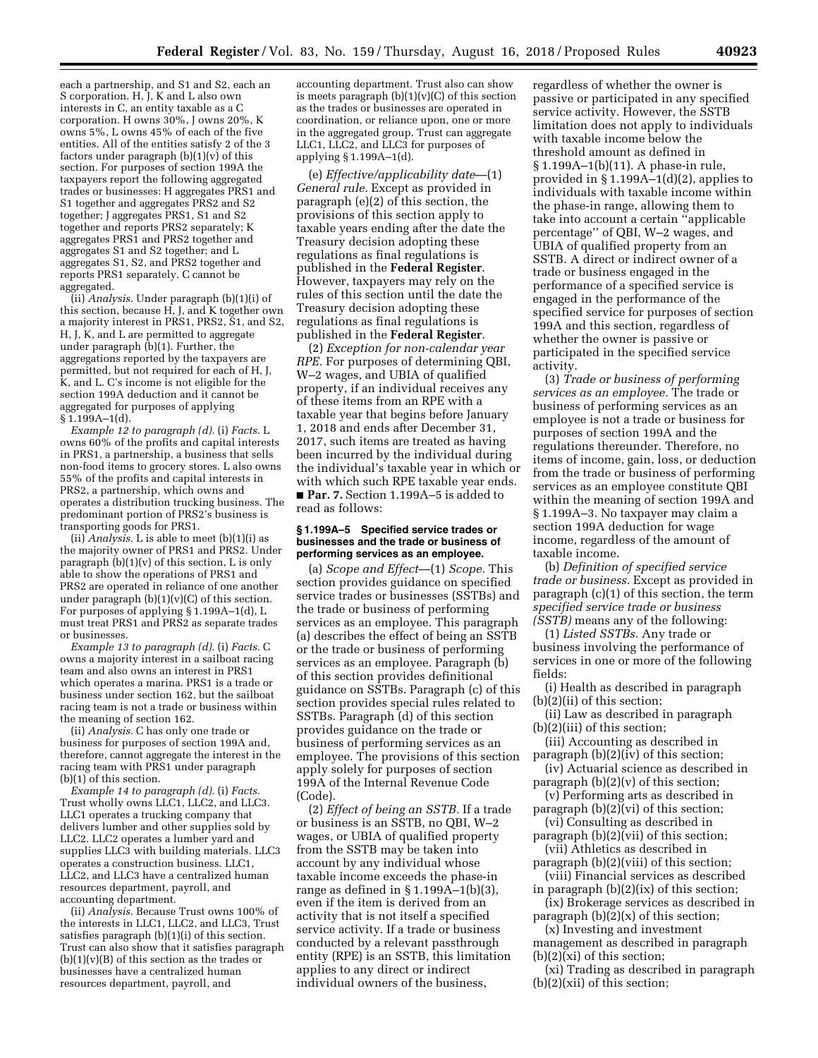each a partnership, and S1 and S2, each an S corporation. H, J, K and L also own interests in C, an entity taxable as a C corporation. H owns 30%, J owns 20%, K owns 5%, L owns 45% of each of the five entities. All of the entities satisfy 2 of the 3 factors under paragraph (b)(1)(v) of this section. For purposes of section 199A the taxpayers report the following aggregated trades or businesses: H aggregates PRS1 and S1 together and aggregates PRS2 and S2 together; J aggregates PRS1, S1 and S2 together and reports PRS2 separately; K aggregates PRS1 and PRS2 together and aggregates S1 and S2 together; and L aggregates S1, S2, and PRS2 together and reports PRS1 separately. C cannot be aggregated.

(ii) *Analysis.* Under paragraph (b)(1)(i) of this section, because H, J, and K together own a majority interest in PRS1, PRS2, S1, and S2, H, J, K, and L are permitted to aggregate under paragraph (b)(1). Further, the aggregations reported by the taxpayers are permitted, but not required for each of H, J, K, and L. C's income is not eligible for the section 199A deduction and it cannot be aggregated for purposes of applying § 1.199A–1(d).

*Example 12 to paragraph (d).* (i) *Facts.* L owns 60% of the profits and capital interests in PRS1, a partnership, a business that sells non-food items to grocery stores. L also owns 55% of the profits and capital interests in PRS2, a partnership, which owns and operates a distribution trucking business. The predominant portion of PRS2's business is transporting goods for PRS1.

(ii) *Analysis.* L is able to meet (b)(1)(i) as the majority owner of PRS1 and PRS2. Under paragraph (b)(1)(v) of this section, L is only able to show the operations of PRS1 and PRS2 are operated in reliance of one another under paragraph (b)(1)(v)(C) of this section. For purposes of applying § 1.199A–1(d), L must treat PRS1 and PRS2 as separate trades or businesses.

*Example 13 to paragraph (d).* (i) *Facts.* C owns a majority interest in a sailboat racing team and also owns an interest in PRS1 which operates a marina. PRS1 is a trade or business under section 162, but the sailboat racing team is not a trade or business within the meaning of section 162.

(ii) *Analysis.* C has only one trade or business for purposes of section 199A and, therefore, cannot aggregate the interest in the racing team with PRS1 under paragraph (b)(1) of this section.

*Example 14 to paragraph (d).* (i) *Facts.* Trust wholly owns LLC1, LLC2, and LLC3. LLC1 operates a trucking company that delivers lumber and other supplies sold by LLC2. LLC2 operates a lumber yard and supplies LLC3 with building materials. LLC3 operates a construction business. LLC1, LLC2, and LLC3 have a centralized human resources department, payroll, and accounting department.

(ii) *Analysis.* Because Trust owns 100% of the interests in LLC1, LLC2, and LLC3, Trust satisfies paragraph (b)(1)(i) of this section. Trust can also show that it satisfies paragraph (b)(1)(v)(B) of this section as the trades or businesses have a centralized human resources department, payroll, and accounting department. Trust also can show is meets paragraph (b)(1)(v)(C) of this section as the trades or businesses are operated in coordination, or reliance upon, one or more in the aggregated group. Trust can aggregate LLC1, LLC2, and LLC3 for purposes of applying § 1.199A–1(d).

(e) *Effective/applicability date*—(1) *General rule.* Except as provided in paragraph (e)(2) of this section, the provisions of this section apply to taxable years ending after the date the Treasury decision adopting these regulations as final regulations is published in the **Federal Register**. However, taxpayers may rely on the rules of this section until the date the Treasury decision adopting these regulations as final regulations is published in the **Federal Register**.

(2) *Exception for non-calendar year RPE.* For purposes of determining QBI, W–2 wages, and UBIA of qualified property, if an individual receives any of these items from an RPE with a taxable year that begins before January 1, 2018 and ends after December 31, 2017, such items are treated as having been incurred by the individual during the individual's taxable year in which or with which such RPE taxable year ends.

■ **Par. 7.** Section 1.199A–5 is added to read as follows:

#### § 1.199A–5 Specified service trades or businesses and the trade or business of performing services as an employee.

(a) *Scope and Effect*—(1) *Scope.* This section provides guidance on specified service trades or businesses (SSTBs) and the trade or business of performing services as an employee. This paragraph (a) describes the effect of being an SSTB or the trade or business of performing services as an employee. Paragraph (b) of this section provides definitional guidance on SSTBs. Paragraph (c) of this section provides special rules related to SSTBs. Paragraph (d) of this section provides guidance on the trade or business of performing services as an employee. The provisions of this section apply solely for purposes of section 199A of the Internal Revenue Code (Code).

(2) *Effect of being an SSTB.* If a trade or business is an SSTB, no QBI, W–2 wages, or UBIA of qualified property from the SSTB may be taken into account by any individual whose taxable income exceeds the phase-in range as defined in § 1.199A–1(b)(3), even if the item is derived from an activity that is not itself a specified service activity. If a trade or business conducted by a relevant passthrough entity (RPE) is an SSTB, this limitation applies to any direct or indirect individual owners of the business, regardless of whether the owner is passive or participated in any specified service activity. However, the SSTB limitation does not apply to individuals with taxable income below the threshold amount as defined in § 1.199A–1(b)(11). A phase-in rule, provided in § 1.199A–1(d)(2), applies to individuals with taxable income within the phase-in range, allowing them to take into account a certain ''applicable percentage'' of QBI, W–2 wages, and UBIA of qualified property from an SSTB. A direct or indirect owner of a trade or business engaged in the performance of a specified service is engaged in the performance of the specified service for purposes of section 199A and this section, regardless of whether the owner is passive or participated in the specified service activity.

(3) *Trade or business of performing services as an employee.* The trade or business of performing services as an employee is not a trade or business for purposes of section 199A and the regulations thereunder. Therefore, no items of income, gain, loss, or deduction from the trade or business of performing services as an employee constitute QBI within the meaning of section 199A and § 1.199A–3. No taxpayer may claim a section 199A deduction for wage income, regardless of the amount of taxable income.

(b) *Definition of specified service trade or business.* Except as provided in paragraph (c)(1) of this section, the term *specified service trade or business (SSTB)* means any of the following:

(1) *Listed SSTBs.* Any trade or business involving the performance of services in one or more of the following fields:

(i) Health as described in paragraph (b)(2)(ii) of this section;

(ii) Law as described in paragraph (b)(2)(iii) of this section;

(iii) Accounting as described in paragraph (b)(2)(iv) of this section;

(iv) Actuarial science as described in paragraph (b)(2)(v) of this section;

(v) Performing arts as described in paragraph (b)(2)(vi) of this section;

(vi) Consulting as described in paragraph (b)(2)(vii) of this section;

(vii) Athletics as described in paragraph (b)(2)(viii) of this section;

(viii) Financial services as described in paragraph (b)(2)(ix) of this section;

(ix) Brokerage services as described in paragraph (b)(2)(x) of this section;

(x) Investing and investment management as described in paragraph (b)(2)(xi) of this section;

(xi) Trading as described in paragraph (b)(2)(xii) of this section;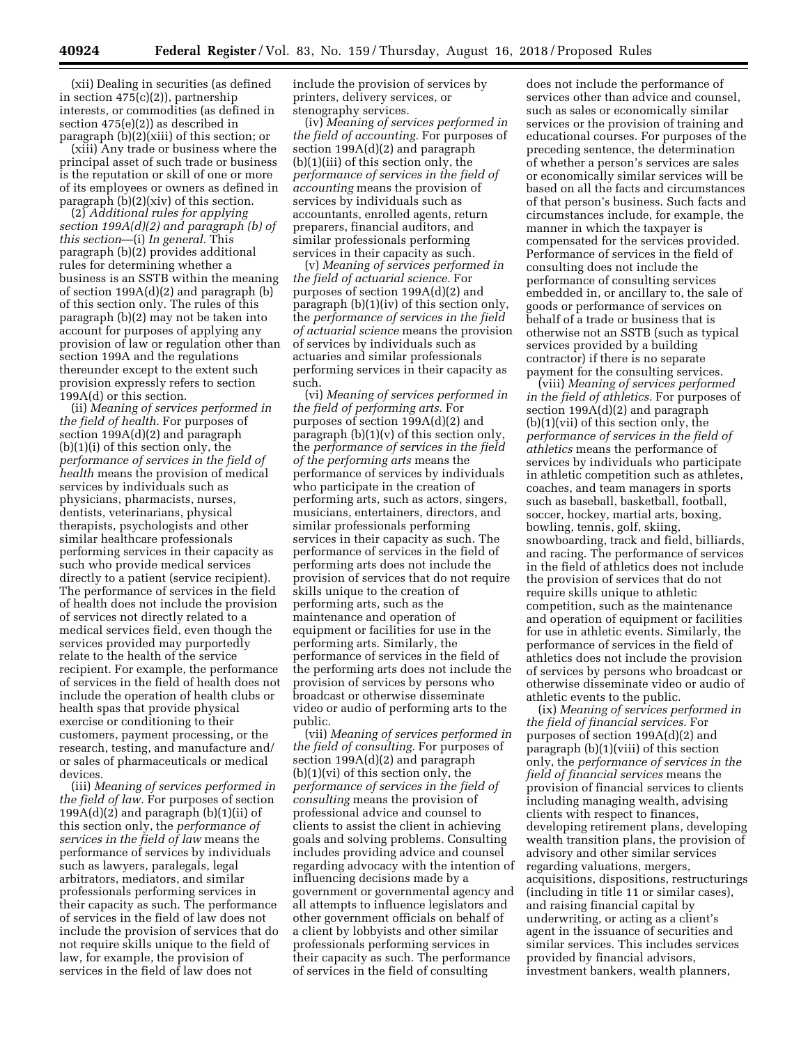(xii) Dealing in securities (as defined in section 475(c)(2)), partnership interests, or commodities (as defined in section 475(e)(2)) as described in paragraph (b)(2)(xiii) of this section; or

(xiii) Any trade or business where the principal asset of such trade or business is the reputation or skill of one or more of its employees or owners as defined in paragraph (b)(2)(xiv) of this section.

(2) *Additional rules for applying section 199A(d)(2) and paragraph (b) of this section*—(i) *In general.* This paragraph (b)(2) provides additional rules for determining whether a business is an SSTB within the meaning of section 199A(d)(2) and paragraph (b) of this section only. The rules of this paragraph (b)(2) may not be taken into account for purposes of applying any provision of law or regulation other than section 199A and the regulations thereunder except to the extent such provision expressly refers to section 199A(d) or this section.

(ii) *Meaning of services performed in the field of health.* For purposes of section 199A(d)(2) and paragraph (b)(1)(i) of this section only, the *performance of services in the field of health* means the provision of medical services by individuals such as physicians, pharmacists, nurses, dentists, veterinarians, physical therapists, psychologists and other similar healthcare professionals performing services in their capacity as such who provide medical services directly to a patient (service recipient). The performance of services in the field of health does not include the provision of services not directly related to a medical services field, even though the services provided may purportedly relate to the health of the service recipient. For example, the performance of services in the field of health does not include the operation of health clubs or health spas that provide physical exercise or conditioning to their customers, payment processing, or the research, testing, and manufacture and/or sales of pharmaceuticals or medical devices.

(iii) *Meaning of services performed in the field of law.* For purposes of section 199A(d)(2) and paragraph (b)(1)(ii) of this section only, the *performance of services in the field of law* means the performance of services by individuals such as lawyers, paralegals, legal arbitrators, mediators, and similar professionals performing services in their capacity as such. The performance of services in the field of law does not include the provision of services that do not require skills unique to the field of law, for example, the provision of services in the field of law does not include the provision of services by printers, delivery services, or stenography services.

(iv) *Meaning of services performed in the field of accounting.* For purposes of section 199A(d)(2) and paragraph (b)(1)(iii) of this section only, the *performance of services in the field of accounting* means the provision of services by individuals such as accountants, enrolled agents, return preparers, financial auditors, and similar professionals performing services in their capacity as such.

(v) *Meaning of services performed in the field of actuarial science.* For purposes of section 199A(d)(2) and paragraph (b)(1)(iv) of this section only, the *performance of services in the field of actuarial science* means the provision of services by individuals such as actuaries and similar professionals performing services in their capacity as such.

(vi) *Meaning of services performed in the field of performing arts.* For purposes of section 199A(d)(2) and paragraph (b)(1)(v) of this section only, the *performance of services in the field of the performing arts* means the performance of services by individuals who participate in the creation of performing arts, such as actors, singers, musicians, entertainers, directors, and similar professionals performing services in their capacity as such. The performance of services in the field of performing arts does not include the provision of services that do not require skills unique to the creation of performing arts, such as the maintenance and operation of equipment or facilities for use in the performing arts. Similarly, the performance of services in the field of the performing arts does not include the provision of services by persons who broadcast or otherwise disseminate video or audio of performing arts to the public.

(vii) *Meaning of services performed in the field of consulting.* For purposes of section 199A(d)(2) and paragraph (b)(1)(vi) of this section only, the *performance of services in the field of consulting* means the provision of professional advice and counsel to clients to assist the client in achieving goals and solving problems. Consulting includes providing advice and counsel regarding advocacy with the intention of influencing decisions made by a government or governmental agency and all attempts to influence legislators and other government officials on behalf of a client by lobbyists and other similar professionals performing services in their capacity as such. The performance of services in the field of consulting does not include the performance of services other than advice and counsel, such as sales or economically similar services or the provision of training and educational courses. For purposes of the preceding sentence, the determination of whether a person's services are sales or economically similar services will be based on all the facts and circumstances of that person's business. Such facts and circumstances include, for example, the manner in which the taxpayer is compensated for the services provided. Performance of services in the field of consulting does not include the performance of consulting services embedded in, or ancillary to, the sale of goods or performance of services on behalf of a trade or business that is otherwise not an SSTB (such as typical services provided by a building contractor) if there is no separate payment for the consulting services.

(viii) *Meaning of services performed in the field of athletics.* For purposes of section 199A(d)(2) and paragraph (b)(1)(vii) of this section only, the *performance of services in the field of athletics* means the performance of services by individuals who participate in athletic competition such as athletes, coaches, and team managers in sports such as baseball, basketball, football, soccer, hockey, martial arts, boxing, bowling, tennis, golf, skiing, snowboarding, track and field, billiards, and racing. The performance of services in the field of athletics does not include the provision of services that do not require skills unique to athletic competition, such as the maintenance and operation of equipment or facilities for use in athletic events. Similarly, the performance of services in the field of athletics does not include the provision of services by persons who broadcast or otherwise disseminate video or audio of athletic events to the public.

(ix) *Meaning of services performed in the field of financial services.* For purposes of section 199A(d)(2) and paragraph (b)(1)(viii) of this section only, the *performance of services in the field of financial services* means the provision of financial services to clients including managing wealth, advising clients with respect to finances, developing retirement plans, developing wealth transition plans, the provision of advisory and other similar services regarding valuations, mergers, acquisitions, dispositions, restructurings (including in title 11 or similar cases), and raising financial capital by underwriting, or acting as a client's agent in the issuance of securities and similar services. This includes services provided by financial advisors, investment bankers, wealth planners,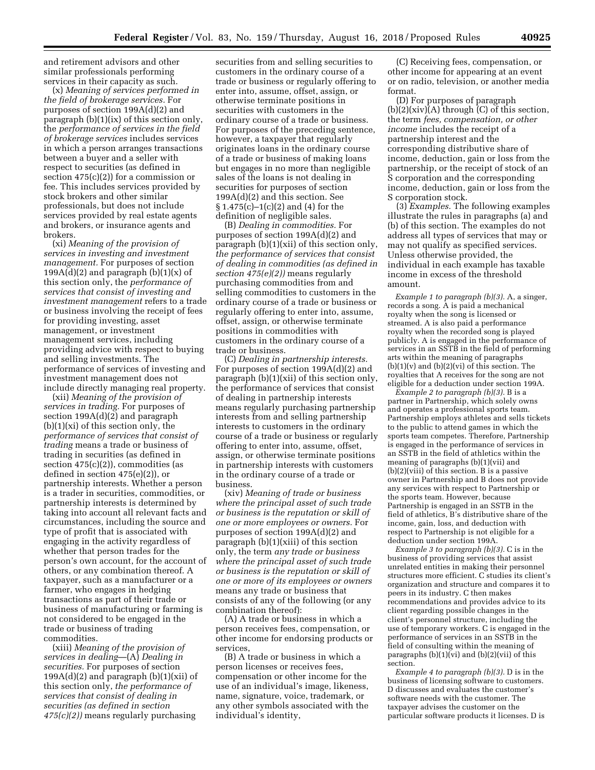and retirement advisors and other similar professionals performing services in their capacity as such.

(x) *Meaning of services performed in the field of brokerage services.* For purposes of section 199A(d)(2) and paragraph (b)(1)(ix) of this section only, the *performance of services in the field of brokerage services* includes services in which a person arranges transactions between a buyer and a seller with respect to securities (as defined in section 475(c)(2)) for a commission or fee. This includes services provided by stock brokers and other similar professionals, but does not include services provided by real estate agents and brokers, or insurance agents and brokers.

(xi) *Meaning of the provision of services in investing and investment management.* For purposes of section 199A(d)(2) and paragraph (b)(1)(x) of this section only, the *performance of services that consist of investing and investment management* refers to a trade or business involving the receipt of fees for providing investing, asset management, or investment management services, including providing advice with respect to buying and selling investments. The performance of services of investing and investment management does not include directly managing real property.

(xii) *Meaning of the provision of services in trading.* For purposes of section 199A(d)(2) and paragraph (b)(1)(xi) of this section only, the *performance of services that consist of trading* means a trade or business of trading in securities (as defined in section 475(c)(2)), commodities (as defined in section 475(e)(2)), or partnership interests. Whether a person is a trader in securities, commodities, or partnership interests is determined by taking into account all relevant facts and circumstances, including the source and type of profit that is associated with engaging in the activity regardless of whether that person trades for the person's own account, for the account of others, or any combination thereof. A taxpayer, such as a manufacturer or a farmer, who engages in hedging transactions as part of their trade or business of manufacturing or farming is not considered to be engaged in the trade or business of trading commodities.

(xiii) *Meaning of the provision of services in dealing*—(A) *Dealing in securities.* For purposes of section 199A(d)(2) and paragraph (b)(1)(xii) of this section only, *the performance of services that consist of dealing in securities (as defined in section 475(c)(2))* means regularly purchasing securities from and selling securities to customers in the ordinary course of a trade or business or regularly offering to enter into, assume, offset, assign, or otherwise terminate positions in securities with customers in the ordinary course of a trade or business. For purposes of the preceding sentence, however, a taxpayer that regularly originates loans in the ordinary course of a trade or business of making loans but engages in no more than negligible sales of the loans is not dealing in securities for purposes of section 199A(d)(2) and this section. See § 1.475(c)–1(c)(2) and (4) for the definition of negligible sales.

(B) *Dealing in commodities.* For purposes of section 199A(d)(2) and paragraph (b)(1)(xii) of this section only, *the performance of services that consist of dealing in commodities (as defined in section 475(e)(2))* means regularly purchasing commodities from and selling commodities to customers in the ordinary course of a trade or business or regularly offering to enter into, assume, offset, assign, or otherwise terminate positions in commodities with customers in the ordinary course of a trade or business.

(C) *Dealing in partnership interests.* For purposes of section 199A(d)(2) and paragraph (b)(1)(xii) of this section only, the performance of services that consist of dealing in partnership interests means regularly purchasing partnership interests from and selling partnership interests to customers in the ordinary course of a trade or business or regularly offering to enter into, assume, offset, assign, or otherwise terminate positions in partnership interests with customers in the ordinary course of a trade or business.

(xiv) *Meaning of trade or business where the principal asset of such trade or business is the reputation or skill of one or more employees or owners.* For purposes of section 199A(d)(2) and paragraph (b)(1)(xiii) of this section only, the term *any trade or business where the principal asset of such trade or business is the reputation or skill of one or more of its employees or owners* means any trade or business that consists of any of the following (or any combination thereof):

(A) A trade or business in which a person receives fees, compensation, or other income for endorsing products or services,

(B) A trade or business in which a person licenses or receives fees, compensation or other income for the use of an individual's image, likeness, name, signature, voice, trademark, or any other symbols associated with the individual's identity,

(C) Receiving fees, compensation, or other income for appearing at an event or on radio, television, or another media format.

(D) For purposes of paragraph (b)(2)(xiv)(A) through (C) of this section, the term *fees, compensation, or other income* includes the receipt of a partnership interest and the corresponding distributive share of income, deduction, gain or loss from the partnership, or the receipt of stock of an S corporation and the corresponding income, deduction, gain or loss from the S corporation stock.

(3) *Examples.* The following examples illustrate the rules in paragraphs (a) and (b) of this section. The examples do not address all types of services that may or may not qualify as specified services. Unless otherwise provided, the individual in each example has taxable income in excess of the threshold amount.

*Example 1 to paragraph (b)(3).* A, a singer, records a song. A is paid a mechanical royalty when the song is licensed or streamed. A is also paid a performance royalty when the recorded song is played publicly. A is engaged in the performance of services in an SSTB in the field of performing arts within the meaning of paragraphs (b)(1)(v) and (b)(2)(vi) of this section. The royalties that A receives for the song are not eligible for a deduction under section 199A.

*Example 2 to paragraph (b)(3).* B is a partner in Partnership, which solely owns and operates a professional sports team. Partnership employs athletes and sells tickets to the public to attend games in which the sports team competes. Therefore, Partnership is engaged in the performance of services in an SSTB in the field of athletics within the meaning of paragraphs (b)(1)(vii) and (b)(2)(viii) of this section. B is a passive owner in Partnership and B does not provide any services with respect to Partnership or the sports team. However, because Partnership is engaged in an SSTB in the field of athletics, B's distributive share of the income, gain, loss, and deduction with respect to Partnership is not eligible for a deduction under section 199A.

*Example 3 to paragraph (b)(3).* C is in the business of providing services that assist unrelated entities in making their personnel structures more efficient. C studies its client's organization and structure and compares it to peers in its industry. C then makes recommendations and provides advice to its client regarding possible changes in the client's personnel structure, including the use of temporary workers. C is engaged in the performance of services in an SSTB in the field of consulting within the meaning of paragraphs (b)(1)(vi) and (b)(2)(vii) of this section.

*Example 4 to paragraph (b)(3).* D is in the business of licensing software to customers. D discusses and evaluates the customer's software needs with the customer. The taxpayer advises the customer on the particular software products it licenses. D is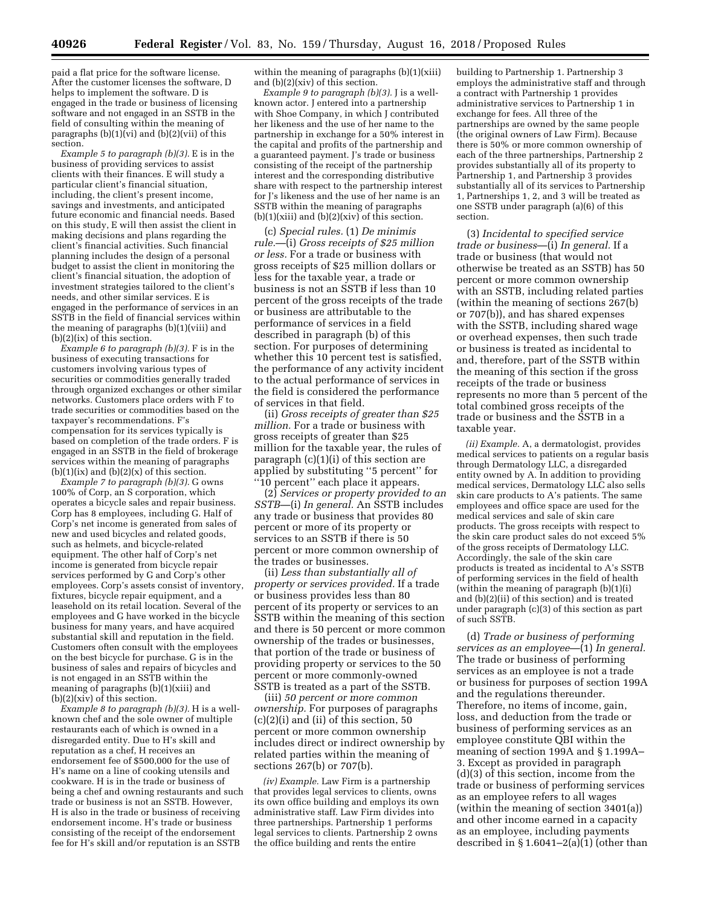paid a flat price for the software license. After the customer licenses the software, D helps to implement the software. D is engaged in the trade or business of licensing software and not engaged in an SSTB in the field of consulting within the meaning of paragraphs (b)(1)(vi) and (b)(2)(vii) of this section.

*Example 5 to paragraph (b)(3).* E is in the business of providing services to assist clients with their finances. E will study a particular client's financial situation, including, the client's present income, savings and investments, and anticipated future economic and financial needs. Based on this study, E will then assist the client in making decisions and plans regarding the client's financial activities. Such financial planning includes the design of a personal budget to assist the client in monitoring the client's financial situation, the adoption of investment strategies tailored to the client's needs, and other similar services. E is engaged in the performance of services in an SSTB in the field of financial services within the meaning of paragraphs (b)(1)(viii) and (b)(2)(ix) of this section.

*Example 6 to paragraph (b)(3).* F is in the business of executing transactions for customers involving various types of securities or commodities generally traded through organized exchanges or other similar networks. Customers place orders with F to trade securities or commodities based on the taxpayer's recommendations. F's compensation for its services typically is based on completion of the trade orders. F is engaged in an SSTB in the field of brokerage services within the meaning of paragraphs (b)(1)(ix) and (b)(2)(x) of this section.

*Example 7 to paragraph (b)(3).* G owns 100% of Corp, an S corporation, which operates a bicycle sales and repair business. Corp has 8 employees, including G. Half of Corp's net income is generated from sales of new and used bicycles and related goods, such as helmets, and bicycle-related equipment. The other half of Corp's net income is generated from bicycle repair services performed by G and Corp's other employees. Corp's assets consist of inventory, fixtures, bicycle repair equipment, and a leasehold on its retail location. Several of the employees and G have worked in the bicycle business for many years, and have acquired substantial skill and reputation in the field. Customers often consult with the employees on the best bicycle for purchase. G is in the business of sales and repairs of bicycles and is not engaged in an SSTB within the meaning of paragraphs (b)(1)(xiii) and (b)(2)(xiv) of this section.

*Example 8 to paragraph (b)(3).* H is a well-known chef and the sole owner of multiple restaurants each of which is owned in a disregarded entity. Due to H's skill and reputation as a chef, H receives an endorsement fee of $500,000 for the use of H's name on a line of cooking utensils and cookware. H is in the trade or business of being a chef and owning restaurants and such trade or business is not an SSTB. However, H is also in the trade or business of receiving endorsement income. H's trade or business consisting of the receipt of the endorsement fee for H's skill and/or reputation is an SSTB within the meaning of paragraphs (b)(1)(xiii) and (b)(2)(xiv) of this section.

*Example 9 to paragraph (b)(3).* J is a well-known actor. J entered into a partnership with Shoe Company, in which J contributed her likeness and the use of her name to the partnership in exchange for a 50% interest in the capital and profits of the partnership and a guaranteed payment. J's trade or business consisting of the receipt of the partnership interest and the corresponding distributive share with respect to the partnership interest for J's likeness and the use of her name is an SSTB within the meaning of paragraphs (b)(1)(xiii) and (b)(2)(xiv) of this section.

(c) *Special rules.* (1) *De minimis rule.*—(i) *Gross receipts of $25 million or less.* For a trade or business with gross receipts of $25 million dollars or less for the taxable year, a trade or business is not an SSTB if less than 10 percent of the gross receipts of the trade or business are attributable to the performance of services in a field described in paragraph (b) of this section. For purposes of determining whether this 10 percent test is satisfied, the performance of any activity incident to the actual performance of services in the field is considered the performance of services in that field.

(ii) *Gross receipts of greater than $25 million.* For a trade or business with gross receipts of greater than $25 million for the taxable year, the rules of paragraph (c)(1)(i) of this section are applied by substituting "5 percent" for "10 percent" each place it appears.

(2) *Services or property provided to an SSTB*—(i) *In general.* An SSTB includes any trade or business that provides 80 percent or more of its property or services to an SSTB if there is 50 percent or more common ownership of the trades or businesses.

(ii) *Less than substantially all of property or services provided.* If a trade or business provides less than 80 percent of its property or services to an SSTB within the meaning of this section and there is 50 percent or more common ownership of the trades or businesses, that portion of the trade or business of providing property or services to the 50 percent or more commonly-owned SSTB is treated as a part of the SSTB.

(iii) *50 percent or more common ownership.* For purposes of paragraphs (c)(2)(i) and (ii) of this section, 50 percent or more common ownership includes direct or indirect ownership by related parties within the meaning of sections 267(b) or 707(b).

*(iv) Example.* Law Firm is a partnership that provides legal services to clients, owns its own office building and employs its own administrative staff. Law Firm divides into three partnerships. Partnership 1 performs legal services to clients. Partnership 2 owns the office building and rents the entire building to Partnership 1. Partnership 3 employs the administrative staff and through a contract with Partnership 1 provides administrative services to Partnership 1 in exchange for fees. All three of the partnerships are owned by the same people (the original owners of Law Firm). Because there is 50% or more common ownership of each of the three partnerships, Partnership 2 provides substantially all of its property to Partnership 1, and Partnership 3 provides substantially all of its services to Partnership 1, Partnerships 1, 2, and 3 will be treated as one SSTB under paragraph (a)(6) of this section.

(3) *Incidental to specified service trade or business*—(i) *In general.* If a trade or business (that would not otherwise be treated as an SSTB) has 50 percent or more common ownership with an SSTB, including related parties (within the meaning of sections 267(b) or 707(b)), and has shared expenses with the SSTB, including shared wage or overhead expenses, then such trade or business is treated as incidental to and, therefore, part of the SSTB within the meaning of this section if the gross receipts of the trade or business represents no more than 5 percent of the total combined gross receipts of the trade or business and the SSTB in a taxable year.

*(ii) Example.* A, a dermatologist, provides medical services to patients on a regular basis through Dermatology LLC, a disregarded entity owned by A. In addition to providing medical services, Dermatology LLC also sells skin care products to A's patients. The same employees and office space are used for the medical services and sale of skin care products. The gross receipts with respect to the skin care product sales do not exceed 5% of the gross receipts of Dermatology LLC. Accordingly, the sale of the skin care products is treated as incidental to A's SSTB of performing services in the field of health (within the meaning of paragraph (b)(1)(i) and (b)(2)(ii) of this section) and is treated under paragraph (c)(3) of this section as part of such SSTB.

(d) *Trade or business of performing services as an employee*—(1) *In general.* The trade or business of performing services as an employee is not a trade or business for purposes of section 199A and the regulations thereunder. Therefore, no items of income, gain, loss, and deduction from the trade or business of performing services as an employee constitute QBI within the meaning of section 199A and § 1.199A–3. Except as provided in paragraph (d)(3) of this section, income from the trade or business of performing services as an employee refers to all wages (within the meaning of section 3401(a)) and other income earned in a capacity as an employee, including payments described in § 1.6041–2(a)(1) (other than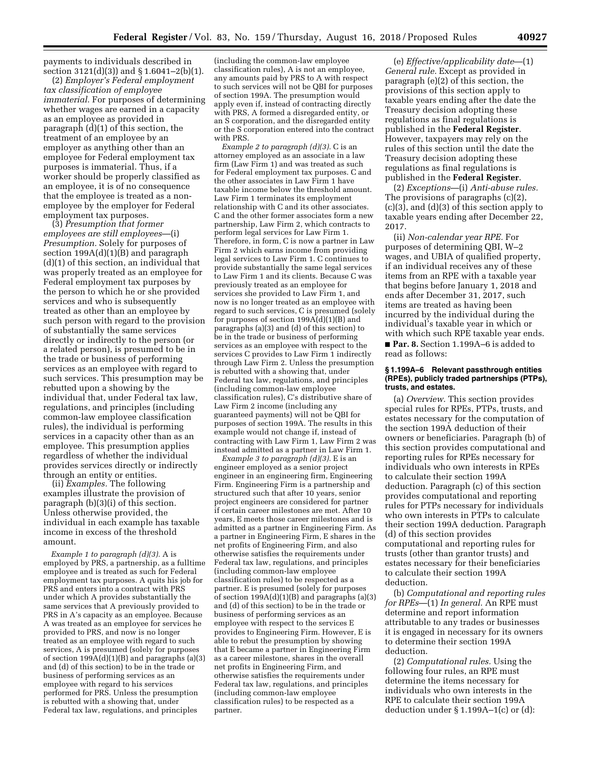payments to individuals described in section 3121(d)(3)) and § 1.6041–2(b)(1).

(2) *Employer's Federal employment tax classification of employee immaterial.* For purposes of determining whether wages are earned in a capacity as an employee as provided in paragraph (d)(1) of this section, the treatment of an employee by an employer as anything other than an employee for Federal employment tax purposes is immaterial. Thus, if a worker should be properly classified as an employee, it is of no consequence that the employee is treated as a non-employee by the employer for Federal employment tax purposes.

(3) *Presumption that former employees are still employees*—(i) *Presumption.* Solely for purposes of section 199A(d)(1)(B) and paragraph (d)(1) of this section, an individual that was properly treated as an employee for Federal employment tax purposes by the person to which he or she provided services and who is subsequently treated as other than an employee by such person with regard to the provision of substantially the same services directly or indirectly to the person (or a related person), is presumed to be in the trade or business of performing services as an employee with regard to such services. This presumption may be rebutted upon a showing by the individual that, under Federal tax law, regulations, and principles (including common-law employee classification rules), the individual is performing services in a capacity other than as an employee. This presumption applies regardless of whether the individual provides services directly or indirectly through an entity or entities.

(ii) *Examples.* The following examples illustrate the provision of paragraph (b)(3)(i) of this section. Unless otherwise provided, the individual in each example has taxable income in excess of the threshold amount.

*Example 1 to paragraph (d)(3).* A is employed by PRS, a partnership, as a fulltime employee and is treated as such for Federal employment tax purposes. A quits his job for PRS and enters into a contract with PRS under which A provides substantially the same services that A previously provided to PRS in A's capacity as an employee. Because A was treated as an employee for services he provided to PRS, and now is no longer treated as an employee with regard to such services, A is presumed (solely for purposes of section 199A(d)(1)(B) and paragraphs (a)(3) and (d) of this section) to be in the trade or business of performing services as an employee with regard to his services performed for PRS. Unless the presumption is rebutted with a showing that, under Federal tax law, regulations, and principles (including the common-law employee classification rules), A is not an employee, any amounts paid by PRS to A with respect to such services will not be QBI for purposes of section 199A. The presumption would apply even if, instead of contracting directly with PRS, A formed a disregarded entity, or an S corporation, and the disregarded entity or the S corporation entered into the contract with PRS.

*Example 2 to paragraph (d)(3).* C is an attorney employed as an associate in a law firm (Law Firm 1) and was treated as such for Federal employment tax purposes. C and the other associates in Law Firm 1 have taxable income below the threshold amount. Law Firm 1 terminates its employment relationship with C and its other associates. C and the other former associates form a new partnership, Law Firm 2, which contracts to perform legal services for Law Firm 1. Therefore, in form, C is now a partner in Law Firm 2 which earns income from providing legal services to Law Firm 1. C continues to provide substantially the same legal services to Law Firm 1 and its clients. Because C was previously treated as an employee for services she provided to Law Firm 1, and now is no longer treated as an employee with regard to such services, C is presumed (solely for purposes of section 199A(d)(1)(B) and paragraphs (a)(3) and (d) of this section) to be in the trade or business of performing services as an employee with respect to the services C provides to Law Firm 1 indirectly through Law Firm 2. Unless the presumption is rebutted with a showing that, under Federal tax law, regulations, and principles (including common-law employee classification rules), C's distributive share of Law Firm 2 income (including any guaranteed payments) will not be QBI for purposes of section 199A. The results in this example would not change if, instead of contracting with Law Firm 1, Law Firm 2 was instead admitted as a partner in Law Firm 1.

*Example 3 to paragraph (d)(3).* E is an engineer employed as a senior project engineer in an engineering firm, Engineering Firm. Engineering Firm is a partnership and structured such that after 10 years, senior project engineers are considered for partner if certain career milestones are met. After 10 years, E meets those career milestones and is admitted as a partner in Engineering Firm. As a partner in Engineering Firm, E shares in the net profits of Engineering Firm, and also otherwise satisfies the requirements under Federal tax law, regulations, and principles (including common-law employee classification rules) to be respected as a partner. E is presumed (solely for purposes of section 199A(d)(1)(B) and paragraphs (a)(3) and (d) of this section) to be in the trade or business of performing services as an employee with respect to the services E provides to Engineering Firm. However, E is able to rebut the presumption by showing that E became a partner in Engineering Firm as a career milestone, shares in the overall net profits in Engineering Firm, and otherwise satisfies the requirements under Federal tax law, regulations, and principles (including common-law employee classification rules) to be respected as a partner.

(e) *Effective/applicability date*—(1) *General rule.* Except as provided in paragraph (e)(2) of this section, the provisions of this section apply to taxable years ending after the date the Treasury decision adopting these regulations as final regulations is published in the **Federal Register**. However, taxpayers may rely on the rules of this section until the date the Treasury decision adopting these regulations as final regulations is published in the **Federal Register**.

(2) *Exceptions*—(i) *Anti-abuse rules.* The provisions of paragraphs (c)(2), (c)(3), and (d)(3) of this section apply to taxable years ending after December 22, 2017.

(ii) *Non-calendar year RPE.* For purposes of determining QBI, W–2 wages, and UBIA of qualified property, if an individual receives any of these items from an RPE with a taxable year that begins before January 1, 2018 and ends after December 31, 2017, such items are treated as having been incurred by the individual during the individual's taxable year in which or with which such RPE taxable year ends.

■ **Par. 8.** Section 1.199A–6 is added to read as follows:

### § 1.199A–6 Relevant passthrough entities (RPEs), publicly traded partnerships (PTPs), trusts, and estates.

(a) *Overview.* This section provides special rules for RPEs, PTPs, trusts, and estates necessary for the computation of the section 199A deduction of their owners or beneficiaries. Paragraph (b) of this section provides computational and reporting rules for RPEs necessary for individuals who own interests in RPEs to calculate their section 199A deduction. Paragraph (c) of this section provides computational and reporting rules for PTPs necessary for individuals who own interests in PTPs to calculate their section 199A deduction. Paragraph (d) of this section provides computational and reporting rules for trusts (other than grantor trusts) and estates necessary for their beneficiaries to calculate their section 199A deduction.

(b) *Computational and reporting rules for RPEs*—(1) *In general.* An RPE must determine and report information attributable to any trades or businesses it is engaged in necessary for its owners to determine their section 199A deduction.

(2) *Computational rules.* Using the following four rules, an RPE must determine the items necessary for individuals who own interests in the RPE to calculate their section 199A deduction under § 1.199A–1(c) or (d):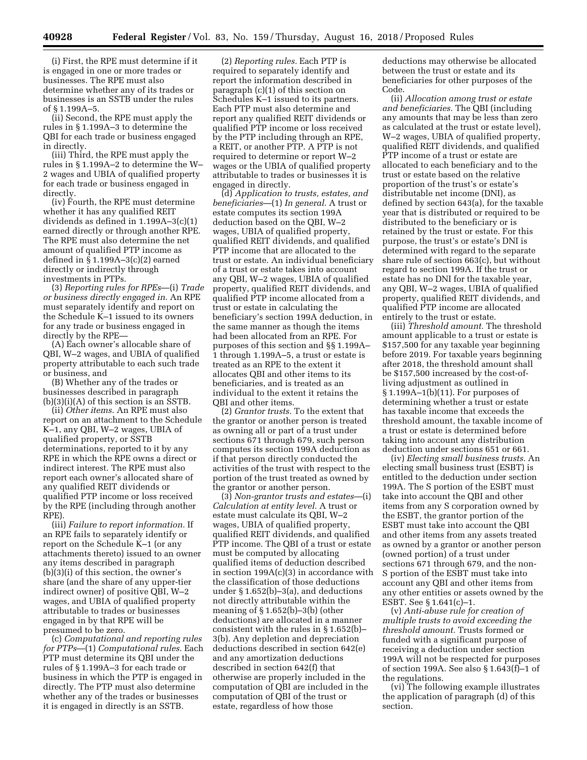(i) First, the RPE must determine if it is engaged in one or more trades or businesses. The RPE must also determine whether any of its trades or businesses is an SSTB under the rules of § 1.199A–5.

(ii) Second, the RPE must apply the rules in § 1.199A–3 to determine the QBI for each trade or business engaged in directly.

(iii) Third, the RPE must apply the rules in § 1.199A–2 to determine the W–2 wages and UBIA of qualified property for each trade or business engaged in directly.

(iv) Fourth, the RPE must determine whether it has any qualified REIT dividends as defined in 1.199A–3(c)(1) earned directly or through another RPE. The RPE must also determine the net amount of qualified PTP income as defined in § 1.199A–3(c)(2) earned directly or indirectly through investments in PTPs.

(3) *Reporting rules for RPEs*—(i) *Trade or business directly engaged in.* An RPE must separately identify and report on the Schedule K–1 issued to its owners for any trade or business engaged in directly by the RPE—

(A) Each owner's allocable share of QBI, W–2 wages, and UBIA of qualified property attributable to each such trade or business, and

(B) Whether any of the trades or businesses described in paragraph (b)(3)(i)(A) of this section is an SSTB.

(ii) *Other items.* An RPE must also report on an attachment to the Schedule K–1, any QBI, W–2 wages, UBIA of qualified property, or SSTB determinations, reported to it by any RPE in which the RPE owns a direct or indirect interest. The RPE must also report each owner's allocated share of any qualified REIT dividends or qualified PTP income or loss received by the RPE (including through another RPE).

(iii) *Failure to report information.* If an RPE fails to separately identify or report on the Schedule K–1 (or any attachments thereto) issued to an owner any items described in paragraph (b)(3)(i) of this section, the owner's share (and the share of any upper-tier indirect owner) of positive QBI, W–2 wages, and UBIA of qualified property attributable to trades or businesses engaged in by that RPE will be presumed to be zero.

(c) *Computational and reporting rules for PTPs*—(1) *Computational rules.* Each PTP must determine its QBI under the rules of § 1.199A–3 for each trade or business in which the PTP is engaged in directly. The PTP must also determine whether any of the trades or businesses it is engaged in directly is an SSTB.

(2) *Reporting rules.* Each PTP is required to separately identify and report the information described in paragraph (c)(1) of this section on Schedules K–1 issued to its partners. Each PTP must also determine and report any qualified REIT dividends or qualified PTP income or loss received by the PTP including through an RPE, a REIT, or another PTP. A PTP is not required to determine or report W–2 wages or the UBIA of qualified property attributable to trades or businesses it is engaged in directly.

(d) *Application to trusts, estates, and beneficiaries*—(1) *In general.* A trust or estate computes its section 199A deduction based on the QBI, W–2 wages, UBIA of qualified property, qualified REIT dividends, and qualified PTP income that are allocated to the trust or estate. An individual beneficiary of a trust or estate takes into account any QBI, W–2 wages, UBIA of qualified property, qualified REIT dividends, and qualified PTP income allocated from a trust or estate in calculating the beneficiary's section 199A deduction, in the same manner as though the items had been allocated from an RPE. For purposes of this section and §§ 1.199A–1 through 1.199A–5, a trust or estate is treated as an RPE to the extent it allocates QBI and other items to its beneficiaries, and is treated as an individual to the extent it retains the QBI and other items.

(2) *Grantor trusts.* To the extent that the grantor or another person is treated as owning all or part of a trust under sections 671 through 679, such person computes its section 199A deduction as if that person directly conducted the activities of the trust with respect to the portion of the trust treated as owned by the grantor or another person.

(3) *Non-grantor trusts and estates*—(i) *Calculation at entity level.* A trust or estate must calculate its QBI, W–2 wages, UBIA of qualified property, qualified REIT dividends, and qualified PTP income. The QBI of a trust or estate must be computed by allocating qualified items of deduction described in section 199A(c)(3) in accordance with the classification of those deductions under § 1.652(b)–3(a), and deductions not directly attributable within the meaning of § 1.652(b)–3(b) (other deductions) are allocated in a manner consistent with the rules in § 1.652(b)–3(b). Any depletion and depreciation deductions described in section 642(e) and any amortization deductions described in section 642(f) that otherwise are properly included in the computation of QBI are included in the computation of QBI of the trust or estate, regardless of how those deductions may otherwise be allocated between the trust or estate and its beneficiaries for other purposes of the Code.

(ii) *Allocation among trust or estate and beneficiaries.* The QBI (including any amounts that may be less than zero as calculated at the trust or estate level), W–2 wages, UBIA of qualified property, qualified REIT dividends, and qualified PTP income of a trust or estate are allocated to each beneficiary and to the trust or estate based on the relative proportion of the trust's or estate's distributable net income (DNI), as defined by section 643(a), for the taxable year that is distributed or required to be distributed to the beneficiary or is retained by the trust or estate. For this purpose, the trust's or estate's DNI is determined with regard to the separate share rule of section 663(c), but without regard to section 199A. If the trust or estate has no DNI for the taxable year, any QBI, W–2 wages, UBIA of qualified property, qualified REIT dividends, and qualified PTP income are allocated entirely to the trust or estate.

(iii) *Threshold amount.* The threshold amount applicable to a trust or estate is $157,500 for any taxable year beginning before 2019. For taxable years beginning after 2018, the threshold amount shall be $157,500 increased by the cost-of-living adjustment as outlined in § 1.199A–1(b)(11). For purposes of determining whether a trust or estate has taxable income that exceeds the threshold amount, the taxable income of a trust or estate is determined before taking into account any distribution deduction under sections 651 or 661.

(iv) *Electing small business trusts.* An electing small business trust (ESBT) is entitled to the deduction under section 199A. The S portion of the ESBT must take into account the QBI and other items from any S corporation owned by the ESBT, the grantor portion of the ESBT must take into account the QBI and other items from any assets treated as owned by a grantor or another person (owned portion) of a trust under sections 671 through 679, and the non-S portion of the ESBT must take into account any QBI and other items from any other entities or assets owned by the ESBT. See § 1.641(c)–1.

(v) *Anti-abuse rule for creation of multiple trusts to avoid exceeding the threshold amount.* Trusts formed or funded with a significant purpose of receiving a deduction under section 199A will not be respected for purposes of section 199A. See also § 1.643(f)–1 of the regulations.

(vi) The following example illustrates the application of paragraph (d) of this section.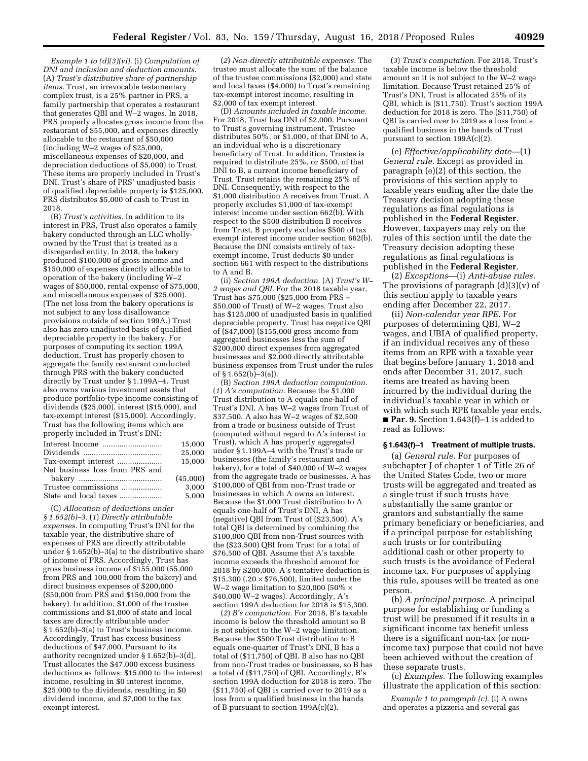*Example 1 to (d)(3)(vi).* (i) *Computation of DNI and inclusion and deduction amounts.* (A) *Trust's distributive share of partnership items.* Trust, an irrevocable testamentary complex trust, is a 25% partner in PRS, a family partnership that operates a restaurant that generates QBI and W–2 wages. In 2018, PRS properly allocates gross income from the restaurant of $55,000, and expenses directly allocable to the restaurant of $50,000 (including W–2 wages of $25,000, miscellaneous expenses of $20,000, and depreciation deductions of $5,000) to Trust. These items are properly included in Trust's DNI. Trust's share of PRS' unadjusted basis of qualified depreciable property is $125,000. PRS distributes $5,000 of cash to Trust in 2018.

(B) *Trust's activities.* In addition to its interest in PRS, Trust also operates a family bakery conducted through an LLC wholly-owned by the Trust that is treated as a disregarded entity. In 2018, the bakery produced $100,000 of gross income and $150,000 of expenses directly allocable to operation of the bakery (including W–2 wages of $50,000, rental expense of $75,000, and miscellaneous expenses of $25,000). (The net loss from the bakery operations is not subject to any loss disallowance provisions outside of section 199A.) Trust also has zero unadjusted basis of qualified depreciable property in the bakery. For purposes of computing its section 199A deduction, Trust has properly chosen to aggregate the family restaurant conducted through PRS with the bakery conducted directly by Trust under § 1.199A–4. Trust also owns various investment assets that produce portfolio-type income consisting of dividends ($25,000), interest ($15,000), and tax-exempt interest ($15,000). Accordingly, Trust has the following items which are properly included in Trust's DNI:

| | |
|---|---|
| Interest Income | 15,000 |
| Dividends | 25,000 |
| Tax-exempt interest | 15,000 |
| Net business loss from PRS and bakery | (45,000) |
| Trustee commissions | 3,000 |
| State and local taxes | 5,000 |

(C) *Allocation of deductions under § 1.652(b)–3.* (*1*) *Directly attributable expenses.* In computing Trust's DNI for the taxable year, the distributive share of expenses of PRS are directly attributable under § 1.652(b)–3(a) to the distributive share of income of PRS. Accordingly, Trust has gross business income of $155,000 (55,000 from PRS and 100,000 from the bakery) and direct business expenses of $200,000 ($50,000 from PRS and $150,000 from the bakery). In addition, $1,000 of the trustee commissions and $1,000 of state and local taxes are directly attributable under § 1.652(b)–3(a) to Trust's business income. Accordingly, Trust has excess business deductions of $47,000. Pursuant to its authority recognized under § 1.652(b)–3(d), Trust allocates the $47,000 excess business deductions as follows: $15,000 to the interest income, resulting in $0 interest income, $25,000 to the dividends, resulting in $0 dividend income, and $7,000 to the tax exempt interest.

(*2*) *Non-directly attributable expenses.* The trustee must allocate the sum of the balance of the trustee commissions ($2,000) and state and local taxes ($4,000) to Trust's remaining tax-exempt interest income, resulting in $2,000 of tax exempt interest.

(D) *Amounts included in taxable income.* For 2018, Trust has DNI of $2,000. Pursuant to Trust's governing instrument, Trustee distributes 50%, or $1,000, of that DNI to A, an individual who is a discretionary beneficiary of Trust. In addition, Trustee is required to distribute 25%, or $500, of that DNI to B, a current income beneficiary of Trust. Trust retains the remaining 25% of DNI. Consequently, with respect to the $1,000 distribution A receives from Trust, A properly excludes $1,000 of tax-exempt interest income under section 662(b). With respect to the $500 distribution B receives from Trust, B properly excludes $500 of tax exempt interest income under section 662(b). Because the DNI consists entirely of tax-exempt income, Trust deducts $0 under section 661 with respect to the distributions to A and B.

(ii) *Section 199A deduction.* (A) *Trust's W–2 wages and QBI.* For the 2018 taxable year, Trust has $75,000 ($25,000 from PRS + $50,000 of Trust) of W–2 wages. Trust also has $125,000 of unadjusted basis in qualified depreciable property. Trust has negative QBI of ($47,000) ($155,000 gross income from aggregated businesses less the sum of $200,000 direct expenses from aggregated businesses and $2,000 directly attributable business expenses from Trust under the rules of § 1.652(b)–3(a)).

(B) *Section 199A deduction computation.* (*1*) *A's computation.* Because the $1,000 Trust distribution to A equals one-half of Trust's DNI, A has W–2 wages from Trust of $37,500. A also has W–2 wages of $2,500 from a trade or business outside of Trust (computed without regard to A's interest in Trust), which A has properly aggregated under § 1.199A–4 with the Trust's trade or businesses (the family's restaurant and bakery), for a total of $40,000 of W–2 wages from the aggregate trade or businesses. A has $100,000 of QBI from non-Trust trade or businesses in which A owns an interest. Because the $1,000 Trust distribution to A equals one-half of Trust's DNI, A has (negative) QBI from Trust of ($23,500). A's total QBI is determined by combining the $100,000 QBI from non-Trust sources with the ($23,500) QBI from Trust for a total of $76,500 of QBI. Assume that A's taxable income exceeds the threshold amount for 2018 by $200,000. A's tentative deduction is $15,300 ($.20 \times$ $76,500), limited under the W–2 wage limitation to $20,000 (50% $\times$ $40,000 W–2 wages). Accordingly, A's section 199A deduction for 2018 is $15,300.

(*2*) *B's computation.* For 2018, B's taxable income is below the threshold amount so B is not subject to the W–2 wage limitation. Because the $500 Trust distribution to B equals one-quarter of Trust's DNI, B has a total of ($11,750) of QBI. B also has no QBI from non-Trust trades or businesses, so B has a total of ($11,750) of QBI. Accordingly, B's section 199A deduction for 2018 is zero. The ($11,750) of QBI is carried over to 2019 as a loss from a qualified business in the hands of B pursuant to section 199A(c)(2).

(*3*) *Trust's computation.* For 2018, Trust's taxable income is below the threshold amount so it is not subject to the W–2 wage limitation. Because Trust retained 25% of Trust's DNI, Trust is allocated 25% of its QBI, which is ($11,750). Trust's section 199A deduction for 2018 is zero. The ($11,750) of QBI is carried over to 2019 as a loss from a qualified business in the hands of Trust pursuant to section 199A(c)(2).

(e) *Effective/applicability date*—(1) *General rule.* Except as provided in paragraph (e)(2) of this section, the provisions of this section apply to taxable years ending after the date the Treasury decision adopting these regulations as final regulations is published in the **Federal Register**. However, taxpayers may rely on the rules of this section until the date the Treasury decision adopting these regulations as final regulations is published in the **Federal Register**.

(2) *Exceptions*—(i) *Anti-abuse rules.* The provisions of paragraph (d)(3)(v) of this section apply to taxable years ending after December 22, 2017.

(ii) *Non-calendar year RPE.* For purposes of determining QBI, W–2 wages, and UBIA of qualified property, if an individual receives any of these items from an RPE with a taxable year that begins before January 1, 2018 and ends after December 31, 2017, such items are treated as having been incurred by the individual during the individual's taxable year in which or with which such RPE taxable year ends.

■ **Par. 9.** Section 1.643(f)–1 is added to read as follows:

### § 1.643(f)–1 Treatment of multiple trusts.

(a) *General rule.* For purposes of subchapter J of chapter 1 of Title 26 of the United States Code, two or more trusts will be aggregated and treated as a single trust if such trusts have substantially the same grantor or grantors and substantially the same primary beneficiary or beneficiaries, and if a principal purpose for establishing such trusts or for contributing additional cash or other property to such trusts is the avoidance of Federal income tax. For purposes of applying this rule, spouses will be treated as one person.

(b) *A principal purpose.* A principal purpose for establishing or funding a trust will be presumed if it results in a significant income tax benefit unless there is a significant non-tax (or non-income tax) purpose that could not have been achieved without the creation of these separate trusts.

(c) *Examples.* The following examples illustrate the application of this section:

*Example 1 to paragraph (c).* (i) A owns and operates a pizzeria and several gas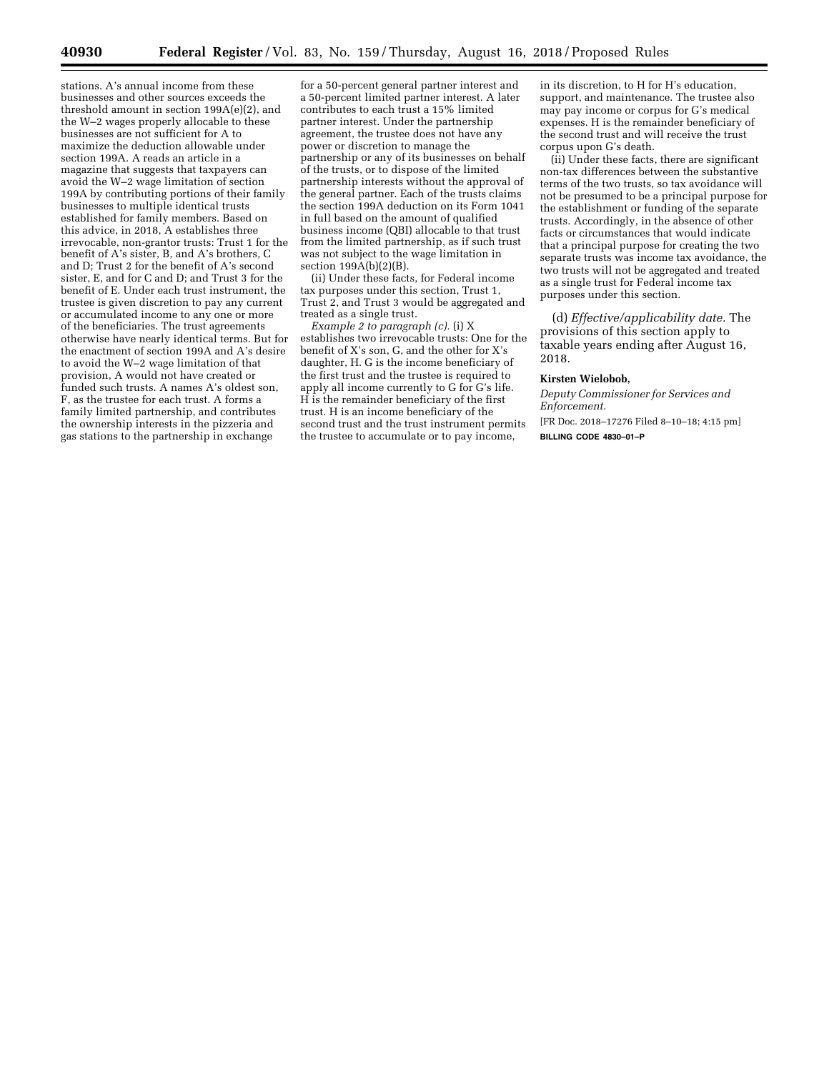stations. A's annual income from these businesses and other sources exceeds the threshold amount in section 199A(e)(2), and the W–2 wages properly allocable to these businesses are not sufficient for A to maximize the deduction allowable under section 199A. A reads an article in a magazine that suggests that taxpayers can avoid the W–2 wage limitation of section 199A by contributing portions of their family businesses to multiple identical trusts established for family members. Based on this advice, in 2018, A establishes three irrevocable, non-grantor trusts: Trust 1 for the benefit of A's sister, B, and A's brothers, C and D; Trust 2 for the benefit of A's second sister, E, and for C and D; and Trust 3 for the benefit of E. Under each trust instrument, the trustee is given discretion to pay any current or accumulated income to any one or more of the beneficiaries. The trust agreements otherwise have nearly identical terms. But for the enactment of section 199A and A's desire to avoid the W–2 wage limitation of that provision, A would not have created or funded such trusts. A names A's oldest son, F, as the trustee for each trust. A forms a family limited partnership, and contributes the ownership interests in the pizzeria and gas stations to the partnership in exchange for a 50-percent general partner interest and a 50-percent limited partner interest. A later contributes to each trust a 15% limited partner interest. Under the partnership agreement, the trustee does not have any power or discretion to manage the partnership or any of its businesses on behalf of the trusts, or to dispose of the limited partnership interests without the approval of the general partner. Each of the trusts claims the section 199A deduction on its Form 1041 in full based on the amount of qualified business income (QBI) allocable to that trust from the limited partnership, as if such trust was not subject to the wage limitation in section 199A(b)(2)(B).

(ii) Under these facts, for Federal income tax purposes under this section, Trust 1, Trust 2, and Trust 3 would be aggregated and treated as a single trust.

*Example 2 to paragraph (c).* (i) X establishes two irrevocable trusts: One for the benefit of X's son, G, and the other for X's daughter, H. G is the income beneficiary of the first trust and the trustee is required to apply all income currently to G for G's life. H is the remainder beneficiary of the first trust. H is an income beneficiary of the second trust and the trust instrument permits the trustee to accumulate or to pay income, in its discretion, to H for H's education, support, and maintenance. The trustee also may pay income or corpus for G's medical expenses. H is the remainder beneficiary of the second trust and will receive the trust corpus upon G's death.

(ii) Under these facts, there are significant non-tax differences between the substantive terms of the two trusts, so tax avoidance will not be presumed to be a principal purpose for the establishment or funding of the separate trusts. Accordingly, in the absence of other facts or circumstances that would indicate that a principal purpose for creating the two separate trusts was income tax avoidance, the two trusts will not be aggregated and treated as a single trust for Federal income tax purposes under this section.

(d) *Effective/applicability date.* The provisions of this section apply to taxable years ending after August 16, 2018.

**Kirsten Wielobob,**

*Deputy Commissioner for Services and Enforcement.*

[FR Doc. 2018–17276 Filed 8–10–18; 4:15 pm]

**BILLING CODE 4830–01–P**